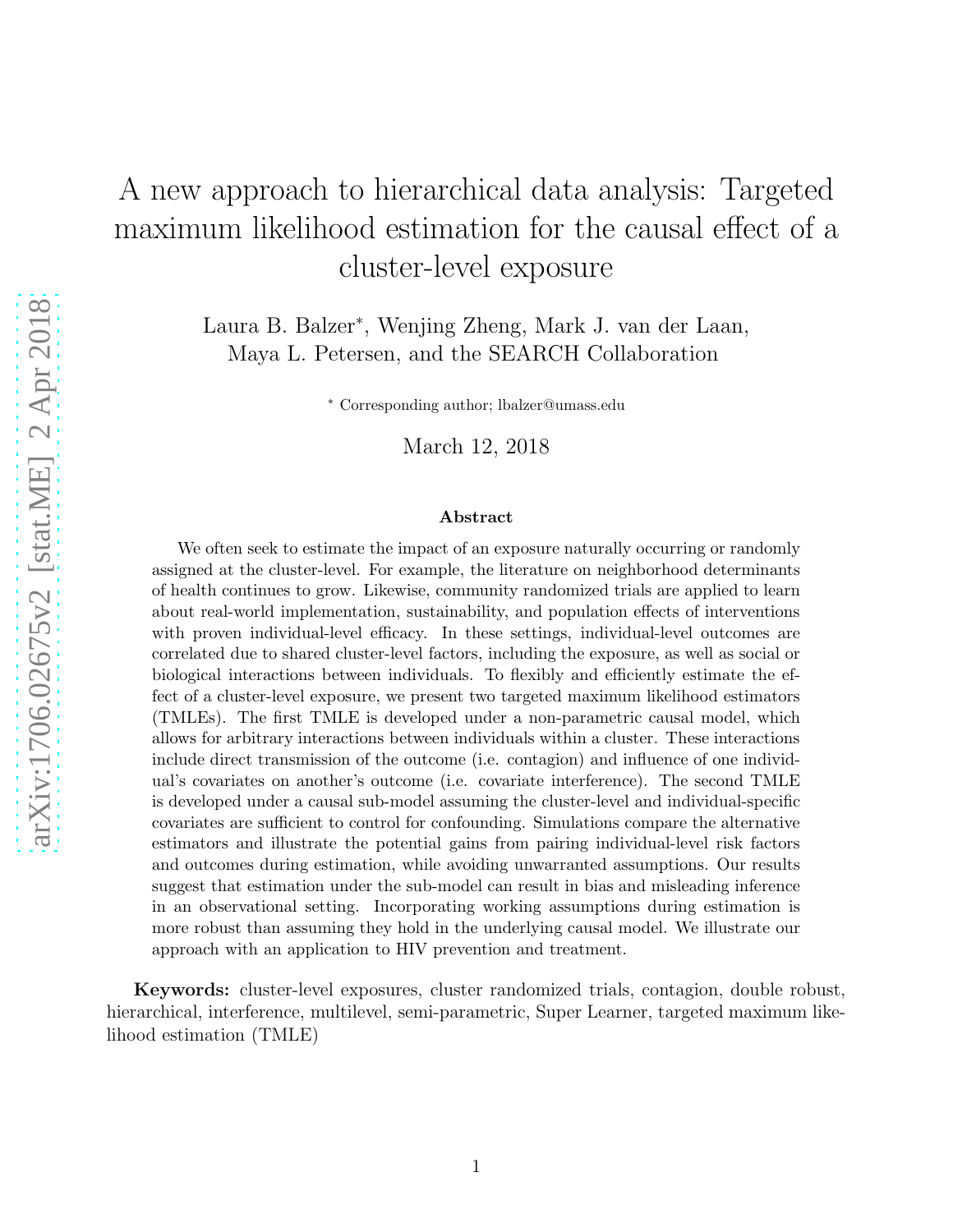# A new approach to hierarchical data analysis: Targeted maximum likelihood estimation for the causal effect of a cluster-level exposure

Laura B. Balzer*, Wenjing Zheng, Mark J. van der Laan, Maya L. Petersen, and the SEARCH Collaboration

* Corresponding author; lbalzer@umass.edu

March 12, 2018

## Abstract

We often seek to estimate the impact of an exposure naturally occurring or randomly assigned at the cluster-level. For example, the literature on neighborhood determinants of health continues to grow. Likewise, community randomized trials are applied to learn about real-world implementation, sustainability, and population effects of interventions with proven individual-level efficacy. In these settings, individual-level outcomes are correlated due to shared cluster-level factors, including the exposure, as well as social or biological interactions between individuals. To flexibly and efficiently estimate the effect of a cluster-level exposure, we present two targeted maximum likelihood estimators (TMLEs). The first TMLE is developed under a non-parametric causal model, which allows for arbitrary interactions between individuals within a cluster. These interactions include direct transmission of the outcome (i.e. contagion) and influence of one individual's covariates on another's outcome (i.e. covariate interference). The second TMLE is developed under a causal sub-model assuming the cluster-level and individual-specific covariates are sufficient to control for confounding. Simulations compare the alternative estimators and illustrate the potential gains from pairing individual-level risk factors and outcomes during estimation, while avoiding unwarranted assumptions. Our results suggest that estimation under the sub-model can result in bias and misleading inference in an observational setting. Incorporating working assumptions during estimation is more robust than assuming they hold in the underlying causal model. We illustrate our approach with an application to HIV prevention and treatment.

**Keywords:** cluster-level exposures, cluster randomized trials, contagion, double robust, hierarchical, interference, multilevel, semi-parametric, Super Learner, targeted maximum likelihood estimation (TMLE)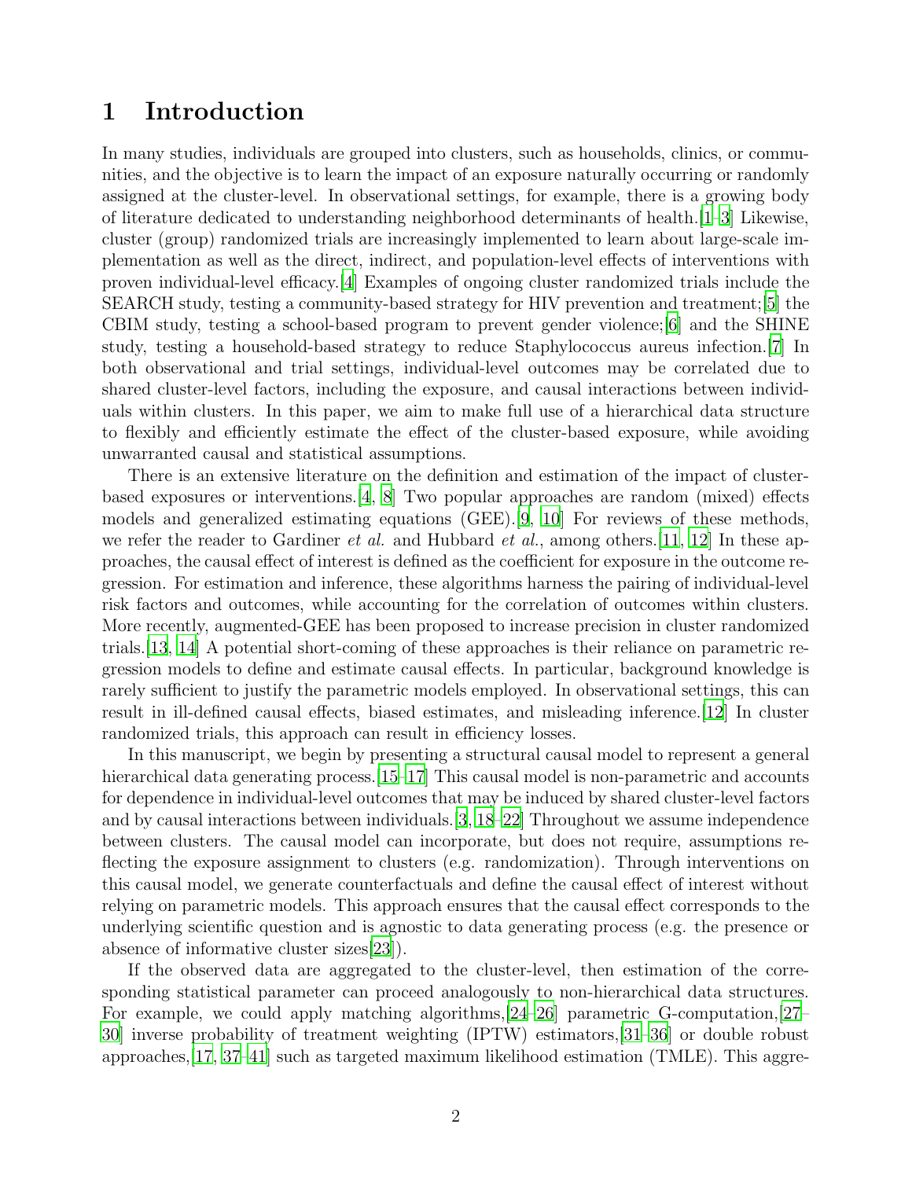# 1 Introduction

In many studies, individuals are grouped into clusters, such as households, clinics, or communities, and the objective is to learn the impact of an exposure naturally occurring or randomly assigned at the cluster-level. In observational settings, for example, there is a growing body of literature dedicated to understanding neighborhood determinants of health.[1–3] Likewise, cluster (group) randomized trials are increasingly implemented to learn about large-scale implementation as well as the direct, indirect, and population-level effects of interventions with proven individual-level efficacy.[4] Examples of ongoing cluster randomized trials include the SEARCH study, testing a community-based strategy for HIV prevention and treatment;[5] the CBIM study, testing a school-based program to prevent gender violence;[6] and the SHINE study, testing a household-based strategy to reduce Staphylococcus aureus infection.[7] In both observational and trial settings, individual-level outcomes may be correlated due to shared cluster-level factors, including the exposure, and causal interactions between individuals within clusters. In this paper, we aim to make full use of a hierarchical data structure to flexibly and efficiently estimate the effect of the cluster-based exposure, while avoiding unwarranted causal and statistical assumptions.

There is an extensive literature on the definition and estimation of the impact of cluster-based exposures or interventions.[4, 8] Two popular approaches are random (mixed) effects models and generalized estimating equations (GEE).[9, 10] For reviews of these methods, we refer the reader to Gardiner *et al.* and Hubbard *et al.*, among others.[11, 12] In these approaches, the causal effect of interest is defined as the coefficient for exposure in the outcome regression. For estimation and inference, these algorithms harness the pairing of individual-level risk factors and outcomes, while accounting for the correlation of outcomes within clusters. More recently, augmented-GEE has been proposed to increase precision in cluster randomized trials.[13, 14] A potential short-coming of these approaches is their reliance on parametric regression models to define and estimate causal effects. In particular, background knowledge is rarely sufficient to justify the parametric models employed. In observational settings, this can result in ill-defined causal effects, biased estimates, and misleading inference.[12] In cluster randomized trials, this approach can result in efficiency losses.

In this manuscript, we begin by presenting a structural causal model to represent a general hierarchical data generating process.[15–17] This causal model is non-parametric and accounts for dependence in individual-level outcomes that may be induced by shared cluster-level factors and by causal interactions between individuals.[3, 18–22] Throughout we assume independence between clusters. The causal model can incorporate, but does not require, assumptions reflecting the exposure assignment to clusters (e.g. randomization). Through interventions on this causal model, we generate counterfactuals and define the causal effect of interest without relying on parametric models. This approach ensures that the causal effect corresponds to the underlying scientific question and is agnostic to data generating process (e.g. the presence or absence of informative cluster sizes[23]).

If the observed data are aggregated to the cluster-level, then estimation of the corresponding statistical parameter can proceed analogously to non-hierarchical data structures. For example, we could apply matching algorithms,[24–26] parametric G-computation,[27–30] inverse probability of treatment weighting (IPTW) estimators,[31–36] or double robust approaches,[17, 37–41] such as targeted maximum likelihood estimation (TMLE). This aggre-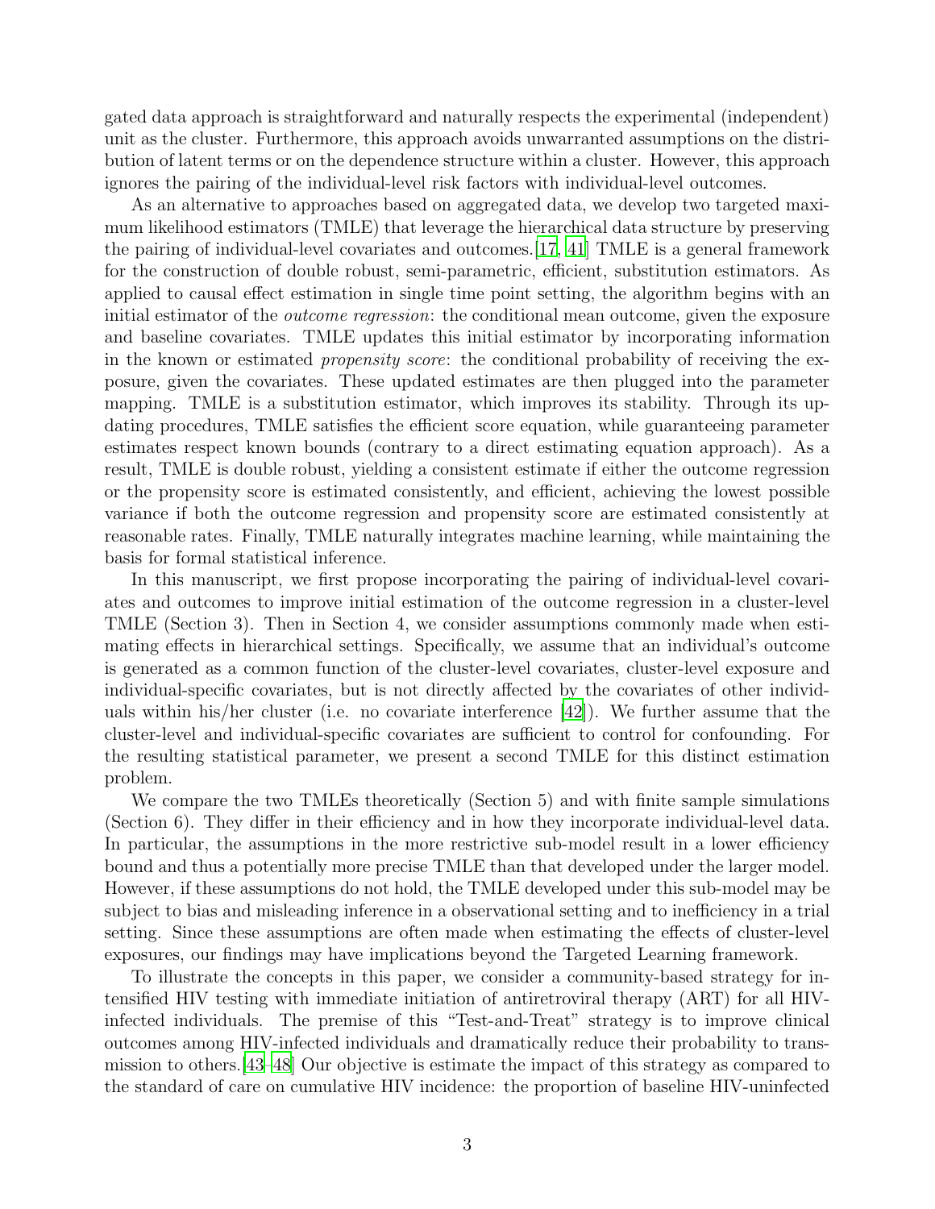gated data approach is straightforward and naturally respects the experimental (independent) unit as the cluster. Furthermore, this approach avoids unwarranted assumptions on the distribution of latent terms or on the dependence structure within a cluster. However, this approach ignores the pairing of the individual-level risk factors with individual-level outcomes.

As an alternative to approaches based on aggregated data, we develop two targeted maximum likelihood estimators (TMLE) that leverage the hierarchical data structure by preserving the pairing of individual-level covariates and outcomes.[17, 41] TMLE is a general framework for the construction of double robust, semi-parametric, efficient, substitution estimators. As applied to causal effect estimation in single time point setting, the algorithm begins with an initial estimator of the *outcome regression*: the conditional mean outcome, given the exposure and baseline covariates. TMLE updates this initial estimator by incorporating information in the known or estimated *propensity score*: the conditional probability of receiving the exposure, given the covariates. These updated estimates are then plugged into the parameter mapping. TMLE is a substitution estimator, which improves its stability. Through its updating procedures, TMLE satisfies the efficient score equation, while guaranteeing parameter estimates respect known bounds (contrary to a direct estimating equation approach). As a result, TMLE is double robust, yielding a consistent estimate if either the outcome regression or the propensity score is estimated consistently, and efficient, achieving the lowest possible variance if both the outcome regression and propensity score are estimated consistently at reasonable rates. Finally, TMLE naturally integrates machine learning, while maintaining the basis for formal statistical inference.

In this manuscript, we first propose incorporating the pairing of individual-level covariates and outcomes to improve initial estimation of the outcome regression in a cluster-level TMLE (Section 3). Then in Section 4, we consider assumptions commonly made when estimating effects in hierarchical settings. Specifically, we assume that an individual's outcome is generated as a common function of the cluster-level covariates, cluster-level exposure and individual-specific covariates, but is not directly affected by the covariates of other individuals within his/her cluster (i.e. no covariate interference [42]). We further assume that the cluster-level and individual-specific covariates are sufficient to control for confounding. For the resulting statistical parameter, we present a second TMLE for this distinct estimation problem.

We compare the two TMLEs theoretically (Section 5) and with finite sample simulations (Section 6). They differ in their efficiency and in how they incorporate individual-level data. In particular, the assumptions in the more restrictive sub-model result in a lower efficiency bound and thus a potentially more precise TMLE than that developed under the larger model. However, if these assumptions do not hold, the TMLE developed under this sub-model may be subject to bias and misleading inference in a observational setting and to inefficiency in a trial setting. Since these assumptions are often made when estimating the effects of cluster-level exposures, our findings may have implications beyond the Targeted Learning framework.

To illustrate the concepts in this paper, we consider a community-based strategy for intensified HIV testing with immediate initiation of antiretroviral therapy (ART) for all HIV-infected individuals. The premise of this "Test-and-Treat" strategy is to improve clinical outcomes among HIV-infected individuals and dramatically reduce their probability to transmission to others.[43–48] Our objective is estimate the impact of this strategy as compared to the standard of care on cumulative HIV incidence: the proportion of baseline HIV-uninfected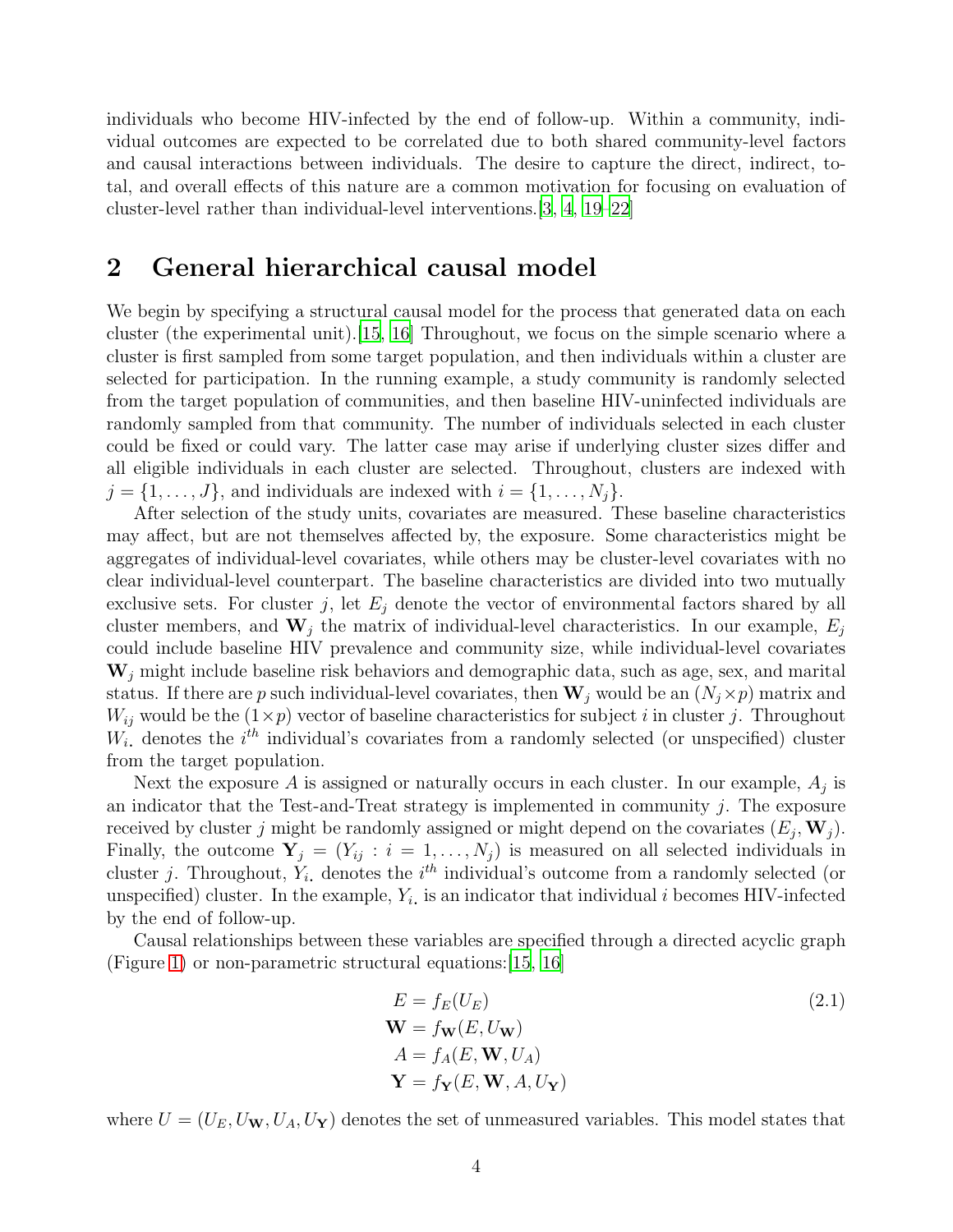individuals who become HIV-infected by the end of follow-up. Within a community, individual outcomes are expected to be correlated due to both shared community-level factors and causal interactions between individuals. The desire to capture the direct, indirect, total, and overall effects of this nature are a common motivation for focusing on evaluation of cluster-level rather than individual-level interventions.[3, 4, 19–22]

## 2 General hierarchical causal model

We begin by specifying a structural causal model for the process that generated data on each cluster (the experimental unit).[15, 16] Throughout, we focus on the simple scenario where a cluster is first sampled from some target population, and then individuals within a cluster are selected for participation. In the running example, a study community is randomly selected from the target population of communities, and then baseline HIV-uninfected individuals are randomly sampled from that community. The number of individuals selected in each cluster could be fixed or could vary. The latter case may arise if underlying cluster sizes differ and all eligible individuals in each cluster are selected. Throughout, clusters are indexed with $j = \{1, \ldots, J\}$, and individuals are indexed with $i = \{1, \ldots, N_j\}$.

After selection of the study units, covariates are measured. These baseline characteristics may affect, but are not themselves affected by, the exposure. Some characteristics might be aggregates of individual-level covariates, while others may be cluster-level covariates with no clear individual-level counterpart. The baseline characteristics are divided into two mutually exclusive sets. For cluster $j$, let $E_j$ denote the vector of environmental factors shared by all cluster members, and $\mathbf{W}_j$ the matrix of individual-level characteristics. In our example, $E_j$ could include baseline HIV prevalence and community size, while individual-level covariates $\mathbf{W}_j$ might include baseline risk behaviors and demographic data, such as age, sex, and marital status. If there are $p$ such individual-level covariates, then $\mathbf{W}_j$ would be an $(N_j \times p)$ matrix and $W_{ij}$ would be the $(1 \times p)$ vector of baseline characteristics for subject $i$ in cluster $j$. Throughout $W_{i\cdot}$ denotes the $i^{th}$ individual's covariates from a randomly selected (or unspecified) cluster from the target population.

Next the exposure $A$ is assigned or naturally occurs in each cluster. In our example, $A_j$ is an indicator that the Test-and-Treat strategy is implemented in community $j$. The exposure received by cluster $j$ might be randomly assigned or might depend on the covariates $(E_j, \mathbf{W}_j)$. Finally, the outcome $\mathbf{Y}_j = (Y_{ij} : i = 1, \ldots, N_j)$ is measured on all selected individuals in cluster $j$. Throughout, $Y_{i\cdot}$ denotes the $i^{th}$ individual's outcome from a randomly selected (or unspecified) cluster. In the example, $Y_{i\cdot}$ is an indicator that individual $i$ becomes HIV-infected by the end of follow-up.

Causal relationships between these variables are specified through a directed acyclic graph (Figure 1) or non-parametric structural equations:[15, 16]

$$
\begin{aligned}
E &= f_E(U_E) \\
\mathbf{W} &= f_{\mathbf{W}}(E, U_{\mathbf{W}}) \\
A &= f_A(E, \mathbf{W}, U_A) \\
\mathbf{Y} &= f_{\mathbf{Y}}(E, \mathbf{W}, A, U_{\mathbf{Y}})
\end{aligned}
\tag{2.1}
$$

where $U = (U_E, U_{\mathbf{W}}, U_A, U_{\mathbf{Y}})$ denotes the set of unmeasured variables. This model states that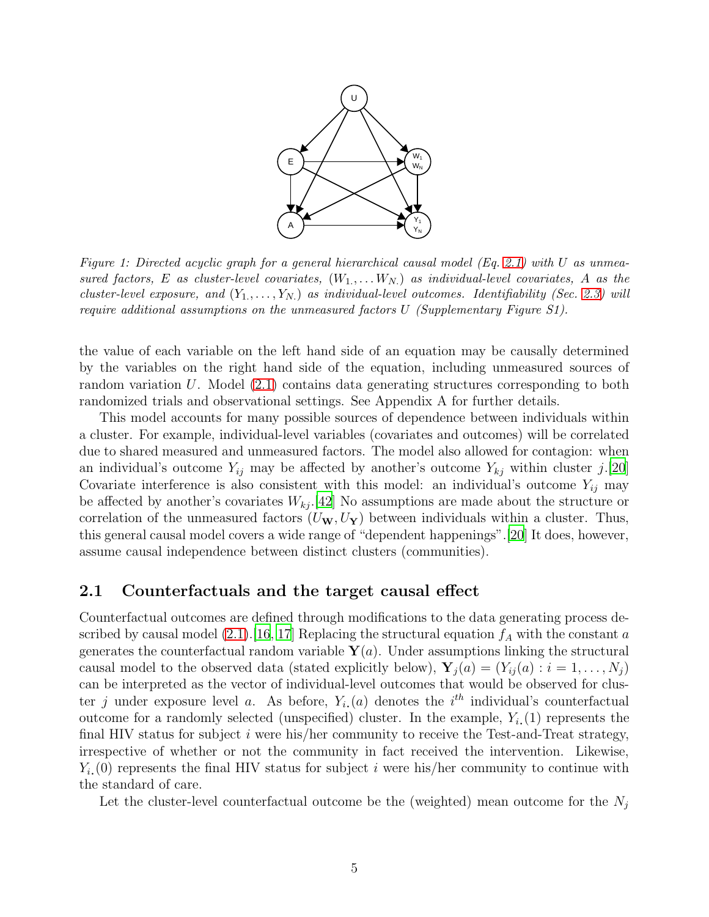*Figure 1: Directed acyclic graph for a general hierarchical causal model (Eq. 2.1) with $U$ as unmeasured factors, $E$ as cluster-level covariates, $(W_{1.}, \ldots W_{N.})$ as individual-level covariates, $A$ as the cluster-level exposure, and $(Y_{1.}, \ldots, Y_{N.})$ as individual-level outcomes. Identifiability (Sec. 2.3) will require additional assumptions on the unmeasured factors $U$ (Supplementary Figure S1).*

the value of each variable on the left hand side of an equation may be causally determined by the variables on the right hand side of the equation, including unmeasured sources of random variation $U$. Model (2.1) contains data generating structures corresponding to both randomized trials and observational settings. See Appendix A for further details.

This model accounts for many possible sources of dependence between individuals within a cluster. For example, individual-level variables (covariates and outcomes) will be correlated due to shared measured and unmeasured factors. The model also allowed for contagion: when an individual's outcome $Y_{ij}$ may be affected by another's outcome $Y_{kj}$ within cluster $j$.[20] Covariate interference is also consistent with this model: an individual's outcome $Y_{ij}$ may be affected by another's covariates $W_{kj}$.[42] No assumptions are made about the structure or correlation of the unmeasured factors $(U_{\mathbf{W}}, U_{\mathbf{Y}})$ between individuals within a cluster. Thus, this general causal model covers a wide range of "dependent happenings".[20] It does, however, assume causal independence between distinct clusters (communities).

## 2.1 Counterfactuals and the target causal effect

Counterfactual outcomes are defined through modifications to the data generating process described by causal model (2.1).[16, 17] Replacing the structural equation $f_A$ with the constant $a$ generates the counterfactual random variable $\mathbf{Y}(a)$. Under assumptions linking the structural causal model to the observed data (stated explicitly below), $\mathbf{Y}_j(a) = (Y_{ij}(a) : i = 1, \ldots, N_j)$ can be interpreted as the vector of individual-level outcomes that would be observed for cluster $j$ under exposure level $a$. As before, $Y_{i.}(a)$ denotes the $i^{th}$ individual's counterfactual outcome for a randomly selected (unspecified) cluster. In the example, $Y_{i.}(1)$ represents the final HIV status for subject $i$ were his/her community to receive the Test-and-Treat strategy, irrespective of whether or not the community in fact received the intervention. Likewise, $Y_{i.}(0)$ represents the final HIV status for subject $i$ were his/her community to continue with the standard of care.

Let the cluster-level counterfactual outcome be the (weighted) mean outcome for the $N_j$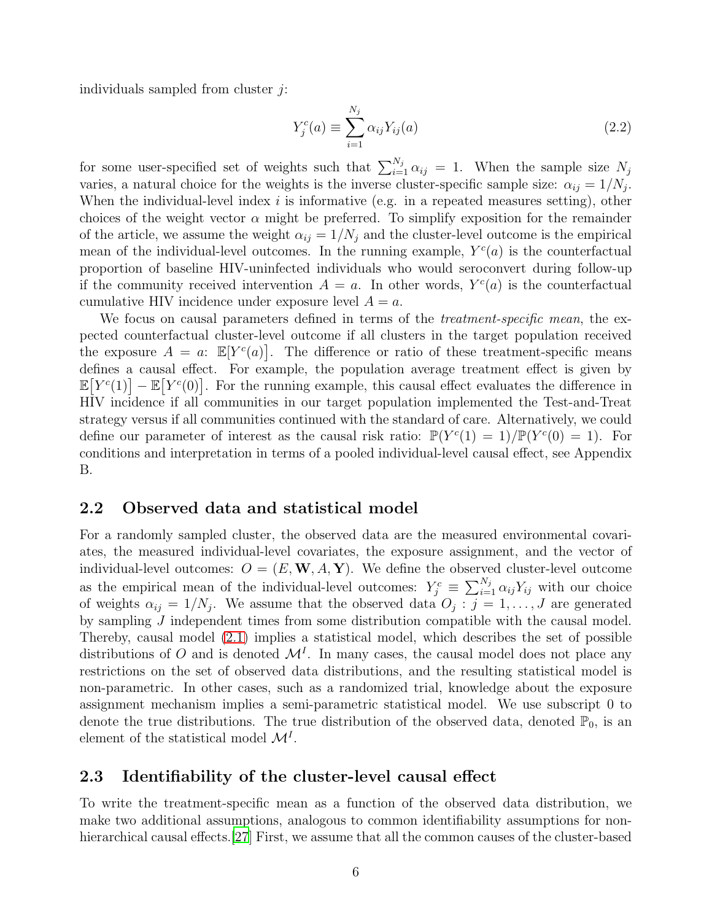individuals sampled from cluster $j$:

$$Y_j^c(a) \equiv \sum_{i=1}^{N_j} \alpha_{ij} Y_{ij}(a) \tag{2.2}$$

for some user-specified set of weights such that $\sum_{i=1}^{N_j} \alpha_{ij} = 1$. When the sample size $N_j$ varies, a natural choice for the weights is the inverse cluster-specific sample size: $\alpha_{ij} = 1/N_j$. When the individual-level index $i$ is informative (e.g. in a repeated measures setting), other choices of the weight vector $\alpha$ might be preferred. To simplify exposition for the remainder of the article, we assume the weight $\alpha_{ij} = 1/N_j$ and the cluster-level outcome is the empirical mean of the individual-level outcomes. In the running example, $Y^c(a)$ is the counterfactual proportion of baseline HIV-uninfected individuals who would seroconvert during follow-up if the community received intervention $A = a$. In other words, $Y^c(a)$ is the counterfactual cumulative HIV incidence under exposure level $A = a$.

We focus on causal parameters defined in terms of the *treatment-specific mean*, the expected counterfactual cluster-level outcome if all clusters in the target population received the exposure $A = a$: $\mathbb{E}\big[Y^c(a)\big]$. The difference or ratio of these treatment-specific means defines a causal effect. For example, the population average treatment effect is given by $\mathbb{E}\big[Y^c(1)\big] - \mathbb{E}\big[Y^c(0)\big]$. For the running example, this causal effect evaluates the difference in HIV incidence if all communities in our target population implemented the Test-and-Treat strategy versus if all communities continued with the standard of care. Alternatively, we could define our parameter of interest as the causal risk ratio: $\mathbb{P}(Y^c(1) = 1)/\mathbb{P}(Y^c(0) = 1)$. For conditions and interpretation in terms of a pooled individual-level causal effect, see Appendix B.

## 2.2 Observed data and statistical model

For a randomly sampled cluster, the observed data are the measured environmental covariates, the measured individual-level covariates, the exposure assignment, and the vector of individual-level outcomes: $O = (E, \mathbf{W}, A, \mathbf{Y})$. We define the observed cluster-level outcome as the empirical mean of the individual-level outcomes: $Y_j^c \equiv \sum_{i=1}^{N_j} \alpha_{ij} Y_{ij}$ with our choice of weights $\alpha_{ij} = 1/N_j$. We assume that the observed data $O_j : j = 1, \ldots, J$ are generated by sampling $J$ independent times from some distribution compatible with the causal model. Thereby, causal model (2.1) implies a statistical model, which describes the set of possible distributions of $O$ and is denoted $\mathcal{M}^I$. In many cases, the causal model does not place any restrictions on the set of observed data distributions, and the resulting statistical model is non-parametric. In other cases, such as a randomized trial, knowledge about the exposure assignment mechanism implies a semi-parametric statistical model. We use subscript 0 to denote the true distributions. The true distribution of the observed data, denoted $\mathbb{P}_0$, is an element of the statistical model $\mathcal{M}^I$.

## 2.3 Identifiability of the cluster-level causal effect

To write the treatment-specific mean as a function of the observed data distribution, we make two additional assumptions, analogous to common identifiability assumptions for non-hierarchical causal effects.[27] First, we assume that all the common causes of the cluster-based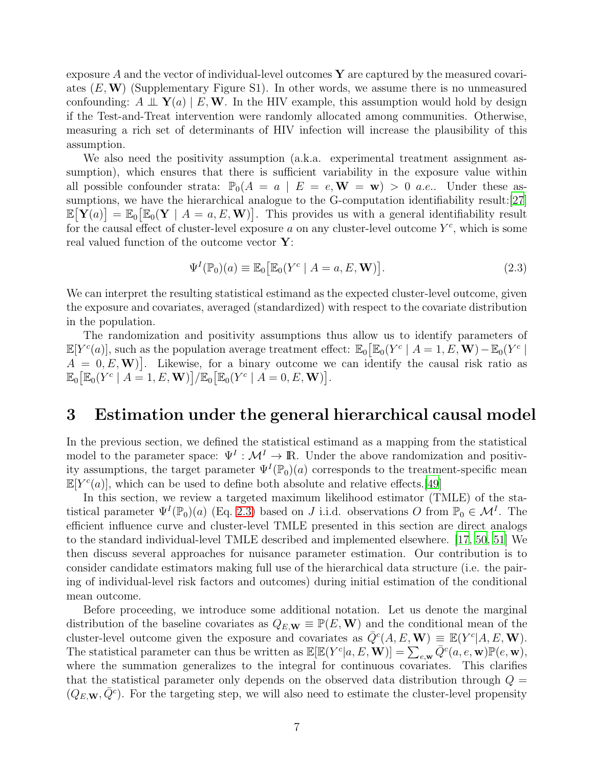exposure $A$ and the vector of individual-level outcomes $\mathbf{Y}$ are captured by the measured covariates $(E, \mathbf{W})$ (Supplementary Figure S1). In other words, we assume there is no unmeasured confounding: $A \perp\!\!\!\perp \mathbf{Y}(a) \mid E, \mathbf{W}$. In the HIV example, this assumption would hold by design if the Test-and-Treat intervention were randomly allocated among communities. Otherwise, measuring a rich set of determinants of HIV infection will increase the plausibility of this assumption.

We also need the positivity assumption (a.k.a. experimental treatment assignment assumption), which ensures that there is sufficient variability in the exposure value within all possible confounder strata: $\mathbb{P}_0(A = a \mid E = e, \mathbf{W} = \mathbf{w}) > 0$ *a.e.*. Under these assumptions, we have the hierarchical analogue to the G-computation identifiability result:[27] $\mathbb{E}\big[\mathbf{Y}(a)\big] = \mathbb{E}_0\big[\mathbb{E}_0(\mathbf{Y} \mid A = a, E, \mathbf{W})\big]$. This provides us with a general identifiability result for the causal effect of cluster-level exposure $a$ on any cluster-level outcome $Y^c$, which is some real valued function of the outcome vector $\mathbf{Y}$:

$$\Psi^I(\mathbb{P}_0)(a) \equiv \mathbb{E}_0\big[\mathbb{E}_0(Y^c \mid A = a, E, \mathbf{W})\big]. \tag{2.3}$$

We can interpret the resulting statistical estimand as the expected cluster-level outcome, given the exposure and covariates, averaged (standardized) with respect to the covariate distribution in the population.

The randomization and positivity assumptions thus allow us to identify parameters of $\mathbb{E}[Y^c(a)]$, such as the population average treatment effect: $\mathbb{E}_0\big[\mathbb{E}_0(Y^c \mid A = 1, E, \mathbf{W}) - \mathbb{E}_0(Y^c \mid A = 0, E, \mathbf{W})\big]$. Likewise, for a binary outcome we can identify the causal risk ratio as $\mathbb{E}_0\big[\mathbb{E}_0(Y^c \mid A = 1, E, \mathbf{W})\big] / \mathbb{E}_0\big[\mathbb{E}_0(Y^c \mid A = 0, E, \mathbf{W})\big]$.

# 3 Estimation under the general hierarchical causal model

In the previous section, we defined the statistical estimand as a mapping from the statistical model to the parameter space: $\Psi^I : \mathcal{M}^I \to \mathbb{R}$. Under the above randomization and positivity assumptions, the target parameter $\Psi^I(\mathbb{P}_0)(a)$ corresponds to the treatment-specific mean $\mathbb{E}[Y^c(a)]$, which can be used to define both absolute and relative effects.[49]

In this section, we review a targeted maximum likelihood estimator (TMLE) of the statistical parameter $\Psi^I(\mathbb{P}_0)(a)$ (Eq. 2.3) based on $J$ i.i.d. observations $O$ from $\mathbb{P}_0 \in \mathcal{M}^I$. The efficient influence curve and cluster-level TMLE presented in this section are direct analogs to the standard individual-level TMLE described and implemented elsewhere. [17, 50, 51] We then discuss several approaches for nuisance parameter estimation. Our contribution is to consider candidate estimators making full use of the hierarchical data structure (i.e. the pairing of individual-level risk factors and outcomes) during initial estimation of the conditional mean outcome.

Before proceeding, we introduce some additional notation. Let us denote the marginal distribution of the baseline covariates as $Q_{E,\mathbf{W}} \equiv \mathbb{P}(E, \mathbf{W})$ and the conditional mean of the cluster-level outcome given the exposure and covariates as $\bar{Q}^c(A, E, \mathbf{W}) \equiv \mathbb{E}(Y^c|A, E, \mathbf{W})$. The statistical parameter can thus be written as $\mathbb{E}[\mathbb{E}(Y^c|a, E, \mathbf{W})] = \sum_{e,\mathbf{w}} \bar{Q}^c(a, e, \mathbf{w})\mathbb{P}(e, \mathbf{w})$, where the summation generalizes to the integral for continuous covariates. This clarifies that the statistical parameter only depends on the observed data distribution through $Q = (Q_{E,\mathbf{W}}, \bar{Q}^c)$. For the targeting step, we will also need to estimate the cluster-level propensity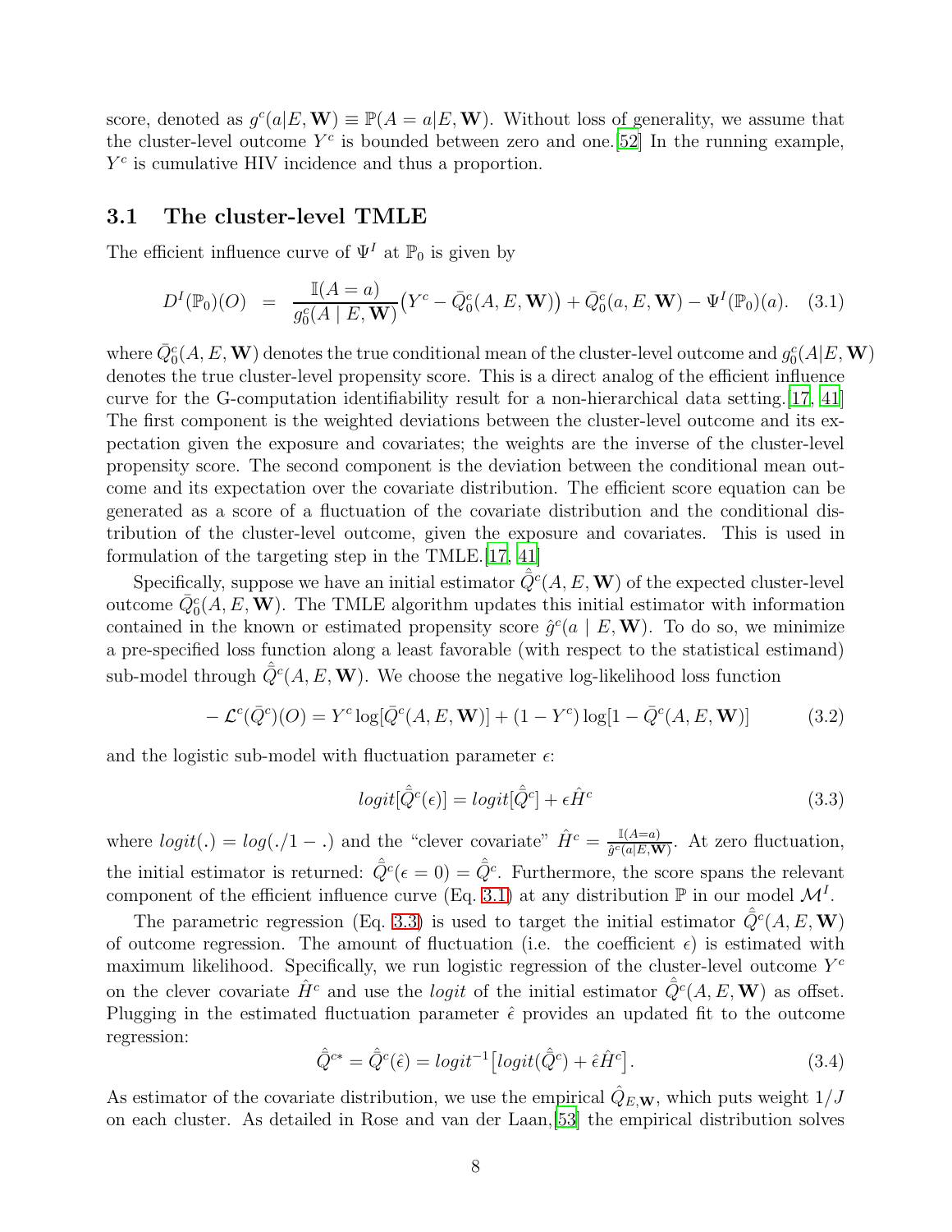score, denoted as $g^c(a|E, \mathbf{W}) \equiv \mathbb{P}(A = a|E, \mathbf{W})$. Without loss of generality, we assume that the cluster-level outcome $Y^c$ is bounded between zero and one.[52] In the running example, $Y^c$ is cumulative HIV incidence and thus a proportion.

## 3.1 The cluster-level TMLE

The efficient influence curve of $\Psi^I$ at $\mathbb{P}_0$ is given by

$$D^I(\mathbb{P}_0)(O) \;\; = \;\; \frac{\mathbb{I}(A = a)}{g_0^c(A \mid E, \mathbf{W})}\big(Y^c - \bar{Q}_0^c(A, E, \mathbf{W})\big) + \bar{Q}_0^c(a, E, \mathbf{W}) - \Psi^I(\mathbb{P}_0)(a). \quad (3.1)$$

where $\bar{Q}_0^c(A, E, \mathbf{W})$ denotes the true conditional mean of the cluster-level outcome and $g_0^c(A|E, \mathbf{W})$ denotes the true cluster-level propensity score. This is a direct analog of the efficient influence curve for the G-computation identifiability result for a non-hierarchical data setting.[17, 41] The first component is the weighted deviations between the cluster-level outcome and its expectation given the exposure and covariates; the weights are the inverse of the cluster-level propensity score. The second component is the deviation between the conditional mean outcome and its expectation over the covariate distribution. The efficient score equation can be generated as a score of a fluctuation of the covariate distribution and the conditional distribution of the cluster-level outcome, given the exposure and covariates. This is used in formulation of the targeting step in the TMLE.[17, 41]

Specifically, suppose we have an initial estimator $\hat{\bar{Q}}^c(A, E, \mathbf{W})$ of the expected cluster-level outcome $\bar{Q}_0^c(A, E, \mathbf{W})$. The TMLE algorithm updates this initial estimator with information contained in the known or estimated propensity score $\hat{g}^c(a \mid E, \mathbf{W})$. To do so, we minimize a pre-specified loss function along a least favorable (with respect to the statistical estimand) sub-model through $\hat{\bar{Q}}^c(A, E, \mathbf{W})$. We choose the negative log-likelihood loss function

$$-\mathcal{L}^c(\bar{Q}^c)(O) = Y^c \log[\bar{Q}^c(A, E, \mathbf{W})] + (1 - Y^c)\log[1 - \bar{Q}^c(A, E, \mathbf{W})] \quad (3.2)$$

and the logistic sub-model with fluctuation parameter $\epsilon$:

$$logit[\hat{\bar{Q}}^c(\epsilon)] = logit[\hat{\bar{Q}}^c] + \epsilon \hat{H}^c \quad (3.3)$$

where $logit(.) = log(./1 - .)$ and the "clever covariate" $\hat{H}^c = \frac{\mathbb{I}(A=a)}{\hat{g}^c(a|E,\mathbf{W})}$. At zero fluctuation, the initial estimator is returned: $\hat{\bar{Q}}^c(\epsilon = 0) = \hat{\bar{Q}}^c$. Furthermore, the score spans the relevant component of the efficient influence curve (Eq. 3.1) at any distribution $\mathbb{P}$ in our model $\mathcal{M}^I$.

The parametric regression (Eq. 3.3) is used to target the initial estimator $\hat{\bar{Q}}^c(A, E, \mathbf{W})$ of outcome regression. The amount of fluctuation (i.e. the coefficient $\epsilon$) is estimated with maximum likelihood. Specifically, we run logistic regression of the cluster-level outcome $Y^c$ on the clever covariate $\hat{H}^c$ and use the *logit* of the initial estimator $\hat{\bar{Q}}^c(A, E, \mathbf{W})$ as offset. Plugging in the estimated fluctuation parameter $\hat{\epsilon}$ provides an updated fit to the outcome regression:

$$\hat{\bar{Q}}^{c*} = \hat{\bar{Q}}^c(\hat{\epsilon}) = logit^{-1}\big[logit(\hat{\bar{Q}}^c) + \hat{\epsilon}\hat{H}^c\big]. \quad (3.4)$$

As estimator of the covariate distribution, we use the empirical $\hat{Q}_{E,\mathbf{W}}$, which puts weight $1/J$ on each cluster. As detailed in Rose and van der Laan,[53] the empirical distribution solves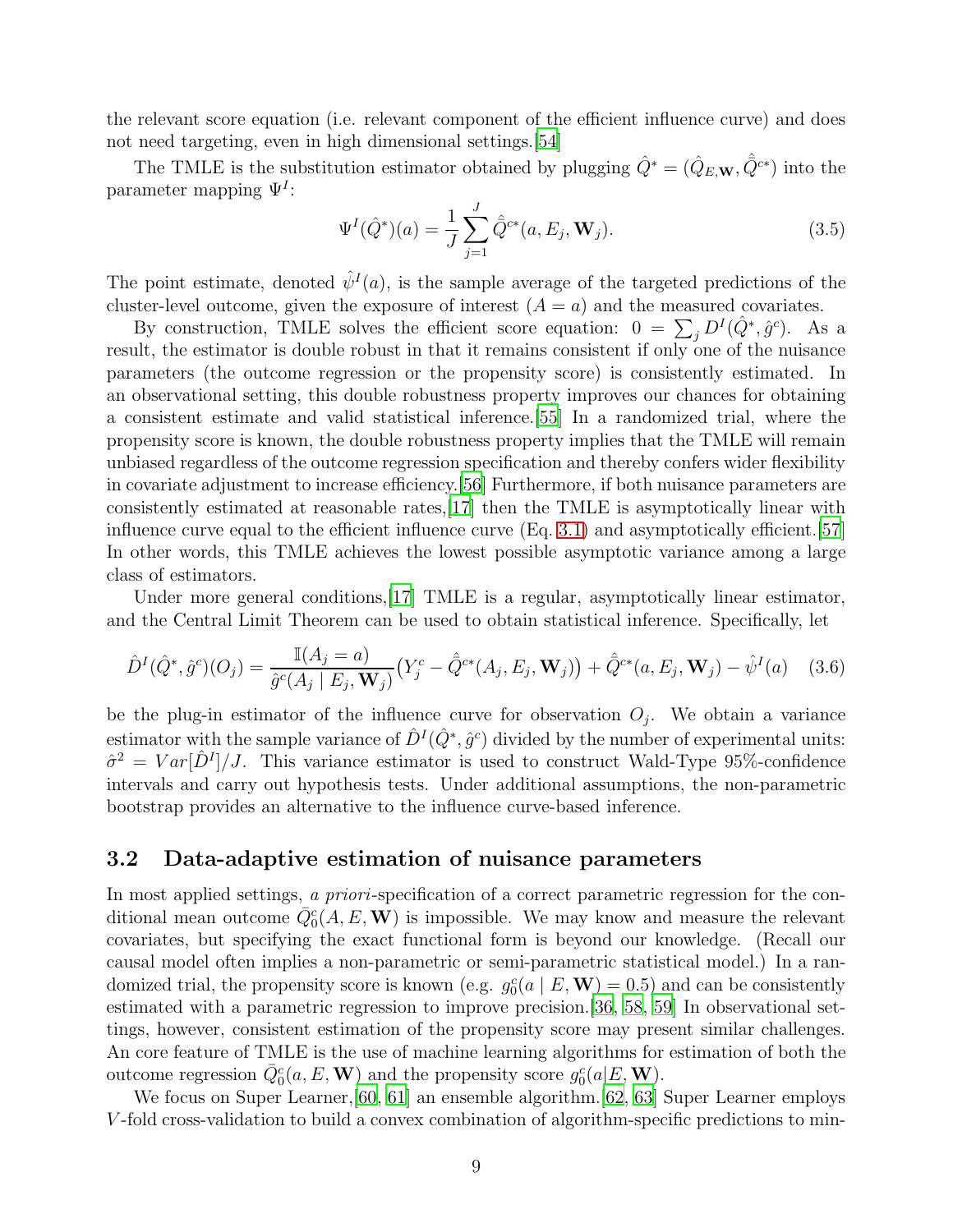the relevant score equation (i.e. relevant component of the efficient influence curve) and does not need targeting, even in high dimensional settings.[54]

The TMLE is the substitution estimator obtained by plugging $\hat{Q}^* = (\hat{Q}_{E,\mathbf{W}}, \hat{\bar{Q}}^{c*})$ into the parameter mapping $\Psi^I$:

$$\Psi^I(\hat{Q}^*)(a) = \frac{1}{J}\sum_{j=1}^{J} \hat{\bar{Q}}^{c*}(a, E_j, \mathbf{W}_j). \tag{3.5}$$

The point estimate, denoted $\hat{\psi}^I(a)$, is the sample average of the targeted predictions of the cluster-level outcome, given the exposure of interest ($A = a$) and the measured covariates.

By construction, TMLE solves the efficient score equation: $0 = \sum_j D^I(\hat{Q}^*, \hat{g}^c)$. As a result, the estimator is double robust in that it remains consistent if only one of the nuisance parameters (the outcome regression or the propensity score) is consistently estimated. In an observational setting, this double robustness property improves our chances for obtaining a consistent estimate and valid statistical inference.[55] In a randomized trial, where the propensity score is known, the double robustness property implies that the TMLE will remain unbiased regardless of the outcome regression specification and thereby confers wider flexibility in covariate adjustment to increase efficiency.[56] Furthermore, if both nuisance parameters are consistently estimated at reasonable rates,[17] then the TMLE is asymptotically linear with influence curve equal to the efficient influence curve (Eq. 3.1) and asymptotically efficient.[57] In other words, this TMLE achieves the lowest possible asymptotic variance among a large class of estimators.

Under more general conditions,[17] TMLE is a regular, asymptotically linear estimator, and the Central Limit Theorem can be used to obtain statistical inference. Specifically, let

$$\hat{D}^I(\hat{Q}^*, \hat{g}^c)(O_j) = \frac{\mathbb{I}(A_j = a)}{\hat{g}^c(A_j \mid E_j, \mathbf{W}_j)}\left(Y_j^c - \hat{\bar{Q}}^{c*}(A_j, E_j, \mathbf{W}_j)\right) + \hat{\bar{Q}}^{c*}(a, E_j, \mathbf{W}_j) - \hat{\psi}^I(a) \tag{3.6}$$

be the plug-in estimator of the influence curve for observation $O_j$. We obtain a variance estimator with the sample variance of $\hat{D}^I(\hat{Q}^*, \hat{g}^c)$ divided by the number of experimental units: $\hat{\sigma}^2 = Var[\hat{D}^I]/J$. This variance estimator is used to construct Wald-Type 95%-confidence intervals and carry out hypothesis tests. Under additional assumptions, the non-parametric bootstrap provides an alternative to the influence curve-based inference.

## 3.2 Data-adaptive estimation of nuisance parameters

In most applied settings, *a priori*-specification of a correct parametric regression for the conditional mean outcome $\bar{Q}_0^c(A, E, \mathbf{W})$ is impossible. We may know and measure the relevant covariates, but specifying the exact functional form is beyond our knowledge. (Recall our causal model often implies a non-parametric or semi-parametric statistical model.) In a randomized trial, the propensity score is known (e.g. $g_0^c(a \mid E, \mathbf{W}) = 0.5$) and can be consistently estimated with a parametric regression to improve precision.[36, 58, 59] In observational settings, however, consistent estimation of the propensity score may present similar challenges. An core feature of TMLE is the use of machine learning algorithms for estimation of both the outcome regression $\bar{Q}_0^c(a, E, \mathbf{W})$ and the propensity score $g_0^c(a|E, \mathbf{W})$.

We focus on Super Learner,[60, 61] an ensemble algorithm.[62, 63] Super Learner employs $V$-fold cross-validation to build a convex combination of algorithm-specific predictions to min-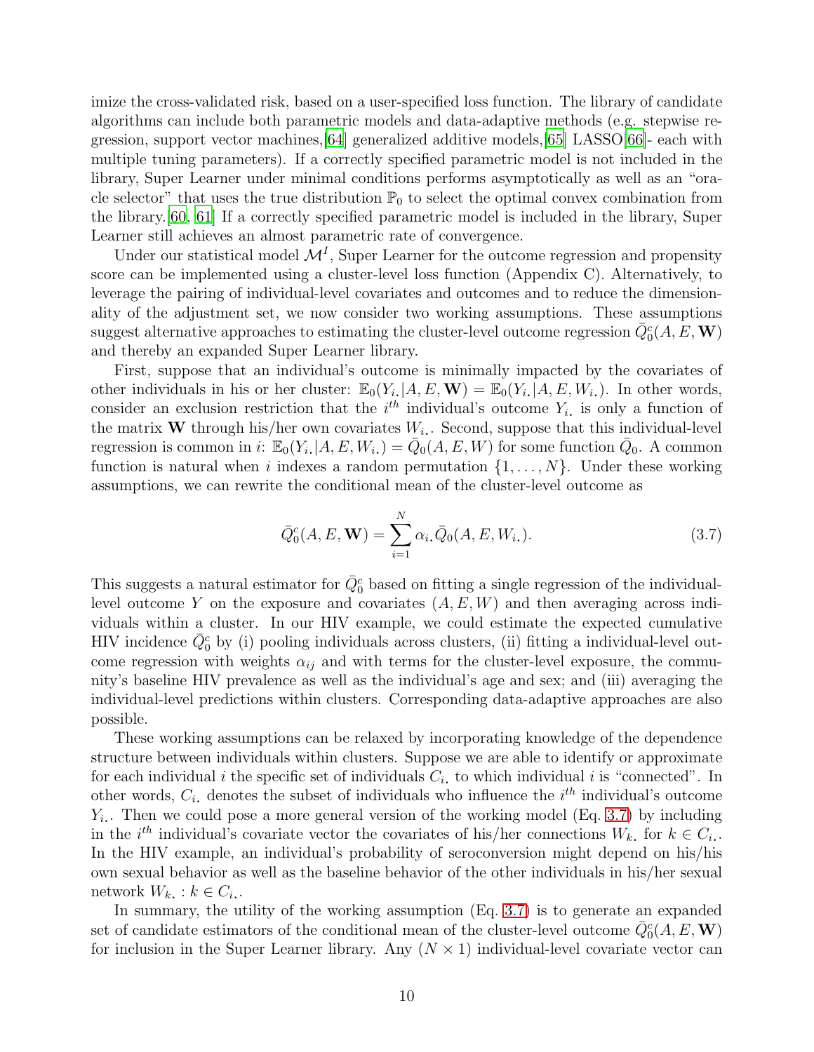imize the cross-validated risk, based on a user-specified loss function. The library of candidate algorithms can include both parametric models and data-adaptive methods (e.g. stepwise regression, support vector machines,[64] generalized additive models,[65] LASSO[66]- each with multiple tuning parameters). If a correctly specified parametric model is not included in the library, Super Learner under minimal conditions performs asymptotically as well as an "oracle selector" that uses the true distribution $\mathbb{P}_0$ to select the optimal convex combination from the library.[60, 61] If a correctly specified parametric model is included in the library, Super Learner still achieves an almost parametric rate of convergence.

Under our statistical model $\mathcal{M}^I$, Super Learner for the outcome regression and propensity score can be implemented using a cluster-level loss function (Appendix C). Alternatively, to leverage the pairing of individual-level covariates and outcomes and to reduce the dimensionality of the adjustment set, we now consider two working assumptions. These assumptions suggest alternative approaches to estimating the cluster-level outcome regression $\bar{Q}^c_0(A, E, \mathbf{W})$ and thereby an expanded Super Learner library.

First, suppose that an individual's outcome is minimally impacted by the covariates of other individuals in his or her cluster: $\mathbb{E}_0(Y_{i\cdot}|A, E, \mathbf{W}) = \mathbb{E}_0(Y_{i\cdot}|A, E, W_{i\cdot})$. In other words, consider an exclusion restriction that the $i^{th}$ individual's outcome $Y_{i\cdot}$ is only a function of the matrix $\mathbf{W}$ through his/her own covariates $W_{i\cdot}$. Second, suppose that this individual-level regression is common in $i$: $\mathbb{E}_0(Y_{i\cdot}|A, E, W_{i\cdot}) = \bar{Q}_0(A, E, W)$ for some function $\bar{Q}_0$. A common function is natural when $i$ indexes a random permutation $\{1, \ldots, N\}$. Under these working assumptions, we can rewrite the conditional mean of the cluster-level outcome as

$$\bar{Q}^c_0(A, E, \mathbf{W}) = \sum_{i=1}^{N} \alpha_{i\cdot} \bar{Q}_0(A, E, W_{i\cdot}). \tag{3.7}$$

This suggests a natural estimator for $\bar{Q}^c_0$ based on fitting a single regression of the individual-level outcome $Y$ on the exposure and covariates $(A, E, W)$ and then averaging across individuals within a cluster. In our HIV example, we could estimate the expected cumulative HIV incidence $\bar{Q}^c_0$ by (i) pooling individuals across clusters, (ii) fitting a individual-level outcome regression with weights $\alpha_{ij}$ and with terms for the cluster-level exposure, the community's baseline HIV prevalence as well as the individual's age and sex; and (iii) averaging the individual-level predictions within clusters. Corresponding data-adaptive approaches are also possible.

These working assumptions can be relaxed by incorporating knowledge of the dependence structure between individuals within clusters. Suppose we are able to identify or approximate for each individual $i$ the specific set of individuals $C_{i\cdot}$ to which individual $i$ is "connected". In other words, $C_{i\cdot}$ denotes the subset of individuals who influence the $i^{th}$ individual's outcome $Y_{i\cdot}$. Then we could pose a more general version of the working model (Eq. 3.7) by including in the $i^{th}$ individual's covariate vector the covariates of his/her connections $W_{k\cdot}$ for $k \in C_{i\cdot}$. In the HIV example, an individual's probability of seroconversion might depend on his/his own sexual behavior as well as the baseline behavior of the other individuals in his/her sexual network $W_{k\cdot} : k \in C_{i\cdot}$.

In summary, the utility of the working assumption (Eq. 3.7) is to generate an expanded set of candidate estimators of the conditional mean of the cluster-level outcome $\bar{Q}^c_0(A, E, \mathbf{W})$ for inclusion in the Super Learner library. Any $(N \times 1)$ individual-level covariate vector can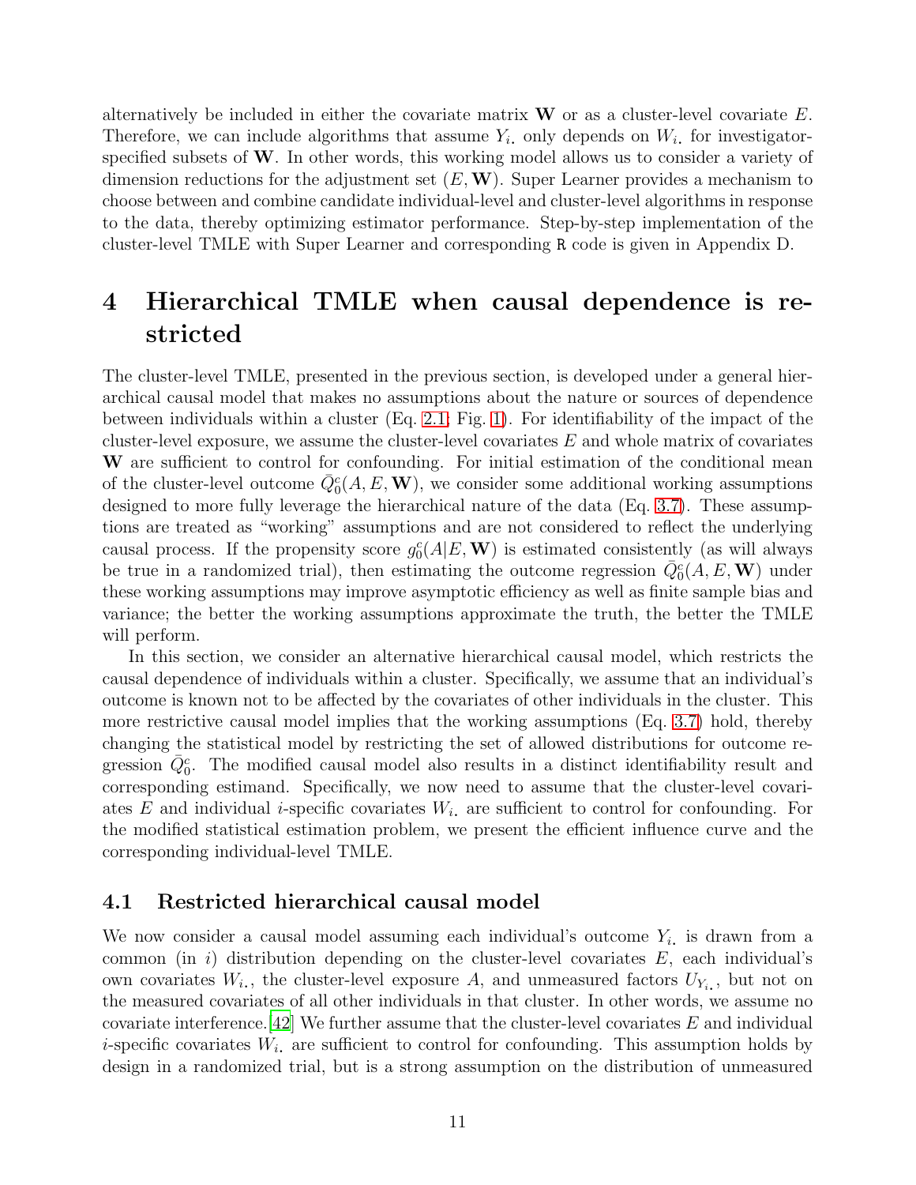alternatively be included in either the covariate matrix $\mathbf{W}$ or as a cluster-level covariate $E$. Therefore, we can include algorithms that assume $Y_{i\cdot}$ only depends on $W_{i\cdot}$ for investigator-specified subsets of $\mathbf{W}$. In other words, this working model allows us to consider a variety of dimension reductions for the adjustment set $(E, \mathbf{W})$. Super Learner provides a mechanism to choose between and combine candidate individual-level and cluster-level algorithms in response to the data, thereby optimizing estimator performance. Step-by-step implementation of the cluster-level TMLE with Super Learner and corresponding `R` code is given in Appendix D.

# 4 Hierarchical TMLE when causal dependence is restricted

The cluster-level TMLE, presented in the previous section, is developed under a general hierarchical causal model that makes no assumptions about the nature or sources of dependence between individuals within a cluster (Eq. 2.1; Fig. 1). For identifiability of the impact of the cluster-level exposure, we assume the cluster-level covariates $E$ and whole matrix of covariates $\mathbf{W}$ are sufficient to control for confounding. For initial estimation of the conditional mean of the cluster-level outcome $\bar{Q}_0^c(A, E, \mathbf{W})$, we consider some additional working assumptions designed to more fully leverage the hierarchical nature of the data (Eq. 3.7). These assumptions are treated as "working" assumptions and are not considered to reflect the underlying causal process. If the propensity score $g_0^c(A|E, \mathbf{W})$ is estimated consistently (as will always be true in a randomized trial), then estimating the outcome regression $\bar{Q}_0^c(A, E, \mathbf{W})$ under these working assumptions may improve asymptotic efficiency as well as finite sample bias and variance; the better the working assumptions approximate the truth, the better the TMLE will perform.

In this section, we consider an alternative hierarchical causal model, which restricts the causal dependence of individuals within a cluster. Specifically, we assume that an individual's outcome is known not to be affected by the covariates of other individuals in the cluster. This more restrictive causal model implies that the working assumptions (Eq. 3.7) hold, thereby changing the statistical model by restricting the set of allowed distributions for outcome regression $\bar{Q}_0^c$. The modified causal model also results in a distinct identifiability result and corresponding estimand. Specifically, we now need to assume that the cluster-level covariates $E$ and individual $i$-specific covariates $W_{i\cdot}$ are sufficient to control for confounding. For the modified statistical estimation problem, we present the efficient influence curve and the corresponding individual-level TMLE.

## 4.1 Restricted hierarchical causal model

We now consider a causal model assuming each individual's outcome $Y_{i\cdot}$ is drawn from a common (in $i$) distribution depending on the cluster-level covariates $E$, each individual's own covariates $W_{i\cdot}$, the cluster-level exposure $A$, and unmeasured factors $U_{Y_{i\cdot}}$, but not on the measured covariates of all other individuals in that cluster. In other words, we assume no covariate interference.[42] We further assume that the cluster-level covariates $E$ and individual $i$-specific covariates $W_{i\cdot}$ are sufficient to control for confounding. This assumption holds by design in a randomized trial, but is a strong assumption on the distribution of unmeasured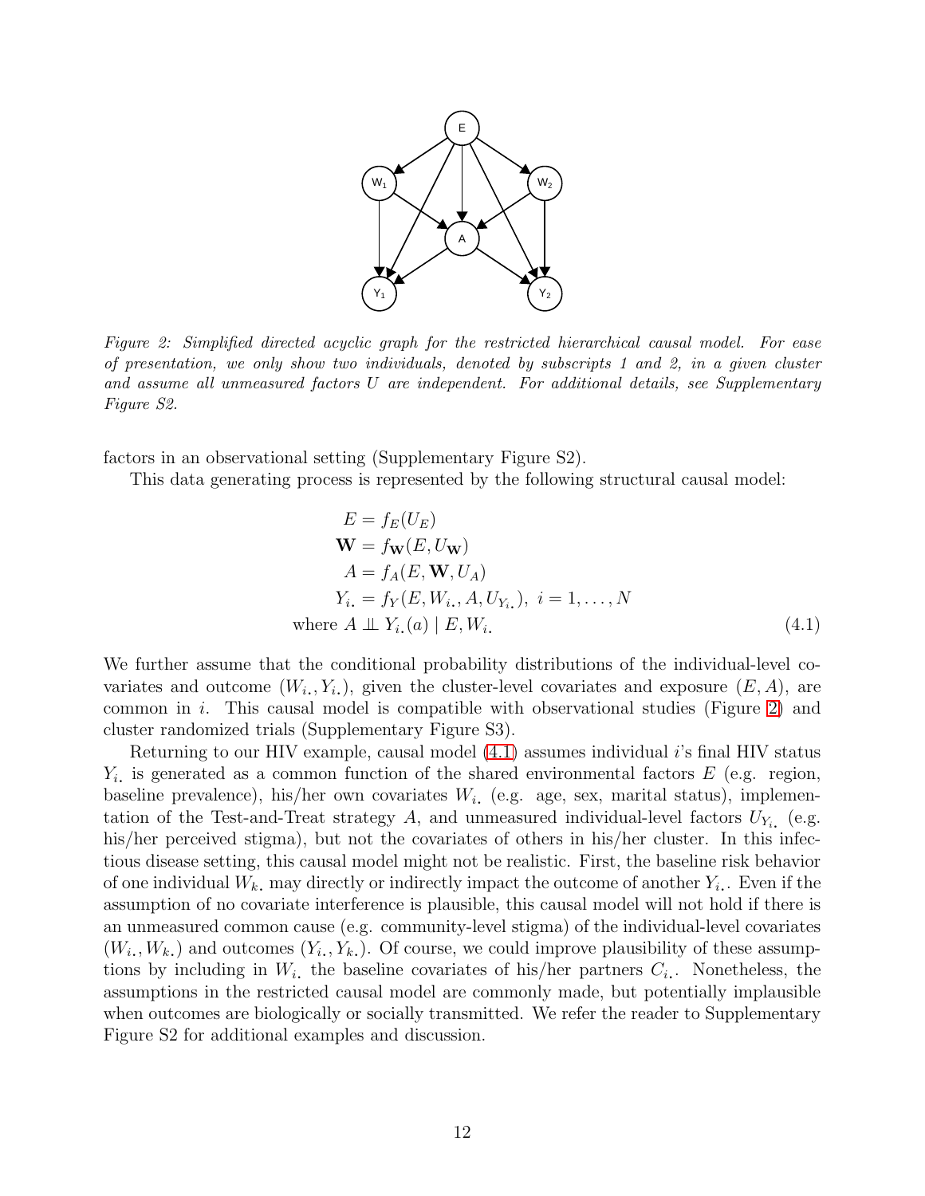*Figure 2: Simplified directed acyclic graph for the restricted hierarchical causal model. For ease of presentation, we only show two individuals, denoted by subscripts 1 and 2, in a given cluster and assume all unmeasured factors U are independent. For additional details, see Supplementary Figure S2.*

factors in an observational setting (Supplementary Figure S2).

This data generating process is represented by the following structural causal model:

$$
\begin{aligned}
E &= f_E(U_E) \\
\mathbf{W} &= f_{\mathbf{W}}(E, U_{\mathbf{W}}) \\
A &= f_A(E, \mathbf{W}, U_A) \\
Y_{i\cdot} &= f_Y(E, W_{i\cdot}, A, U_{Y_{i\cdot}}),\ i = 1, \ldots, N \\
\text{where } A &\perp\!\!\!\perp Y_{i\cdot}(a) \mid E, W_{i\cdot}
\end{aligned}
\tag{4.1}
$$

We further assume that the conditional probability distributions of the individual-level covariates and outcome $(W_{i\cdot}, Y_{i\cdot})$, given the cluster-level covariates and exposure $(E, A)$, are common in $i$. This causal model is compatible with observational studies (Figure 2) and cluster randomized trials (Supplementary Figure S3).

Returning to our HIV example, causal model (4.1) assumes individual $i$'s final HIV status $Y_{i\cdot}$ is generated as a common function of the shared environmental factors $E$ (e.g. region, baseline prevalence), his/her own covariates $W_{i\cdot}$ (e.g. age, sex, marital status), implementation of the Test-and-Treat strategy $A$, and unmeasured individual-level factors $U_{Y_{i\cdot}}$ (e.g. his/her perceived stigma), but not the covariates of others in his/her cluster. In this infectious disease setting, this causal model might not be realistic. First, the baseline risk behavior of one individual $W_{k\cdot}$ may directly or indirectly impact the outcome of another $Y_{i\cdot}$. Even if the assumption of no covariate interference is plausible, this causal model will not hold if there is an unmeasured common cause (e.g. community-level stigma) of the individual-level covariates $(W_{i\cdot}, W_{k\cdot})$ and outcomes $(Y_{i\cdot}, Y_{k\cdot})$. Of course, we could improve plausibility of these assumptions by including in $W_{i\cdot}$ the baseline covariates of his/her partners $C_{i\cdot}$. Nonetheless, the assumptions in the restricted causal model are commonly made, but potentially implausible when outcomes are biologically or socially transmitted. We refer the reader to Supplementary Figure S2 for additional examples and discussion.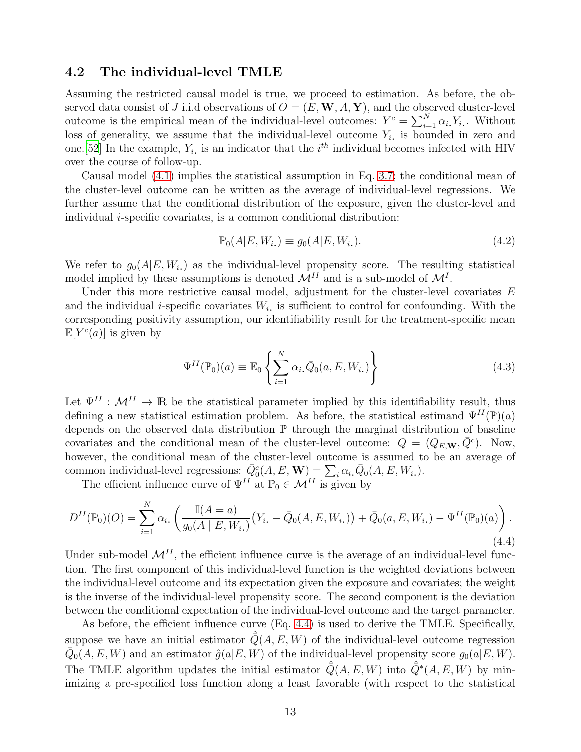### 4.2 The individual-level TMLE

Assuming the restricted causal model is true, we proceed to estimation. As before, the observed data consist of $J$ i.i.d observations of $O = (E, \mathbf{W}, A, \mathbf{Y})$, and the observed cluster-level outcome is the empirical mean of the individual-level outcomes: $Y^c = \sum_{i=1}^{N} \alpha_{i.} Y_{i.}$. Without loss of generality, we assume that the individual-level outcome $Y_{i.}$ is bounded in zero and one.[52] In the example, $Y_{i.}$ is an indicator that the $i^{th}$ individual becomes infected with HIV over the course of follow-up.

Causal model (4.1) implies the statistical assumption in Eq. 3.7: the conditional mean of the cluster-level outcome can be written as the average of individual-level regressions. We further assume that the conditional distribution of the exposure, given the cluster-level and individual $i$-specific covariates, is a common conditional distribution:

$$\mathbb{P}_0(A|E, W_{i.}) \equiv g_0(A|E, W_{i.}). \tag{4.2}$$

We refer to $g_0(A|E, W_{i.})$ as the individual-level propensity score. The resulting statistical model implied by these assumptions is denoted $\mathcal{M}^{II}$ and is a sub-model of $\mathcal{M}^{I}$.

Under this more restrictive causal model, adjustment for the cluster-level covariates $E$ and the individual $i$-specific covariates $W_{i.}$ is sufficient to control for confounding. With the corresponding positivity assumption, our identifiability result for the treatment-specific mean $\mathbb{E}[Y^c(a)]$ is given by

$$\Psi^{II}(\mathbb{P}_0)(a) \equiv \mathbb{E}_0 \left\{ \sum_{i=1}^{N} \alpha_{i.} \bar{Q}_0(a, E, W_{i.}) \right\} \tag{4.3}$$

Let $\Psi^{II} : \mathcal{M}^{II} \rightarrow \mathbb{R}$ be the statistical parameter implied by this identifiability result, thus defining a new statistical estimation problem. As before, the statistical estimand $\Psi^{II}(\mathbb{P})(a)$ depends on the observed data distribution $\mathbb{P}$ through the marginal distribution of baseline covariates and the conditional mean of the cluster-level outcome: $Q = (Q_{E,\mathbf{W}}, \bar{Q}^c)$. Now, however, the conditional mean of the cluster-level outcome is assumed to be an average of common individual-level regressions: $\bar{Q}_0^c(A, E, \mathbf{W}) = \sum_i \alpha_{i.} \bar{Q}_0(A, E, W_{i.})$.

The efficient influence curve of $\Psi^{II}$ at $\mathbb{P}_0 \in \mathcal{M}^{II}$ is given by

$$D^{II}(\mathbb{P}_0)(O) = \sum_{i=1}^{N} \alpha_{i.} \left( \frac{\mathbb{I}(A=a)}{g_0(A \mid E, W_{i.})} \big(Y_{i.} - \bar{Q}_0(A, E, W_{i.})\big) + \bar{Q}_0(a, E, W_{i.}) - \Psi^{II}(\mathbb{P}_0)(a) \right). \tag{4.4}$$

Under sub-model $\mathcal{M}^{II}$, the efficient influence curve is the average of an individual-level function. The first component of this individual-level function is the weighted deviations between the individual-level outcome and its expectation given the exposure and covariates; the weight is the inverse of the individual-level propensity score. The second component is the deviation between the conditional expectation of the individual-level outcome and the target parameter.

As before, the efficient influence curve (Eq. 4.4) is used to derive the TMLE. Specifically, suppose we have an initial estimator $\hat{\bar{Q}}(A, E, W)$ of the individual-level outcome regression $\bar{Q}_0(A, E, W)$ and an estimator $\hat{g}(a|E, W)$ of the individual-level propensity score $g_0(a|E, W)$. The TMLE algorithm updates the initial estimator $\hat{\bar{Q}}(A, E, W)$ into $\hat{\bar{Q}}^*(A, E, W)$ by minimizing a pre-specified loss function along a least favorable (with respect to the statistical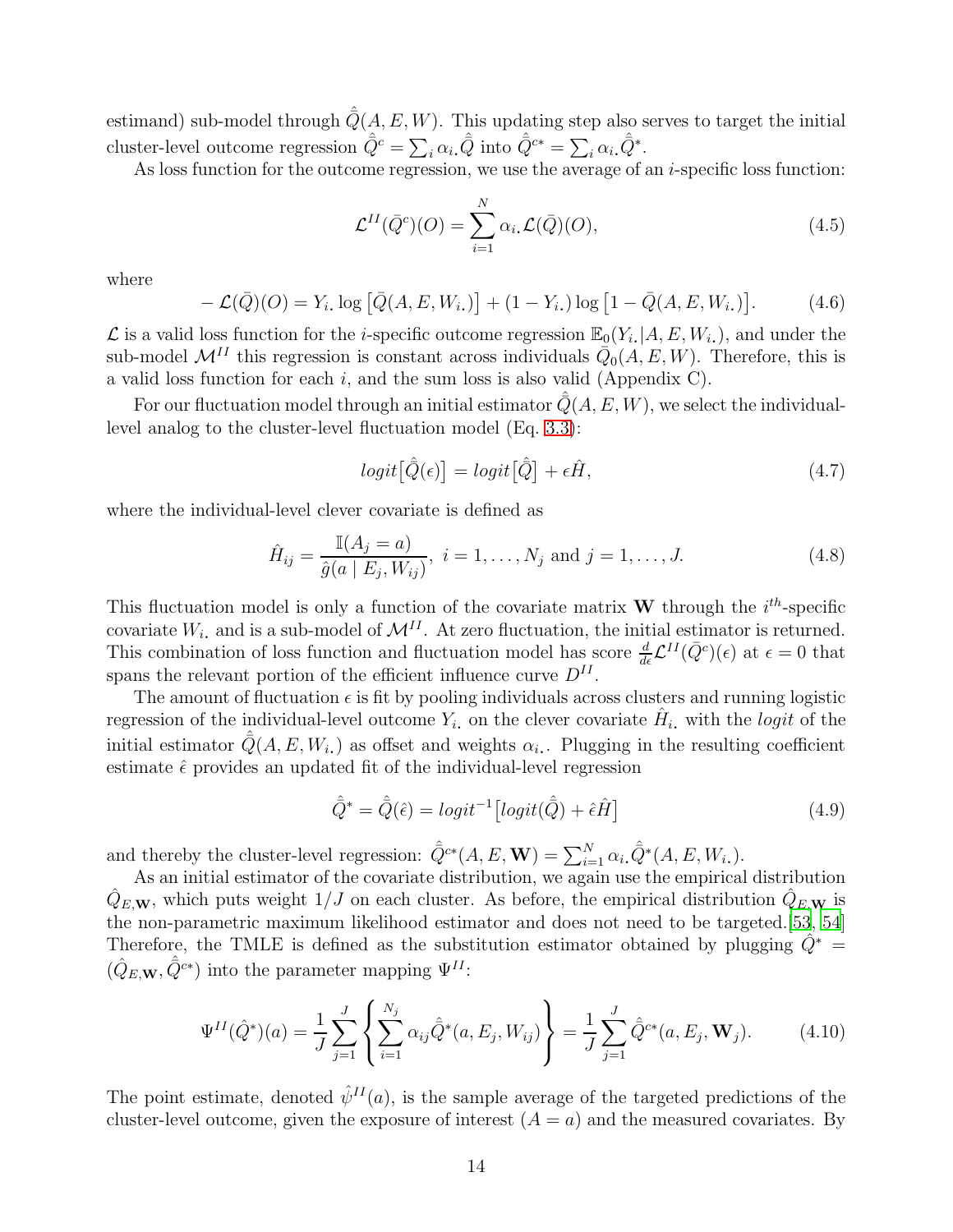estimand) sub-model through $\hat{\bar{Q}}(A, E, W)$. This updating step also serves to target the initial cluster-level outcome regression $\hat{\bar{Q}}^c = \sum_i \alpha_{i.} \hat{\bar{Q}}$ into $\hat{\bar{Q}}^{c*} = \sum_i \alpha_{i.} \hat{\bar{Q}}^*$.

As loss function for the outcome regression, we use the average of an $i$-specific loss function:

$$\mathcal{L}^{II}(\bar{Q}^c)(O) = \sum_{i=1}^{N} \alpha_{i.} \mathcal{L}(\bar{Q})(O), \tag{4.5}$$

where

$$-\mathcal{L}(\bar{Q})(O) = Y_{i.} \log\left[\bar{Q}(A, E, W_{i.})\right] + (1 - Y_{i.}) \log\left[1 - \bar{Q}(A, E, W_{i.})\right]. \tag{4.6}$$

$\mathcal{L}$ is a valid loss function for the $i$-specific outcome regression $\mathbb{E}_0(Y_{i.}|A, E, W_{i.})$, and under the sub-model $\mathcal{M}^{II}$ this regression is constant across individuals $\bar{Q}_0(A, E, W)$. Therefore, this is a valid loss function for each $i$, and the sum loss is also valid (Appendix C).

For our fluctuation model through an initial estimator $\hat{\bar{Q}}(A, E, W)$, we select the individual-level analog to the cluster-level fluctuation model (Eq. 3.3):

$$logit\big[\hat{\bar{Q}}(\epsilon)\big] = logit\big[\hat{\bar{Q}}\big] + \epsilon \hat{H}, \tag{4.7}$$

where the individual-level clever covariate is defined as

$$\hat{H}_{ij} = \frac{\mathbb{I}(A_j = a)}{\hat{g}(a \mid E_j, W_{ij})},\ i = 1, \ldots, N_j \text{ and } j = 1, \ldots, J. \tag{4.8}$$

This fluctuation model is only a function of the covariate matrix $\mathbf{W}$ through the $i^{th}$-specific covariate $W_{i.}$ and is a sub-model of $\mathcal{M}^{II}$. At zero fluctuation, the initial estimator is returned. This combination of loss function and fluctuation model has score $\frac{d}{d\epsilon}\mathcal{L}^{II}(\bar{Q}^c)(\epsilon)$ at $\epsilon = 0$ that spans the relevant portion of the efficient influence curve $D^{II}$.

The amount of fluctuation $\epsilon$ is fit by pooling individuals across clusters and running logistic regression of the individual-level outcome $Y_{i.}$ on the clever covariate $\hat{H}_{i.}$ with the *logit* of the initial estimator $\hat{\bar{Q}}(A, E, W_{i.})$ as offset and weights $\alpha_{i.}$. Plugging in the resulting coefficient estimate $\hat{\epsilon}$ provides an updated fit of the individual-level regression

$$\hat{\bar{Q}}^* = \hat{\bar{Q}}(\hat{\epsilon}) = logit^{-1}\big[logit(\hat{\bar{Q}}) + \hat{\epsilon}\hat{H}\big] \tag{4.9}$$

and thereby the cluster-level regression: $\hat{\bar{Q}}^{c*}(A, E, \mathbf{W}) = \sum_{i=1}^{N} \alpha_{i.} \hat{\bar{Q}}^*(A, E, W_{i.})$.

As an initial estimator of the covariate distribution, we again use the empirical distribution $\hat{Q}_{E,\mathbf{W}}$, which puts weight $1/J$ on each cluster. As before, the empirical distribution $\hat{Q}_{E,\mathbf{W}}$ is the non-parametric maximum likelihood estimator and does not need to be targeted.[53, 54] Therefore, the TMLE is defined as the substitution estimator obtained by plugging $\hat{Q}^* = (\hat{Q}_{E,\mathbf{W}}, \hat{\bar{Q}}^{c*})$ into the parameter mapping $\Psi^{II}$:

$$\Psi^{II}(\hat{Q}^*)(a) = \frac{1}{J}\sum_{j=1}^{J}\left\{\sum_{i=1}^{N_j} \alpha_{ij} \hat{\bar{Q}}^*(a, E_j, W_{ij})\right\} = \frac{1}{J}\sum_{j=1}^{J} \hat{\bar{Q}}^{c*}(a, E_j, \mathbf{W}_j). \tag{4.10}$$

The point estimate, denoted $\hat{\psi}^{II}(a)$, is the sample average of the targeted predictions of the cluster-level outcome, given the exposure of interest $(A = a)$ and the measured covariates. By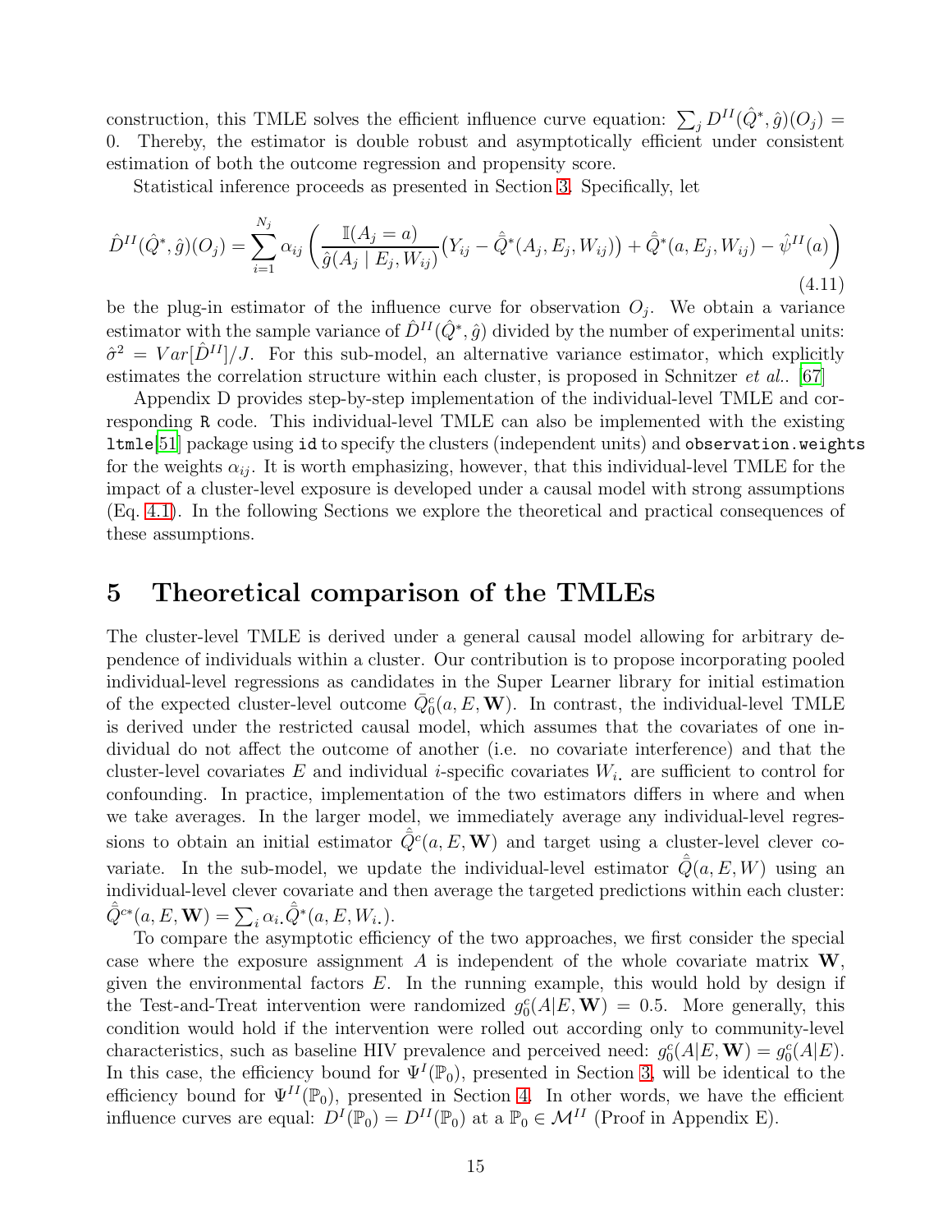construction, this TMLE solves the efficient influence curve equation: $\sum_j D^{II}(\hat{Q}^*, \hat{g})(O_j) = 0$. Thereby, the estimator is double robust and asymptotically efficient under consistent estimation of both the outcome regression and propensity score.

Statistical inference proceeds as presented in Section 3. Specifically, let

$$\hat{D}^{II}(\hat{Q}^*, \hat{g})(O_j) = \sum_{i=1}^{N_j} \alpha_{ij} \left( \frac{\mathbb{I}(A_j = a)}{\hat{g}(A_j \mid E_j, W_{ij})} \big(Y_{ij} - \hat{\bar{Q}}^*(A_j, E_j, W_{ij})\big) + \hat{\bar{Q}}^*(a, E_j, W_{ij}) - \hat{\psi}^{II}(a) \right) \tag{4.11}$$

be the plug-in estimator of the influence curve for observation $O_j$. We obtain a variance estimator with the sample variance of $\hat{D}^{II}(\hat{Q}^*, \hat{g})$ divided by the number of experimental units: $\hat{\sigma}^2 = Var[\hat{D}^{II}]/J$. For this sub-model, an alternative variance estimator, which explicitly estimates the correlation structure within each cluster, is proposed in Schnitzer *et al.*. [67]

Appendix D provides step-by-step implementation of the individual-level TMLE and corresponding `R` code. This individual-level TMLE can also be implemented with the existing `ltmle`[51] package using `id` to specify the clusters (independent units) and `observation.weights` for the weights $\alpha_{ij}$. It is worth emphasizing, however, that this individual-level TMLE for the impact of a cluster-level exposure is developed under a causal model with strong assumptions (Eq. 4.1). In the following Sections we explore the theoretical and practical consequences of these assumptions.

## 5 Theoretical comparison of the TMLEs

The cluster-level TMLE is derived under a general causal model allowing for arbitrary dependence of individuals within a cluster. Our contribution is to propose incorporating pooled individual-level regressions as candidates in the Super Learner library for initial estimation of the expected cluster-level outcome $\bar{Q}_0^c(a, E, \mathbf{W})$. In contrast, the individual-level TMLE is derived under the restricted causal model, which assumes that the covariates of one individual do not affect the outcome of another (i.e. no covariate interference) and that the cluster-level covariates $E$ and individual $i$-specific covariates $W_{i.}$ are sufficient to control for confounding. In practice, implementation of the two estimators differs in where and when we take averages. In the larger model, we immediately average any individual-level regressions to obtain an initial estimator $\hat{\bar{Q}}^c(a, E, \mathbf{W})$ and target using a cluster-level clever covariate. In the sub-model, we update the individual-level estimator $\hat{\bar{Q}}(a, E, W)$ using an individual-level clever covariate and then average the targeted predictions within each cluster: $\hat{\bar{Q}}^{c*}(a, E, \mathbf{W}) = \sum_i \alpha_{i.} \hat{\bar{Q}}^*(a, E, W_{i.})$.

To compare the asymptotic efficiency of the two approaches, we first consider the special case where the exposure assignment $A$ is independent of the whole covariate matrix $\mathbf{W}$, given the environmental factors $E$. In the running example, this would hold by design if the Test-and-Treat intervention were randomized $g_0^c(A|E, \mathbf{W}) = 0.5$. More generally, this condition would hold if the intervention were rolled out according only to community-level characteristics, such as baseline HIV prevalence and perceived need: $g_0^c(A|E, \mathbf{W}) = g_0^c(A|E)$. In this case, the efficiency bound for $\Psi^I(\mathbb{P}_0)$, presented in Section 3, will be identical to the efficiency bound for $\Psi^{II}(\mathbb{P}_0)$, presented in Section 4. In other words, we have the efficient influence curves are equal: $D^I(\mathbb{P}_0) = D^{II}(\mathbb{P}_0)$ at a $\mathbb{P}_0 \in \mathcal{M}^{II}$ (Proof in Appendix E).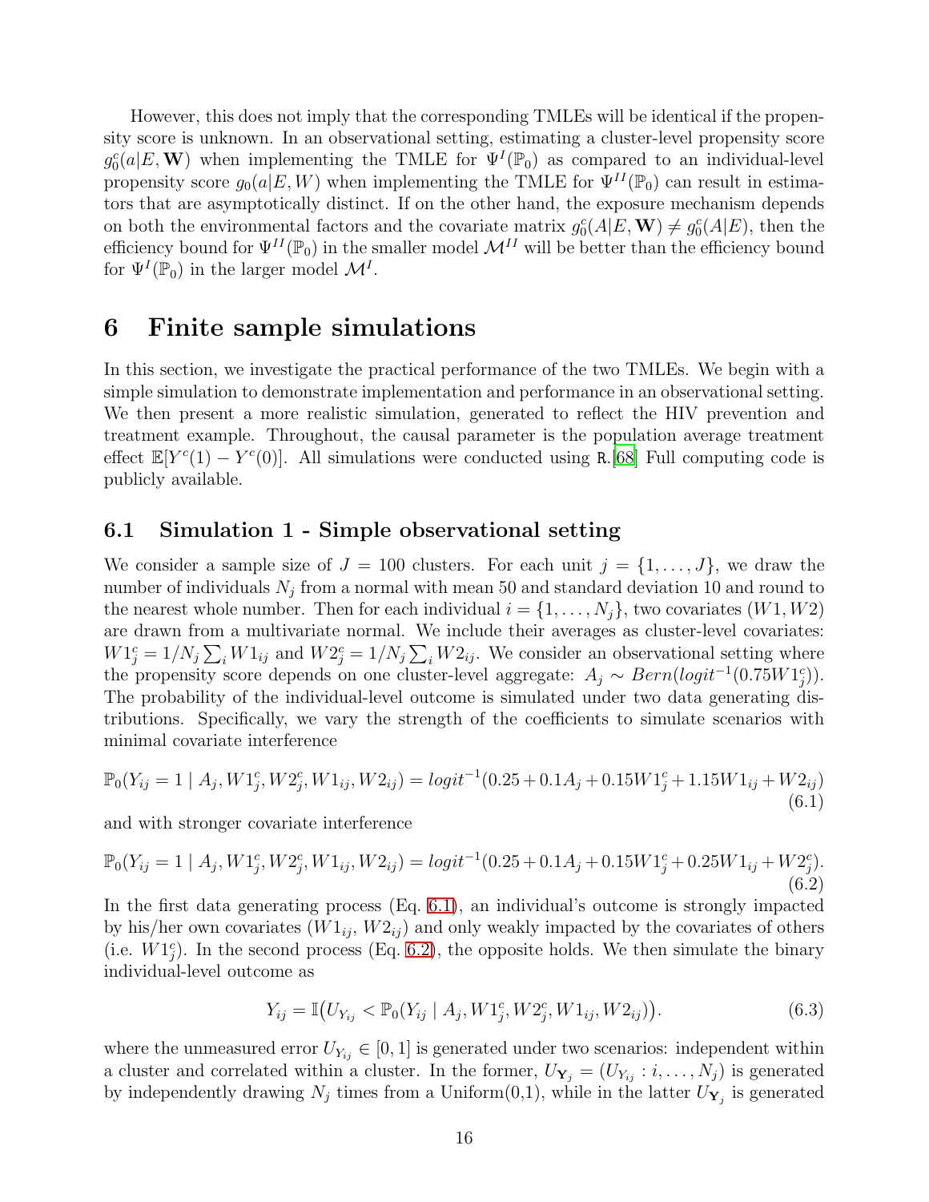However, this does not imply that the corresponding TMLEs will be identical if the propensity score is unknown. In an observational setting, estimating a cluster-level propensity score $g_0^c(a|E, \mathbf{W})$ when implementing the TMLE for $\Psi^I(\mathbb{P}_0)$ as compared to an individual-level propensity score $g_0(a|E, W)$ when implementing the TMLE for $\Psi^{II}(\mathbb{P}_0)$ can result in estimators that are asymptotically distinct. If on the other hand, the exposure mechanism depends on both the environmental factors and the covariate matrix $g_0^c(A|E, \mathbf{W}) \neq g_0^c(A|E)$, then the efficiency bound for $\Psi^{II}(\mathbb{P}_0)$ in the smaller model $\mathcal{M}^{II}$ will be better than the efficiency bound for $\Psi^I(\mathbb{P}_0)$ in the larger model $\mathcal{M}^I$.

# 6 Finite sample simulations

In this section, we investigate the practical performance of the two TMLEs. We begin with a simple simulation to demonstrate implementation and performance in an observational setting. We then present a more realistic simulation, generated to reflect the HIV prevention and treatment example. Throughout, the causal parameter is the population average treatment effect $\mathbb{E}[Y^c(1) - Y^c(0)]$. All simulations were conducted using `R`.[68] Full computing code is publicly available.

## 6.1 Simulation 1 - Simple observational setting

We consider a sample size of $J = 100$ clusters. For each unit $j = \{1, \ldots, J\}$, we draw the number of individuals $N_j$ from a normal with mean 50 and standard deviation 10 and round to the nearest whole number. Then for each individual $i = \{1, \ldots, N_j\}$, two covariates $(W1, W2)$ are drawn from a multivariate normal. We include their averages as cluster-level covariates: $W1_j^c = 1/N_j \sum_i W1_{ij}$ and $W2_j^c = 1/N_j \sum_i W2_{ij}$. We consider an observational setting where the propensity score depends on one cluster-level aggregate: $A_j \sim Bern(logit^{-1}(0.75W1_j^c))$. The probability of the individual-level outcome is simulated under two data generating distributions. Specifically, we vary the strength of the coefficients to simulate scenarios with minimal covariate interference

$$\mathbb{P}_0(Y_{ij} = 1 \mid A_j, W1_j^c, W2_j^c, W1_{ij}, W2_{ij}) = logit^{-1}(0.25 + 0.1A_j + 0.15W1_j^c + 1.15W1_{ij} + W2_{ij}) \tag{6.1}$$

and with stronger covariate interference

$$\mathbb{P}_0(Y_{ij} = 1 \mid A_j, W1_j^c, W2_j^c, W1_{ij}, W2_{ij}) = logit^{-1}(0.25 + 0.1A_j + 0.15W1_j^c + 0.25W1_{ij} + W2_j^c). \tag{6.2}$$

In the first data generating process (Eq. 6.1), an individual's outcome is strongly impacted by his/her own covariates ($W1_{ij}$, $W2_{ij}$) and only weakly impacted by the covariates of others (i.e. $W1_j^c$). In the second process (Eq. 6.2), the opposite holds. We then simulate the binary individual-level outcome as

$$Y_{ij} = \mathbb{I}\big(U_{Y_{ij}} < \mathbb{P}_0(Y_{ij} \mid A_j, W1_j^c, W2_j^c, W1_{ij}, W2_{ij})\big). \tag{6.3}$$

where the unmeasured error $U_{Y_{ij}} \in [0, 1]$ is generated under two scenarios: independent within a cluster and correlated within a cluster. In the former, $U_{\mathbf{Y}_j} = (U_{Y_{ij}} : i, \ldots, N_j)$ is generated by independently drawing $N_j$ times from a Uniform(0,1), while in the latter $U_{\mathbf{Y}_j}$ is generated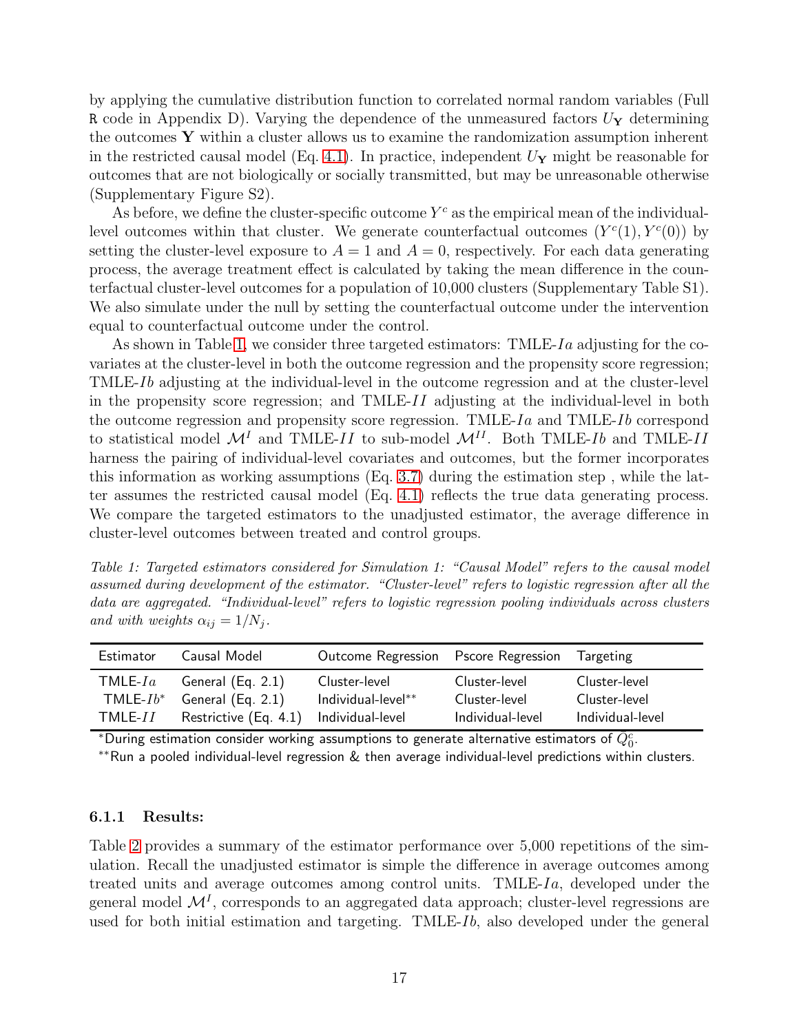by applying the cumulative distribution function to correlated normal random variables (Full R code in Appendix D). Varying the dependence of the unmeasured factors $U_{\mathbf{Y}}$ determining the outcomes $\mathbf{Y}$ within a cluster allows us to examine the randomization assumption inherent in the restricted causal model (Eq. 4.1). In practice, independent $U_{\mathbf{Y}}$ might be reasonable for outcomes that are not biologically or socially transmitted, but may be unreasonable otherwise (Supplementary Figure S2).

As before, we define the cluster-specific outcome $Y^c$ as the empirical mean of the individual-level outcomes within that cluster. We generate counterfactual outcomes $(Y^c(1), Y^c(0))$ by setting the cluster-level exposure to $A = 1$ and $A = 0$, respectively. For each data generating process, the average treatment effect is calculated by taking the mean difference in the counterfactual cluster-level outcomes for a population of 10,000 clusters (Supplementary Table S1). We also simulate under the null by setting the counterfactual outcome under the intervention equal to counterfactual outcome under the control.

As shown in Table 1, we consider three targeted estimators: TMLE-$Ia$ adjusting for the covariates at the cluster-level in both the outcome regression and the propensity score regression; TMLE-$Ib$ adjusting at the individual-level in the outcome regression and at the cluster-level in the propensity score regression; and TMLE-$II$ adjusting at the individual-level in both the outcome regression and propensity score regression. TMLE-$Ia$ and TMLE-$Ib$ correspond to statistical model $\mathcal{M}^I$ and TMLE-$II$ to sub-model $\mathcal{M}^{II}$. Both TMLE-$Ib$ and TMLE-$II$ harness the pairing of individual-level covariates and outcomes, but the former incorporates this information as working assumptions (Eq. 3.7) during the estimation step , while the latter assumes the restricted causal model (Eq. 4.1) reflects the true data generating process. We compare the targeted estimators to the unadjusted estimator, the average difference in cluster-level outcomes between treated and control groups.

*Table 1: Targeted estimators considered for Simulation 1: "Causal Model" refers to the causal model assumed during development of the estimator. "Cluster-level" refers to logistic regression after all the data are aggregated. "Individual-level" refers to logistic regression pooling individuals across clusters and with weights $\alpha_{ij} = 1/N_j$.*

| Estimator | Causal Model | Outcome Regression | Pscore Regression | Targeting |
|---|---|---|---|---|
| TMLE-$Ia$ | General (Eq. 2.1) | Cluster-level | Cluster-level | Cluster-level |
| TMLE-$Ib$* | General (Eq. 2.1) | Individual-level** | Cluster-level | Cluster-level |
| TMLE-$II$ | Restrictive (Eq. 4.1) | Individual-level | Individual-level | Individual-level |

*During estimation consider working assumptions to generate alternative estimators of $\bar{Q}_0^c$.

**Run a pooled individual-level regression & then average individual-level predictions within clusters.

### 6.1.1 Results:

Table 2 provides a summary of the estimator performance over 5,000 repetitions of the simulation. Recall the unadjusted estimator is simple the difference in average outcomes among treated units and average outcomes among control units. TMLE-$Ia$, developed under the general model $\mathcal{M}^I$, corresponds to an aggregated data approach; cluster-level regressions are used for both initial estimation and targeting. TMLE-$Ib$, also developed under the general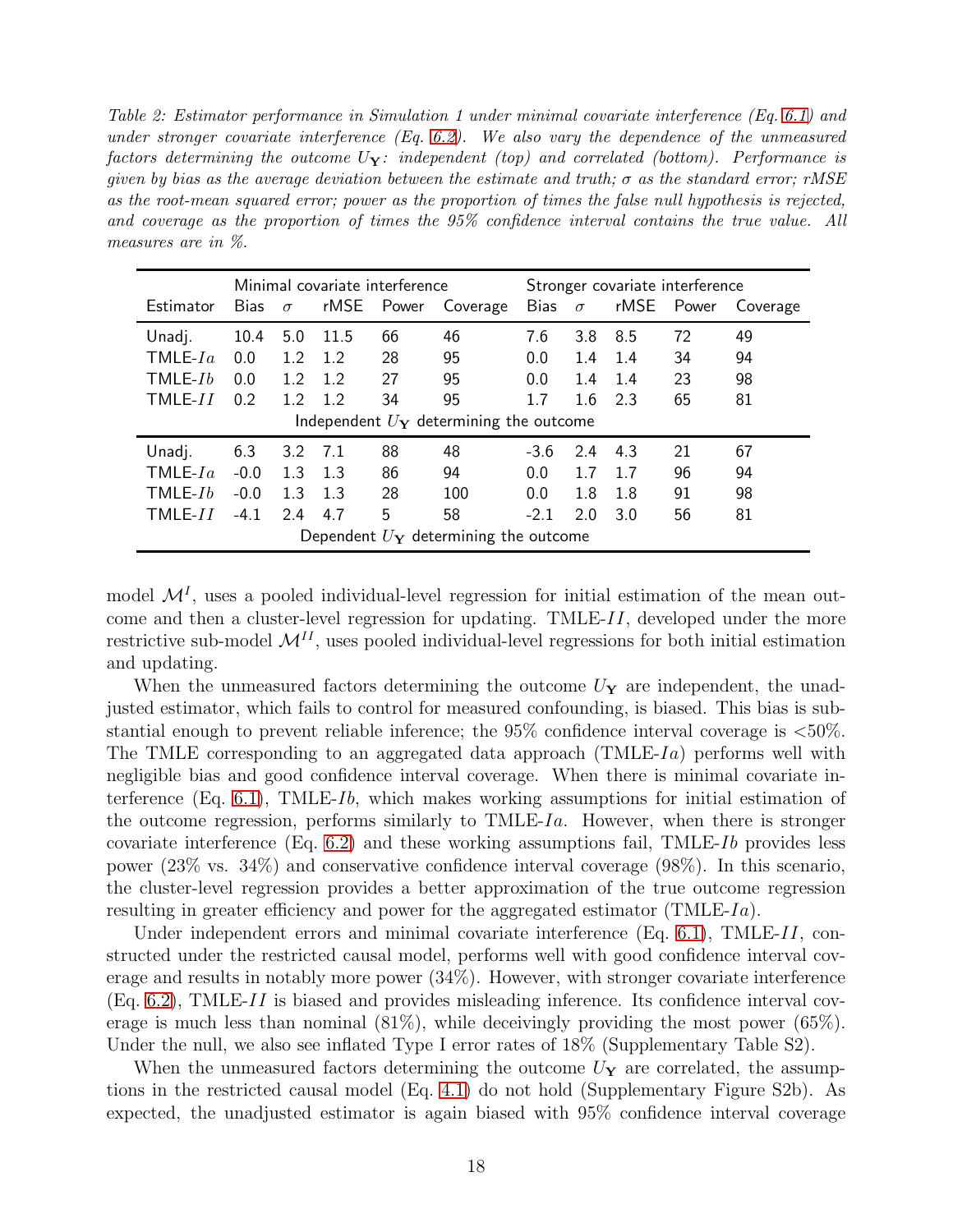*Table 2: Estimator performance in Simulation 1 under minimal covariate interference (Eq. 6.1) and under stronger covariate interference (Eq. 6.2). We also vary the dependence of the unmeasured factors determining the outcome $U_{\mathbf{Y}}$: independent (top) and correlated (bottom). Performance is given by bias as the average deviation between the estimate and truth; $\sigma$ as the standard error; rMSE as the root-mean squared error; power as the proportion of times the false null hypothesis is rejected, and coverage as the proportion of times the 95% confidence interval contains the true value. All measures are in %.*

| | Minimal covariate interference | | | | | Stronger covariate interference | | | | |
|---|---|---|---|---|---|---|---|---|---|---|
| Estimator | Bias | $\sigma$ | rMSE | Power | Coverage | Bias | $\sigma$ | rMSE | Power | Coverage |
| Unadj. | 10.4 | 5.0 | 11.5 | 66 | 46 | 7.6 | 3.8 | 8.5 | 72 | 49 |
| TMLE-$Ia$ | 0.0 | 1.2 | 1.2 | 28 | 95 | 0.0 | 1.4 | 1.4 | 34 | 94 |
| TMLE-$Ib$ | 0.0 | 1.2 | 1.2 | 27 | 95 | 0.0 | 1.4 | 1.4 | 23 | 98 |
| TMLE-$II$ | 0.2 | 1.2 | 1.2 | 34 | 95 | 1.7 | 1.6 | 2.3 | 65 | 81 |
| Independent $U_{\mathbf{Y}}$ determining the outcome | | | | | | | | | | |
| Unadj. | 6.3 | 3.2 | 7.1 | 88 | 48 | -3.6 | 2.4 | 4.3 | 21 | 67 |
| TMLE-$Ia$ | -0.0 | 1.3 | 1.3 | 86 | 94 | 0.0 | 1.7 | 1.7 | 96 | 94 |
| TMLE-$Ib$ | -0.0 | 1.3 | 1.3 | 28 | 100 | 0.0 | 1.8 | 1.8 | 91 | 98 |
| TMLE-$II$ | -4.1 | 2.4 | 4.7 | 5 | 58 | -2.1 | 2.0 | 3.0 | 56 | 81 |
| Dependent $U_{\mathbf{Y}}$ determining the outcome | | | | | | | | | | |

model $\mathcal{M}^I$, uses a pooled individual-level regression for initial estimation of the mean outcome and then a cluster-level regression for updating. TMLE-$II$, developed under the more restrictive sub-model $\mathcal{M}^{II}$, uses pooled individual-level regressions for both initial estimation and updating.

When the unmeasured factors determining the outcome $U_{\mathbf{Y}}$ are independent, the unadjusted estimator, which fails to control for measured confounding, is biased. This bias is substantial enough to prevent reliable inference; the 95% confidence interval coverage is <50%. The TMLE corresponding to an aggregated data approach (TMLE-$Ia$) performs well with negligible bias and good confidence interval coverage. When there is minimal covariate interference (Eq. 6.1), TMLE-$Ib$, which makes working assumptions for initial estimation of the outcome regression, performs similarly to TMLE-$Ia$. However, when there is stronger covariate interference (Eq. 6.2) and these working assumptions fail, TMLE-$Ib$ provides less power (23% vs. 34%) and conservative confidence interval coverage (98%). In this scenario, the cluster-level regression provides a better approximation of the true outcome regression resulting in greater efficiency and power for the aggregated estimator (TMLE-$Ia$).

Under independent errors and minimal covariate interference (Eq. 6.1), TMLE-$II$, constructed under the restricted causal model, performs well with good confidence interval coverage and results in notably more power (34%). However, with stronger covariate interference (Eq. 6.2), TMLE-$II$ is biased and provides misleading inference. Its confidence interval coverage is much less than nominal (81%), while deceivingly providing the most power (65%). Under the null, we also see inflated Type I error rates of 18% (Supplementary Table S2).

When the unmeasured factors determining the outcome $U_{\mathbf{Y}}$ are correlated, the assumptions in the restricted causal model (Eq. 4.1) do not hold (Supplementary Figure S2b). As expected, the unadjusted estimator is again biased with 95% confidence interval coverage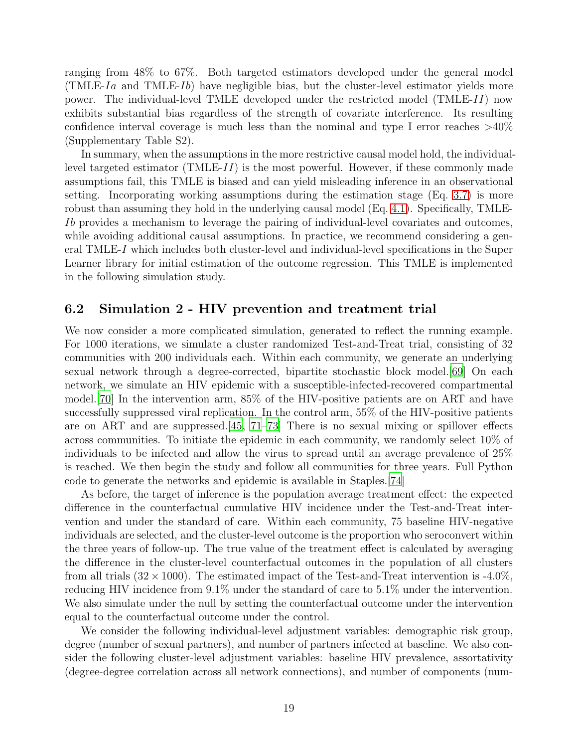ranging from 48% to 67%. Both targeted estimators developed under the general model (TMLE-$Ia$ and TMLE-$Ib$) have negligible bias, but the cluster-level estimator yields more power. The individual-level TMLE developed under the restricted model (TMLE-$II$) now exhibits substantial bias regardless of the strength of covariate interference. Its resulting confidence interval coverage is much less than the nominal and type I error reaches >40% (Supplementary Table S2).

In summary, when the assumptions in the more restrictive causal model hold, the individual-level targeted estimator (TMLE-$II$) is the most powerful. However, if these commonly made assumptions fail, this TMLE is biased and can yield misleading inference in an observational setting. Incorporating working assumptions during the estimation stage (Eq. 3.7) is more robust than assuming they hold in the underlying causal model (Eq. 4.1). Specifically, TMLE-$Ib$ provides a mechanism to leverage the pairing of individual-level covariates and outcomes, while avoiding additional causal assumptions. In practice, we recommend considering a general TMLE-$I$ which includes both cluster-level and individual-level specifications in the Super Learner library for initial estimation of the outcome regression. This TMLE is implemented in the following simulation study.

## 6.2 Simulation 2 - HIV prevention and treatment trial

We now consider a more complicated simulation, generated to reflect the running example. For 1000 iterations, we simulate a cluster randomized Test-and-Treat trial, consisting of 32 communities with 200 individuals each. Within each community, we generate an underlying sexual network through a degree-corrected, bipartite stochastic block model.[69] On each network, we simulate an HIV epidemic with a susceptible-infected-recovered compartmental model.[70] In the intervention arm, 85% of the HIV-positive patients are on ART and have successfully suppressed viral replication. In the control arm, 55% of the HIV-positive patients are on ART and are suppressed.[45, 71–73] There is no sexual mixing or spillover effects across communities. To initiate the epidemic in each community, we randomly select 10% of individuals to be infected and allow the virus to spread until an average prevalence of 25% is reached. We then begin the study and follow all communities for three years. Full Python code to generate the networks and epidemic is available in Staples.[74]

As before, the target of inference is the population average treatment effect: the expected difference in the counterfactual cumulative HIV incidence under the Test-and-Treat intervention and under the standard of care. Within each community, 75 baseline HIV-negative individuals are selected, and the cluster-level outcome is the proportion who seroconvert within the three years of follow-up. The true value of the treatment effect is calculated by averaging the difference in the cluster-level counterfactual outcomes in the population of all clusters from all trials ($32 \times 1000$). The estimated impact of the Test-and-Treat intervention is -4.0%, reducing HIV incidence from 9.1% under the standard of care to 5.1% under the intervention. We also simulate under the null by setting the counterfactual outcome under the intervention equal to the counterfactual outcome under the control.

We consider the following individual-level adjustment variables: demographic risk group, degree (number of sexual partners), and number of partners infected at baseline. We also consider the following cluster-level adjustment variables: baseline HIV prevalence, assortativity (degree-degree correlation across all network connections), and number of components (num-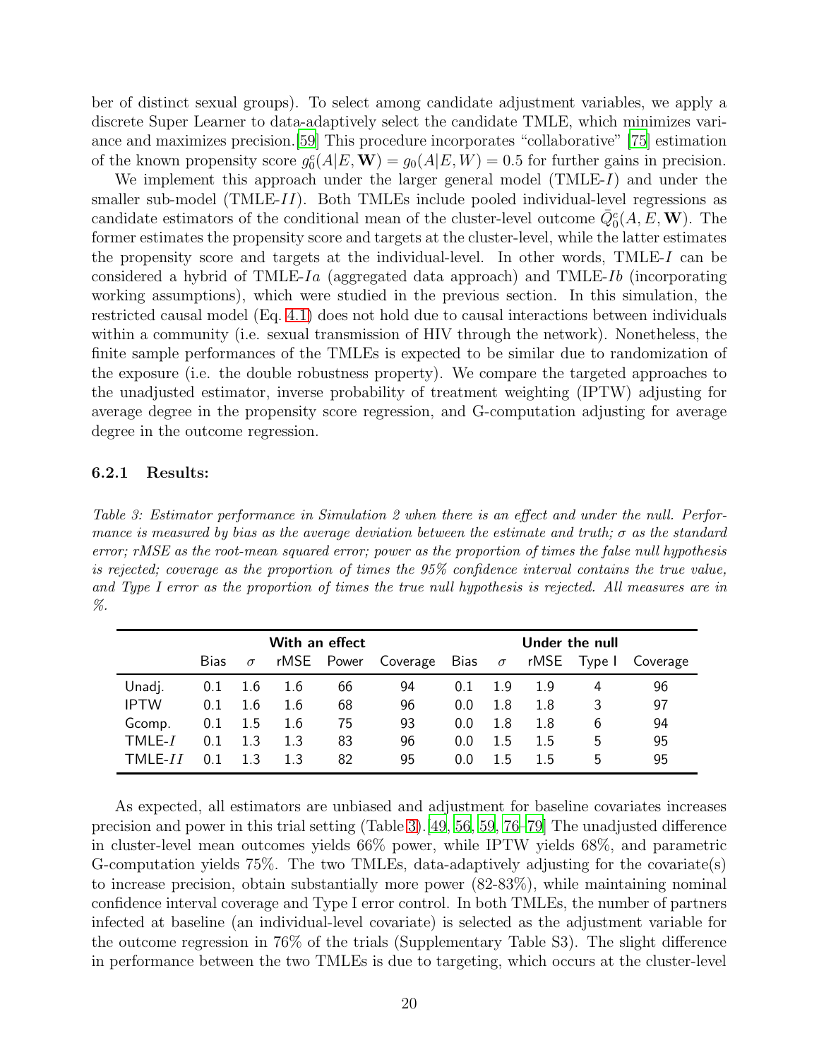ber of distinct sexual groups). To select among candidate adjustment variables, we apply a discrete Super Learner to data-adaptively select the candidate TMLE, which minimizes variance and maximizes precision.[59] This procedure incorporates "collaborative" [75] estimation of the known propensity score $g_0^c(A|E, \mathbf{W}) = g_0(A|E, W) = 0.5$ for further gains in precision.

We implement this approach under the larger general model (TMLE-$I$) and under the smaller sub-model (TMLE-$II$). Both TMLEs include pooled individual-level regressions as candidate estimators of the conditional mean of the cluster-level outcome $\bar{Q}_0^c(A, E, \mathbf{W})$. The former estimates the propensity score and targets at the cluster-level, while the latter estimates the propensity score and targets at the individual-level. In other words, TMLE-$I$ can be considered a hybrid of TMLE-$Ia$ (aggregated data approach) and TMLE-$Ib$ (incorporating working assumptions), which were studied in the previous section. In this simulation, the restricted causal model (Eq. 4.1) does not hold due to causal interactions between individuals within a community (i.e. sexual transmission of HIV through the network). Nonetheless, the finite sample performances of the TMLEs is expected to be similar due to randomization of the exposure (i.e. the double robustness property). We compare the targeted approaches to the unadjusted estimator, inverse probability of treatment weighting (IPTW) adjusting for average degree in the propensity score regression, and G-computation adjusting for average degree in the outcome regression.

### 6.2.1 Results:

*Table 3: Estimator performance in Simulation 2 when there is an effect and under the null. Performance is measured by bias as the average deviation between the estimate and truth; $\sigma$ as the standard error; rMSE as the root-mean squared error; power as the proportion of times the false null hypothesis is rejected; coverage as the proportion of times the 95% confidence interval contains the true value, and Type I error as the proportion of times the true null hypothesis is rejected. All measures are in %.*

| | With an effect | | | | | Under the null | | | | |
|---|---|---|---|---|---|---|---|---|---|---|
| | Bias | $\sigma$ | rMSE | Power | Coverage | Bias | $\sigma$ | rMSE | Type I | Coverage |
| Unadj. | 0.1 | 1.6 | 1.6 | 66 | 94 | 0.1 | 1.9 | 1.9 | 4 | 96 |
| IPTW | 0.1 | 1.6 | 1.6 | 68 | 96 | 0.0 | 1.8 | 1.8 | 3 | 97 |
| Gcomp. | 0.1 | 1.5 | 1.6 | 75 | 93 | 0.0 | 1.8 | 1.8 | 6 | 94 |
| TMLE-$I$ | 0.1 | 1.3 | 1.3 | 83 | 96 | 0.0 | 1.5 | 1.5 | 5 | 95 |
| TMLE-$II$ | 0.1 | 1.3 | 1.3 | 82 | 95 | 0.0 | 1.5 | 1.5 | 5 | 95 |

As expected, all estimators are unbiased and adjustment for baseline covariates increases precision and power in this trial setting (Table 3).[49, 56, 59, 76–79] The unadjusted difference in cluster-level mean outcomes yields 66% power, while IPTW yields 68%, and parametric G-computation yields 75%. The two TMLEs, data-adaptively adjusting for the covariate(s) to increase precision, obtain substantially more power (82-83%), while maintaining nominal confidence interval coverage and Type I error control. In both TMLEs, the number of partners infected at baseline (an individual-level covariate) is selected as the adjustment variable for the outcome regression in 76% of the trials (Supplementary Table S3). The slight difference in performance between the two TMLEs is due to targeting, which occurs at the cluster-level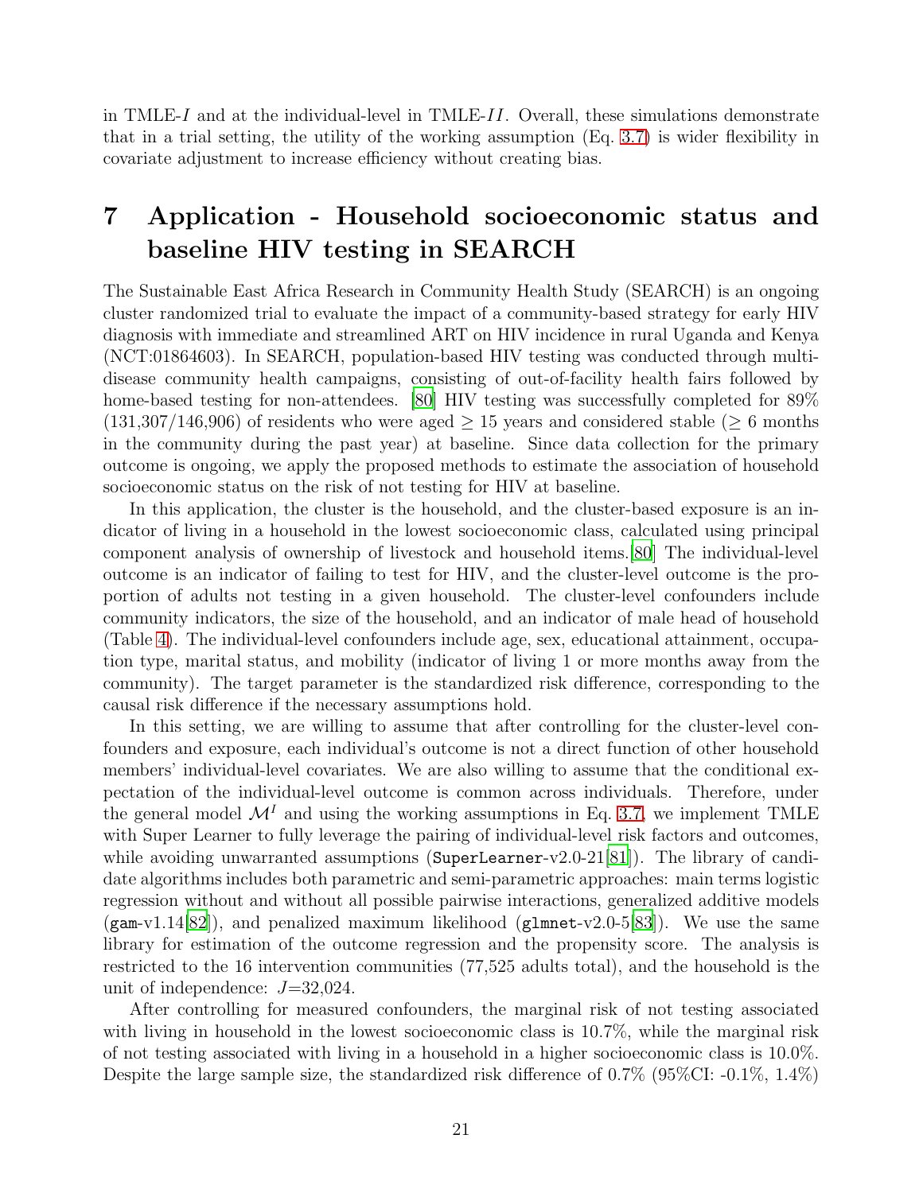in TMLE-$I$ and at the individual-level in TMLE-$II$. Overall, these simulations demonstrate that in a trial setting, the utility of the working assumption (Eq. 3.7) is wider flexibility in covariate adjustment to increase efficiency without creating bias.

# 7 Application - Household socioeconomic status and baseline HIV testing in SEARCH

The Sustainable East Africa Research in Community Health Study (SEARCH) is an ongoing cluster randomized trial to evaluate the impact of a community-based strategy for early HIV diagnosis with immediate and streamlined ART on HIV incidence in rural Uganda and Kenya (NCT:01864603). In SEARCH, population-based HIV testing was conducted through multi-disease community health campaigns, consisting of out-of-facility health fairs followed by home-based testing for non-attendees. [80] HIV testing was successfully completed for 89% (131,307/146,906) of residents who were aged $\geq$ 15 years and considered stable ($\geq$ 6 months in the community during the past year) at baseline. Since data collection for the primary outcome is ongoing, we apply the proposed methods to estimate the association of household socioeconomic status on the risk of not testing for HIV at baseline.

In this application, the cluster is the household, and the cluster-based exposure is an indicator of living in a household in the lowest socioeconomic class, calculated using principal component analysis of ownership of livestock and household items.[80] The individual-level outcome is an indicator of failing to test for HIV, and the cluster-level outcome is the proportion of adults not testing in a given household. The cluster-level confounders include community indicators, the size of the household, and an indicator of male head of household (Table 4). The individual-level confounders include age, sex, educational attainment, occupation type, marital status, and mobility (indicator of living 1 or more months away from the community). The target parameter is the standardized risk difference, corresponding to the causal risk difference if the necessary assumptions hold.

In this setting, we are willing to assume that after controlling for the cluster-level confounders and exposure, each individual's outcome is not a direct function of other household members' individual-level covariates. We are also willing to assume that the conditional expectation of the individual-level outcome is common across individuals. Therefore, under the general model $\mathcal{M}^I$ and using the working assumptions in Eq. 3.7, we implement TMLE with Super Learner to fully leverage the pairing of individual-level risk factors and outcomes, while avoiding unwarranted assumptions (`SuperLearner`-v2.0-21[81]). The library of candidate algorithms includes both parametric and semi-parametric approaches: main terms logistic regression without and without all possible pairwise interactions, generalized additive models (`gam`-v1.14[82]), and penalized maximum likelihood (`glmnet`-v2.0-5[83]). We use the same library for estimation of the outcome regression and the propensity score. The analysis is restricted to the 16 intervention communities (77,525 adults total), and the household is the unit of independence: $J$=32,024.

After controlling for measured confounders, the marginal risk of not testing associated with living in household in the lowest socioeconomic class is 10.7%, while the marginal risk of not testing associated with living in a household in a higher socioeconomic class is 10.0%. Despite the large sample size, the standardized risk difference of 0.7% (95%CI: -0.1%, 1.4%)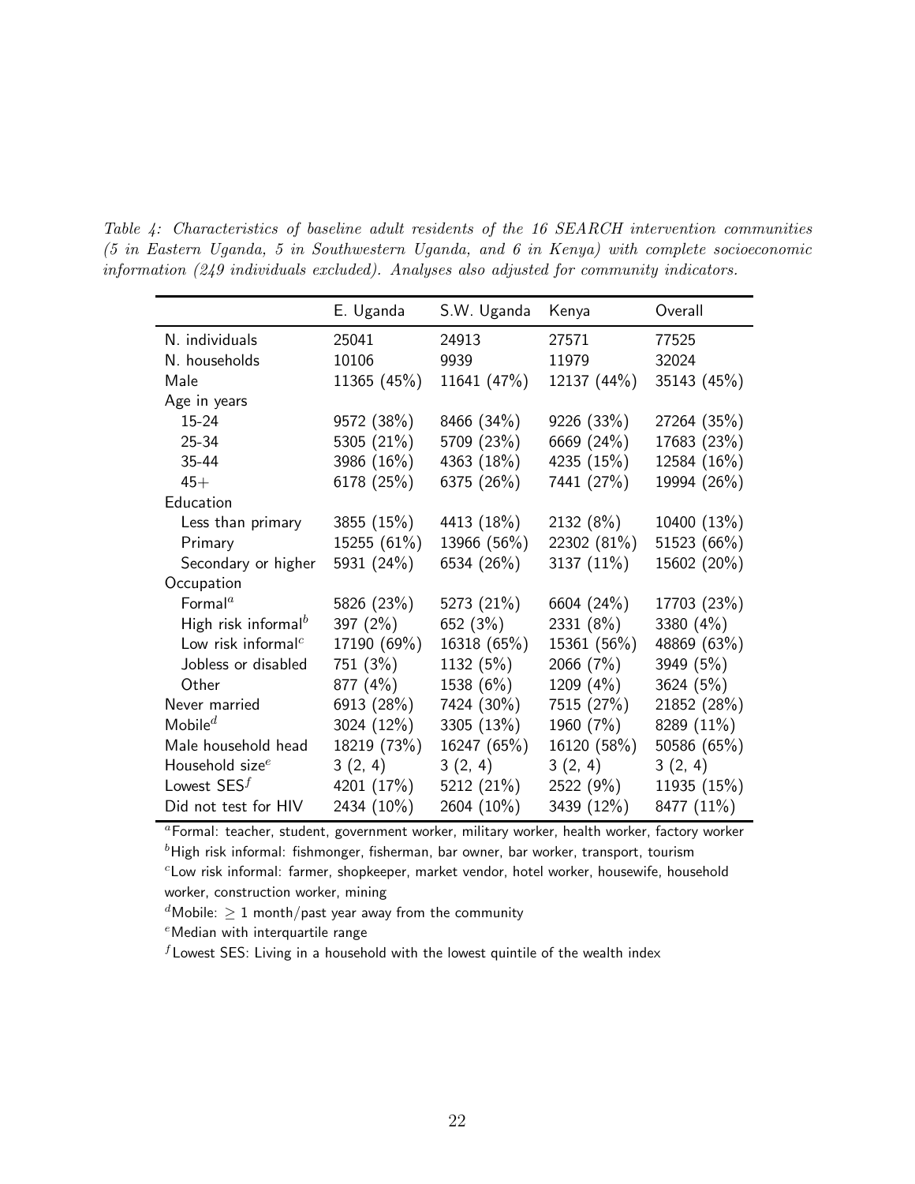*Table 4: Characteristics of baseline adult residents of the 16 SEARCH intervention communities (5 in Eastern Uganda, 5 in Southwestern Uganda, and 6 in Kenya) with complete socioeconomic information (249 individuals excluded). Analyses also adjusted for community indicators.*

| | E. Uganda | S.W. Uganda | Kenya | Overall |
|---|---|---|---|---|
| N. individuals | 25041 | 24913 | 27571 | 77525 |
| N. households | 10106 | 9939 | 11979 | 32024 |
| Male | 11365 (45%) | 11641 (47%) | 12137 (44%) | 35143 (45%) |
| Age in years | | | | |
| 15-24 | 9572 (38%) | 8466 (34%) | 9226 (33%) | 27264 (35%) |
| 25-34 | 5305 (21%) | 5709 (23%) | 6669 (24%) | 17683 (23%) |
| 35-44 | 3986 (16%) | 4363 (18%) | 4235 (15%) | 12584 (16%) |
| 45+ | 6178 (25%) | 6375 (26%) | 7441 (27%) | 19994 (26%) |
| Education | | | | |
| Less than primary | 3855 (15%) | 4413 (18%) | 2132 (8%) | 10400 (13%) |
| Primary | 15255 (61%) | 13966 (56%) | 22302 (81%) | 51523 (66%) |
| Secondary or higher | 5931 (24%) | 6534 (26%) | 3137 (11%) | 15602 (20%) |
| Occupation | | | | |
| Formal[a] | 5826 (23%) | 5273 (21%) | 6604 (24%) | 17703 (23%) |
| High risk informal[b] | 397 (2%) | 652 (3%) | 2331 (8%) | 3380 (4%) |
| Low risk informal[c] | 17190 (69%) | 16318 (65%) | 15361 (56%) | 48869 (63%) |
| Jobless or disabled | 751 (3%) | 1132 (5%) | 2066 (7%) | 3949 (5%) |
| Other | 877 (4%) | 1538 (6%) | 1209 (4%) | 3624 (5%) |
| Never married | 6913 (28%) | 7424 (30%) | 7515 (27%) | 21852 (28%) |
| Mobile[d] | 3024 (12%) | 3305 (13%) | 1960 (7%) | 8289 (11%) |
| Male household head | 18219 (73%) | 16247 (65%) | 16120 (58%) | 50586 (65%) |
| Household size[e] | 3 (2, 4) | 3 (2, 4) | 3 (2, 4) | 3 (2, 4) |
| Lowest SES[f] | 4201 (17%) | 5212 (21%) | 2522 (9%) | 11935 (15%) |
| Did not test for HIV | 2434 (10%) | 2604 (10%) | 3439 (12%) | 8477 (11%) |

[a] Formal: teacher, student, government worker, military worker, health worker, factory worker
[b] High risk informal: fishmonger, fisherman, bar owner, bar worker, transport, tourism
[c] Low risk informal: farmer, shopkeeper, market vendor, hotel worker, housewife, household worker, construction worker, mining
[d] Mobile: $\geq 1$ month/past year away from the community
[e] Median with interquartile range
[f] Lowest SES: Living in a household with the lowest quintile of the wealth index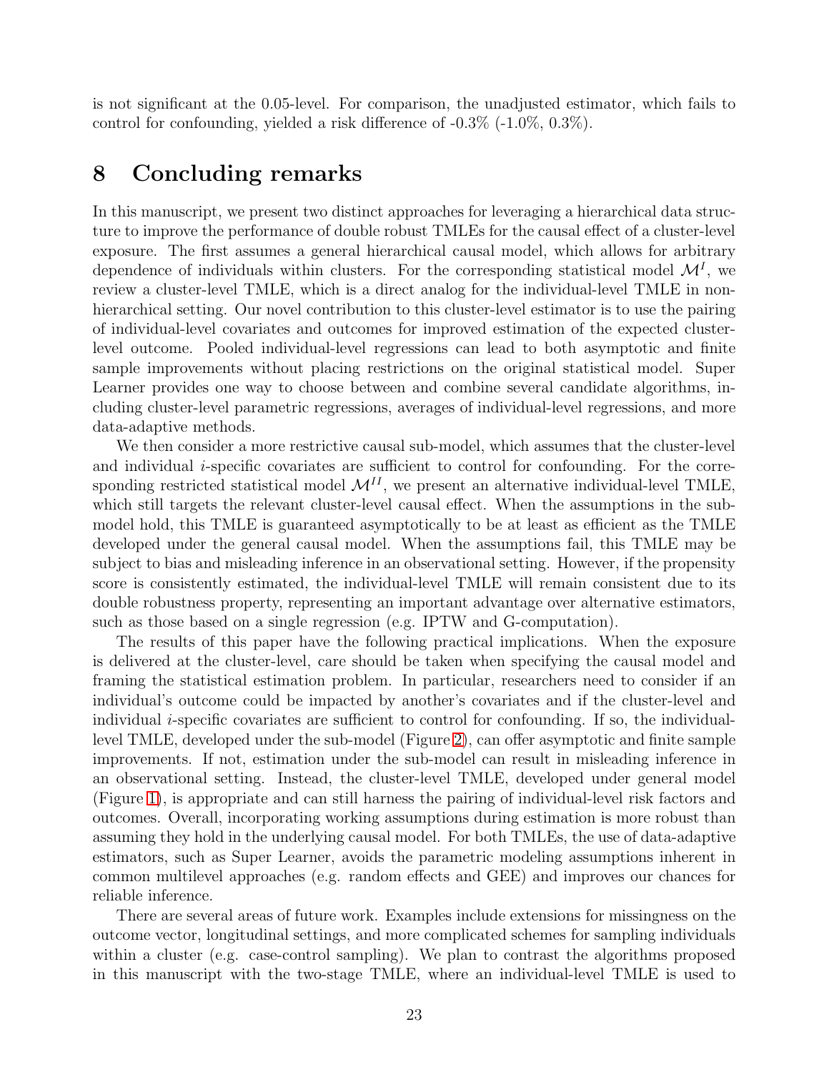is not significant at the 0.05-level. For comparison, the unadjusted estimator, which fails to control for confounding, yielded a risk difference of -0.3% (-1.0%, 0.3%).

# 8 Concluding remarks

In this manuscript, we present two distinct approaches for leveraging a hierarchical data structure to improve the performance of double robust TMLEs for the causal effect of a cluster-level exposure. The first assumes a general hierarchical causal model, which allows for arbitrary dependence of individuals within clusters. For the corresponding statistical model $\mathcal{M}^I$, we review a cluster-level TMLE, which is a direct analog for the individual-level TMLE in non-hierarchical setting. Our novel contribution to this cluster-level estimator is to use the pairing of individual-level covariates and outcomes for improved estimation of the expected cluster-level outcome. Pooled individual-level regressions can lead to both asymptotic and finite sample improvements without placing restrictions on the original statistical model. Super Learner provides one way to choose between and combine several candidate algorithms, including cluster-level parametric regressions, averages of individual-level regressions, and more data-adaptive methods.

We then consider a more restrictive causal sub-model, which assumes that the cluster-level and individual $i$-specific covariates are sufficient to control for confounding. For the corresponding restricted statistical model $\mathcal{M}^{II}$, we present an alternative individual-level TMLE, which still targets the relevant cluster-level causal effect. When the assumptions in the sub-model hold, this TMLE is guaranteed asymptotically to be at least as efficient as the TMLE developed under the general causal model. When the assumptions fail, this TMLE may be subject to bias and misleading inference in an observational setting. However, if the propensity score is consistently estimated, the individual-level TMLE will remain consistent due to its double robustness property, representing an important advantage over alternative estimators, such as those based on a single regression (e.g. IPTW and G-computation).

The results of this paper have the following practical implications. When the exposure is delivered at the cluster-level, care should be taken when specifying the causal model and framing the statistical estimation problem. In particular, researchers need to consider if an individual's outcome could be impacted by another's covariates and if the cluster-level and individual $i$-specific covariates are sufficient to control for confounding. If so, the individual-level TMLE, developed under the sub-model (Figure 2), can offer asymptotic and finite sample improvements. If not, estimation under the sub-model can result in misleading inference in an observational setting. Instead, the cluster-level TMLE, developed under general model (Figure 1), is appropriate and can still harness the pairing of individual-level risk factors and outcomes. Overall, incorporating working assumptions during estimation is more robust than assuming they hold in the underlying causal model. For both TMLEs, the use of data-adaptive estimators, such as Super Learner, avoids the parametric modeling assumptions inherent in common multilevel approaches (e.g. random effects and GEE) and improves our chances for reliable inference.

There are several areas of future work. Examples include extensions for missingness on the outcome vector, longitudinal settings, and more complicated schemes for sampling individuals within a cluster (e.g. case-control sampling). We plan to contrast the algorithms proposed in this manuscript with the two-stage TMLE, where an individual-level TMLE is used to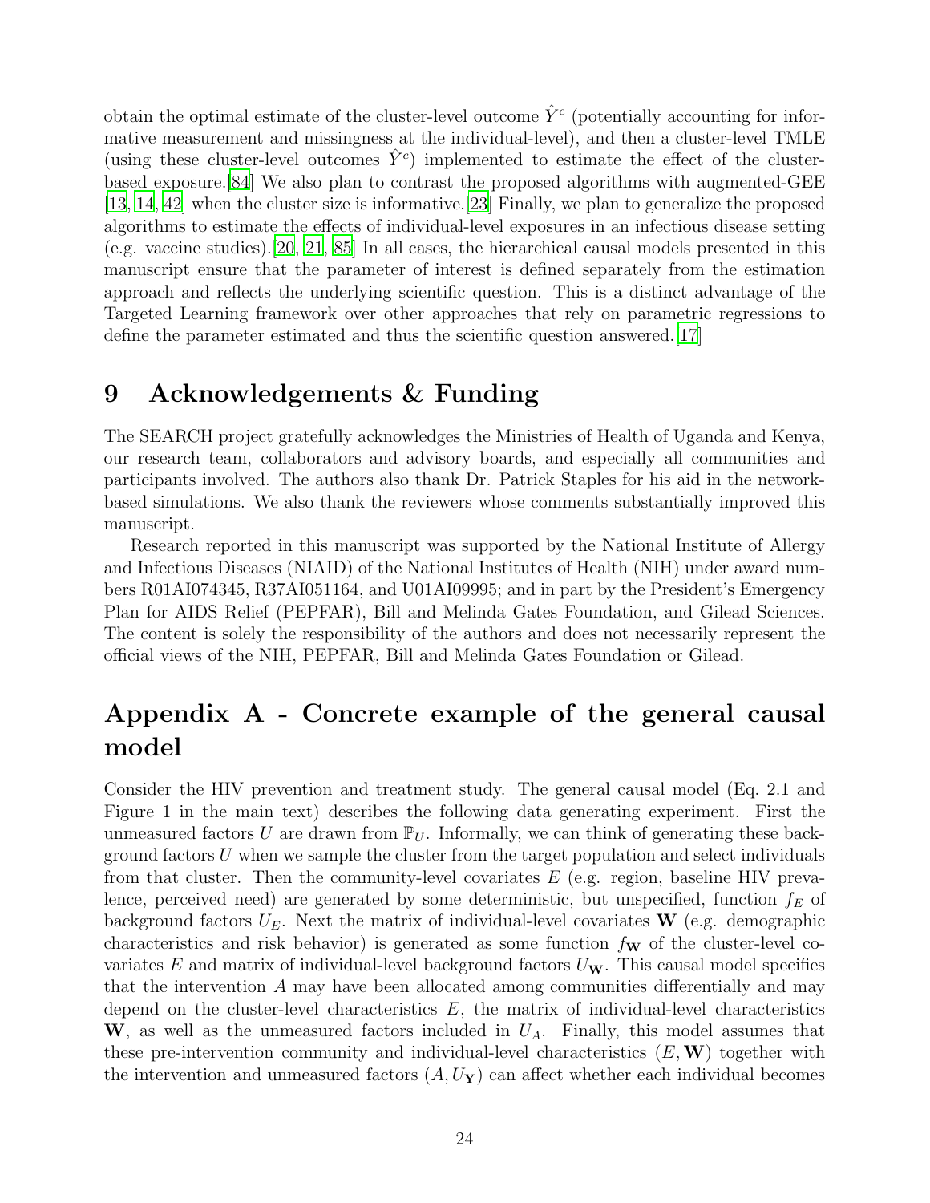obtain the optimal estimate of the cluster-level outcome $\hat{Y}^c$ (potentially accounting for informative measurement and missingness at the individual-level), and then a cluster-level TMLE (using these cluster-level outcomes $\hat{Y}^c$) implemented to estimate the effect of the cluster-based exposure.[84] We also plan to contrast the proposed algorithms with augmented-GEE [13, 14, 42] when the cluster size is informative.[23] Finally, we plan to generalize the proposed algorithms to estimate the effects of individual-level exposures in an infectious disease setting (e.g. vaccine studies).[20, 21, 85] In all cases, the hierarchical causal models presented in this manuscript ensure that the parameter of interest is defined separately from the estimation approach and reflects the underlying scientific question. This is a distinct advantage of the Targeted Learning framework over other approaches that rely on parametric regressions to define the parameter estimated and thus the scientific question answered.[17]

# 9 Acknowledgements & Funding

The SEARCH project gratefully acknowledges the Ministries of Health of Uganda and Kenya, our research team, collaborators and advisory boards, and especially all communities and participants involved. The authors also thank Dr. Patrick Staples for his aid in the network-based simulations. We also thank the reviewers whose comments substantially improved this manuscript.

Research reported in this manuscript was supported by the National Institute of Allergy and Infectious Diseases (NIAID) of the National Institutes of Health (NIH) under award numbers R01AI074345, R37AI051164, and U01AI09995; and in part by the President's Emergency Plan for AIDS Relief (PEPFAR), Bill and Melinda Gates Foundation, and Gilead Sciences. The content is solely the responsibility of the authors and does not necessarily represent the official views of the NIH, PEPFAR, Bill and Melinda Gates Foundation or Gilead.

# Appendix A - Concrete example of the general causal model

Consider the HIV prevention and treatment study. The general causal model (Eq. 2.1 and Figure 1 in the main text) describes the following data generating experiment. First the unmeasured factors $U$ are drawn from $\mathbb{P}_U$. Informally, we can think of generating these background factors $U$ when we sample the cluster from the target population and select individuals from that cluster. Then the community-level covariates $E$ (e.g. region, baseline HIV prevalence, perceived need) are generated by some deterministic, but unspecified, function $f_E$ of background factors $U_E$. Next the matrix of individual-level covariates $\mathbf{W}$ (e.g. demographic characteristics and risk behavior) is generated as some function $f_{\mathbf{W}}$ of the cluster-level covariates $E$ and matrix of individual-level background factors $U_{\mathbf{W}}$. This causal model specifies that the intervention $A$ may have been allocated among communities differentially and may depend on the cluster-level characteristics $E$, the matrix of individual-level characteristics $\mathbf{W}$, as well as the unmeasured factors included in $U_A$. Finally, this model assumes that these pre-intervention community and individual-level characteristics $(E, \mathbf{W})$ together with the intervention and unmeasured factors $(A, U_{\mathbf{Y}})$ can affect whether each individual becomes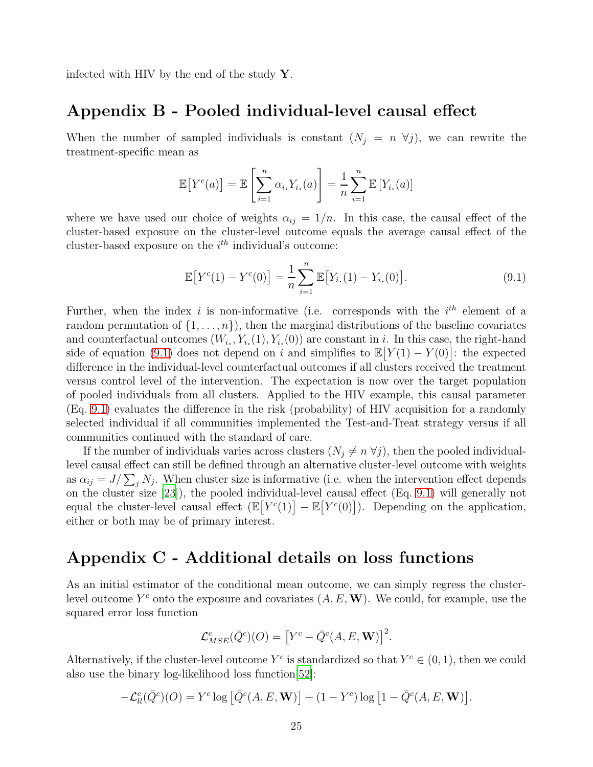infected with HIV by the end of the study $\mathbf{Y}$.

## Appendix B - Pooled individual-level causal effect

When the number of sampled individuals is constant ($N_j = n \ \forall j$), we can rewrite the treatment-specific mean as

$$\mathbb{E}\big[Y^c(a)\big] = \mathbb{E}\left[\sum_{i=1}^{n} \alpha_{i\cdot} Y_{i\cdot}(a)\right] = \frac{1}{n}\sum_{i=1}^{n} \mathbb{E}\left[Y_{i\cdot}(a)\right]$$

where we have used our choice of weights $\alpha_{ij} = 1/n$. In this case, the causal effect of the cluster-based exposure on the cluster-level outcome equals the average causal effect of the cluster-based exposure on the $i^{th}$ individual's outcome:

$$\mathbb{E}\big[Y^c(1) - Y^c(0)\big] = \frac{1}{n}\sum_{i=1}^{n} \mathbb{E}\big[Y_{i\cdot}(1) - Y_{i\cdot}(0)\big]. \tag{9.1}$$

Further, when the index $i$ is non-informative (i.e. corresponds with the $i^{th}$ element of a random permutation of $\{1, \ldots, n\}$), then the marginal distributions of the baseline covariates and counterfactual outcomes $(W_{i\cdot}, Y_{i\cdot}(1), Y_{i\cdot}(0))$ are constant in $i$. In this case, the right-hand side of equation (9.1) does not depend on $i$ and simplifies to $\mathbb{E}\big[Y(1) - Y(0)\big]$: the expected difference in the individual-level counterfactual outcomes if all clusters received the treatment versus control level of the intervention. The expectation is now over the target population of pooled individuals from all clusters. Applied to the HIV example, this causal parameter (Eq. 9.1) evaluates the difference in the risk (probability) of HIV acquisition for a randomly selected individual if all communities implemented the Test-and-Treat strategy versus if all communities continued with the standard of care.

If the number of individuals varies across clusters ($N_j \neq n \ \forall j$), then the pooled individual-level causal effect can still be defined through an alternative cluster-level outcome with weights as $\alpha_{ij} = J/\sum_j N_j$. When cluster size is informative (i.e. when the intervention effect depends on the cluster size [23]), the pooled individual-level causal effect (Eq. 9.1) will generally not equal the cluster-level causal effect ($\mathbb{E}\big[Y^c(1)\big] - \mathbb{E}\big[Y^c(0)\big]$). Depending on the application, either or both may be of primary interest.

## Appendix C - Additional details on loss functions

As an initial estimator of the conditional mean outcome, we can simply regress the cluster-level outcome $Y^c$ onto the exposure and covariates $(A, E, \mathbf{W})$. We could, for example, use the squared error loss function

$$\mathcal{L}^c_{MSE}(\bar{Q}^c)(O) = \big[Y^c - \bar{Q}^c(A, E, \mathbf{W})\big]^2.$$

Alternatively, if the cluster-level outcome $Y^c$ is standardized so that $Y^c \in (0, 1)$, then we could also use the binary log-likelihood loss function[52]:

$$-\mathcal{L}^c_{ll}(\bar{Q}^c)(O) = Y^c \log\big[\bar{Q}^c(A, E, \mathbf{W})\big] + (1 - Y^c)\log\big[1 - \bar{Q}^c(A, E, \mathbf{W})\big].$$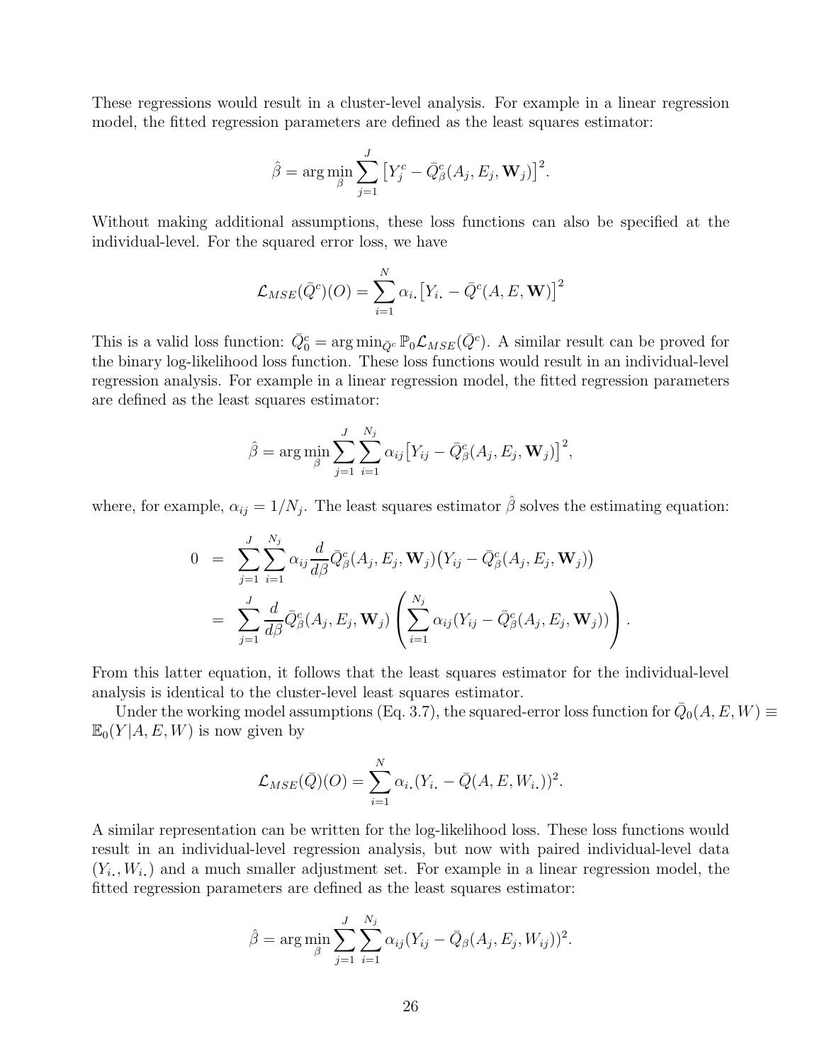These regressions would result in a cluster-level analysis. For example in a linear regression model, the fitted regression parameters are defined as the least squares estimator:

$$\hat{\beta} = \arg\min_{\beta} \sum_{j=1}^{J} \left[Y_j^c - \bar{Q}_\beta^c(A_j, E_j, \mathbf{W}_j)\right]^2.$$

Without making additional assumptions, these loss functions can also be specified at the individual-level. For the squared error loss, we have

$$\mathcal{L}_{MSE}(\bar{Q}^c)(O) = \sum_{i=1}^{N} \alpha_{i\cdot}\left[Y_{i\cdot} - \bar{Q}^c(A, E, \mathbf{W})\right]^2$$

This is a valid loss function: $\bar{Q}_0^c = \arg\min_{\bar{Q}^c} \mathbb{P}_0 \mathcal{L}_{MSE}(\bar{Q}^c)$. A similar result can be proved for the binary log-likelihood loss function. These loss functions would result in an individual-level regression analysis. For example in a linear regression model, the fitted regression parameters are defined as the least squares estimator:

$$\hat{\beta} = \arg\min_{\beta} \sum_{j=1}^{J} \sum_{i=1}^{N_j} \alpha_{ij}\left[Y_{ij} - \bar{Q}_\beta^c(A_j, E_j, \mathbf{W}_j)\right]^2,$$

where, for example, $\alpha_{ij} = 1/N_j$. The least squares estimator $\hat{\beta}$ solves the estimating equation:

$$\begin{aligned} 0 &= \sum_{j=1}^{J} \sum_{i=1}^{N_j} \alpha_{ij} \frac{d}{d\beta} \bar{Q}_\beta^c(A_j, E_j, \mathbf{W}_j)\big(Y_{ij} - \bar{Q}_\beta^c(A_j, E_j, \mathbf{W}_j)\big) \\ &= \sum_{j=1}^{J} \frac{d}{d\beta} \bar{Q}_\beta^c(A_j, E_j, \mathbf{W}_j) \left( \sum_{i=1}^{N_j} \alpha_{ij}(Y_{ij} - \bar{Q}_\beta^c(A_j, E_j, \mathbf{W}_j)) \right). \end{aligned}$$

From this latter equation, it follows that the least squares estimator for the individual-level analysis is identical to the cluster-level least squares estimator.

Under the working model assumptions (Eq. 3.7), the squared-error loss function for $\bar{Q}_0(A, E, W) \equiv \mathbb{E}_0(Y|A, E, W)$ is now given by

$$\mathcal{L}_{MSE}(\bar{Q})(O) = \sum_{i=1}^{N} \alpha_{i\cdot}(Y_{i\cdot} - \bar{Q}(A, E, W_{i\cdot}))^2.$$

A similar representation can be written for the log-likelihood loss. These loss functions would result in an individual-level regression analysis, but now with paired individual-level data $(Y_{i\cdot}, W_{i\cdot})$ and a much smaller adjustment set. For example in a linear regression model, the fitted regression parameters are defined as the least squares estimator:

$$\hat{\beta} = \arg\min_{\beta} \sum_{j=1}^{J} \sum_{i=1}^{N_j} \alpha_{ij}(Y_{ij} - \bar{Q}_\beta(A_j, E_j, W_{ij}))^2.$$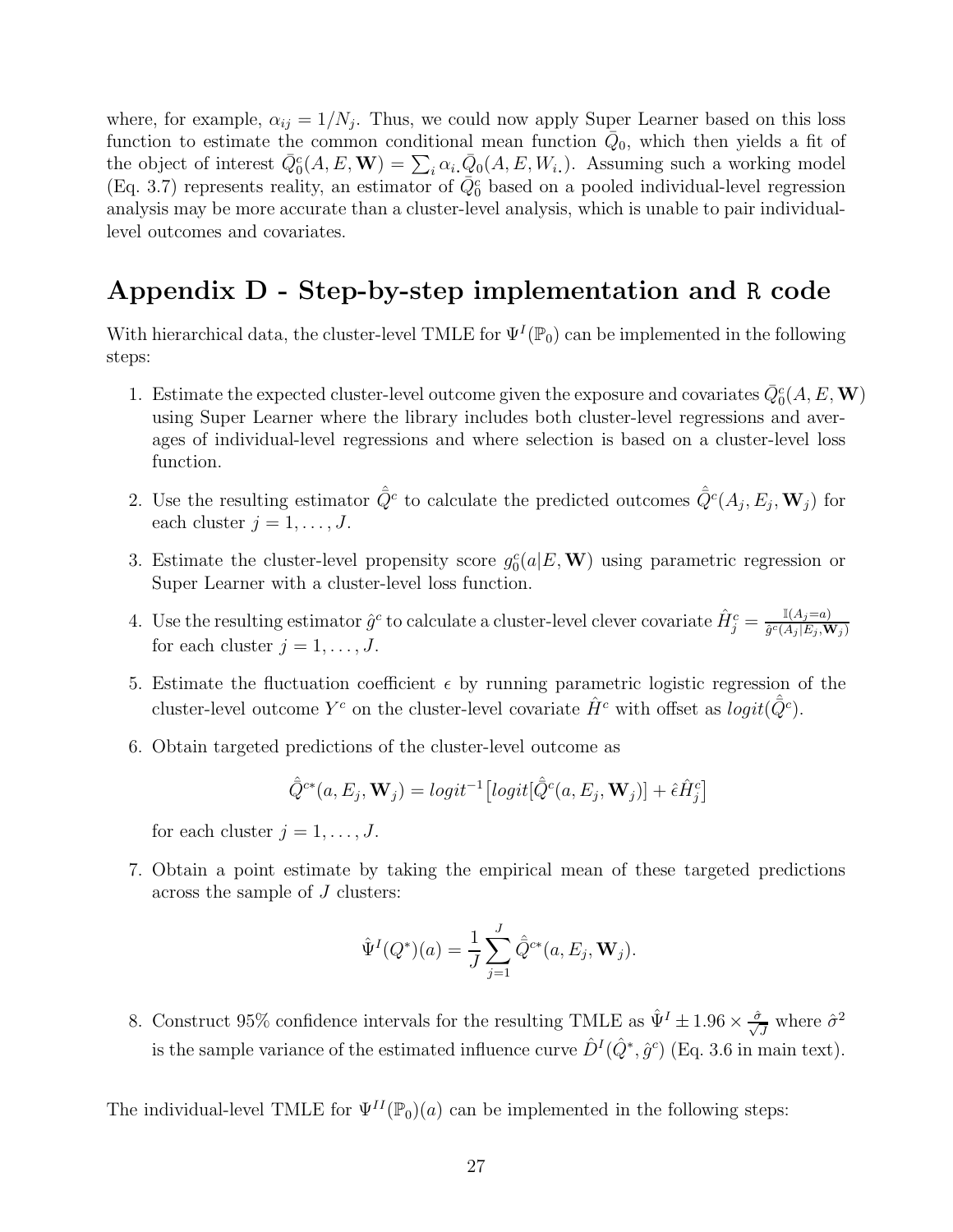where, for example, $\alpha_{ij} = 1/N_j$. Thus, we could now apply Super Learner based on this loss function to estimate the common conditional mean function $\bar{Q}_0$, which then yields a fit of the object of interest $\bar{Q}_0^c(A, E, \mathbf{W}) = \sum_i \alpha_{i.} \bar{Q}_0(A, E, W_{i.})$. Assuming such a working model (Eq. 3.7) represents reality, an estimator of $\bar{Q}_0^c$ based on a pooled individual-level regression analysis may be more accurate than a cluster-level analysis, which is unable to pair individual-level outcomes and covariates.

## Appendix D - Step-by-step implementation and R code

With hierarchical data, the cluster-level TMLE for $\Psi^I(\mathbb{P}_0)$ can be implemented in the following steps:

1. Estimate the expected cluster-level outcome given the exposure and covariates $\bar{Q}_0^c(A, E, \mathbf{W})$ using Super Learner where the library includes both cluster-level regressions and averages of individual-level regressions and where selection is based on a cluster-level loss function.

2. Use the resulting estimator $\hat{\bar{Q}}^c$ to calculate the predicted outcomes $\hat{\bar{Q}}^c(A_j, E_j, \mathbf{W}_j)$ for each cluster $j = 1, \ldots, J$.

3. Estimate the cluster-level propensity score $g_0^c(a|E, \mathbf{W})$ using parametric regression or Super Learner with a cluster-level loss function.

4. Use the resulting estimator $\hat{g}^c$ to calculate a cluster-level clever covariate $\hat{H}_j^c = \frac{\mathbb{I}(A_j=a)}{\hat{g}^c(A_j|E_j, \mathbf{W}_j)}$ for each cluster $j = 1, \ldots, J$.

5. Estimate the fluctuation coefficient $\epsilon$ by running parametric logistic regression of the cluster-level outcome $Y^c$ on the cluster-level covariate $\hat{H}^c$ with offset as $logit(\hat{\bar{Q}}^c)$.

6. Obtain targeted predictions of the cluster-level outcome as

$$\hat{\bar{Q}}^{c*}(a, E_j, \mathbf{W}_j) = logit^{-1}\big[logit[\hat{\bar{Q}}^c(a, E_j, \mathbf{W}_j)] + \hat{\epsilon}\hat{H}_j^c\big]$$

   for each cluster $j = 1, \ldots, J$.

7. Obtain a point estimate by taking the empirical mean of these targeted predictions across the sample of $J$ clusters:

$$\hat{\Psi}^I(Q^*)(a) = \frac{1}{J}\sum_{j=1}^{J} \hat{\bar{Q}}^{c*}(a, E_j, \mathbf{W}_j).$$

8. Construct 95% confidence intervals for the resulting TMLE as $\hat{\Psi}^I \pm 1.96 \times \frac{\hat{\sigma}}{\sqrt{J}}$ where $\hat{\sigma}^2$ is the sample variance of the estimated influence curve $\hat{D}^I(\hat{Q}^*, \hat{g}^c)$ (Eq. 3.6 in main text).

The individual-level TMLE for $\Psi^{II}(\mathbb{P}_0)(a)$ can be implemented in the following steps: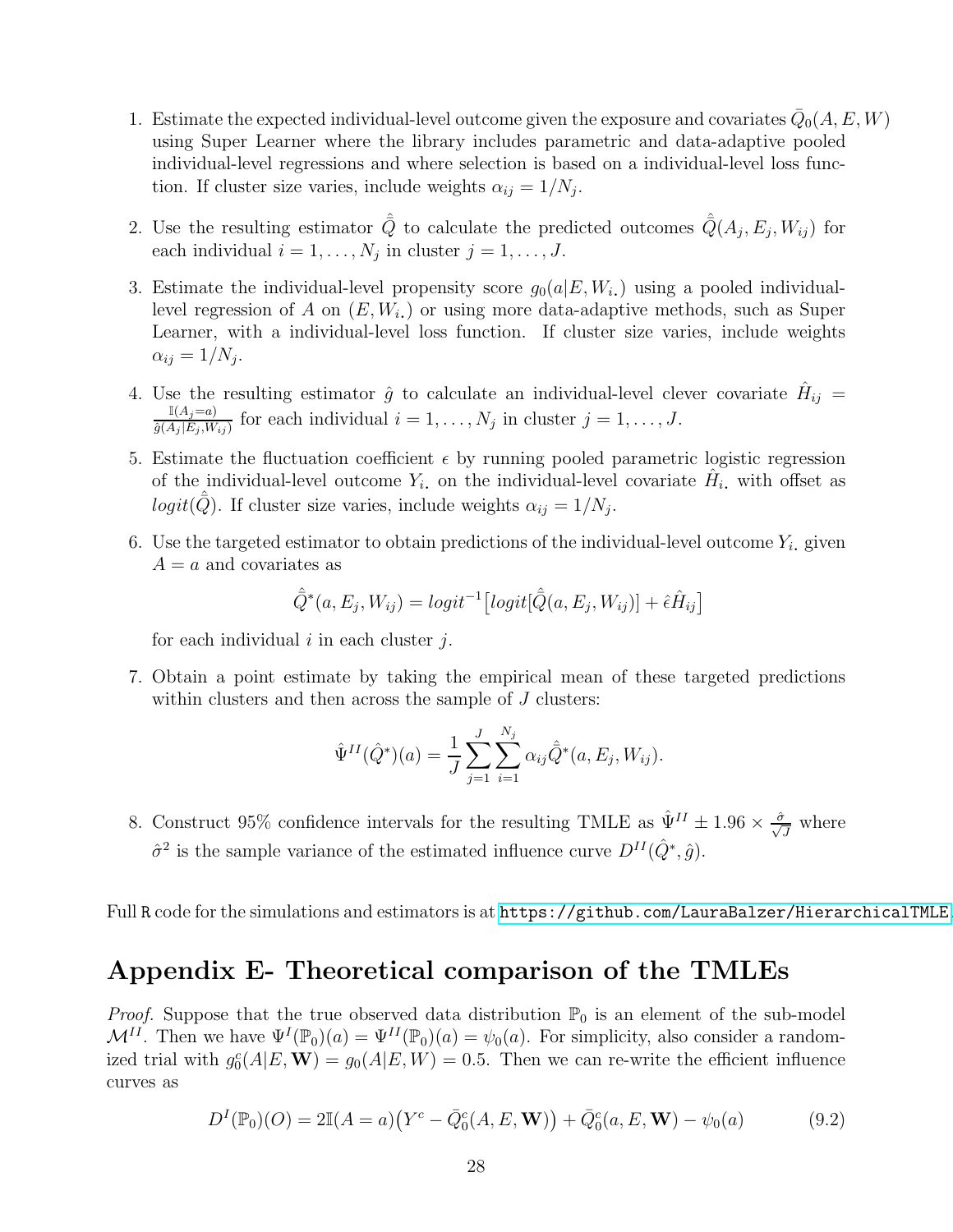1. Estimate the expected individual-level outcome given the exposure and covariates $\bar{Q}_0(A, E, W)$ using Super Learner where the library includes parametric and data-adaptive pooled individual-level regressions and where selection is based on a individual-level loss function. If cluster size varies, include weights $\alpha_{ij} = 1/N_j$.

2. Use the resulting estimator $\hat{\bar{Q}}$ to calculate the predicted outcomes $\hat{\bar{Q}}(A_j, E_j, W_{ij})$ for each individual $i = 1, \ldots, N_j$ in cluster $j = 1, \ldots, J$.

3. Estimate the individual-level propensity score $g_0(a|E, W_{i\cdot})$ using a pooled individual-level regression of $A$ on $(E, W_{i\cdot})$ or using more data-adaptive methods, such as Super Learner, with a individual-level loss function. If cluster size varies, include weights $\alpha_{ij} = 1/N_j$.

4. Use the resulting estimator $\hat{g}$ to calculate an individual-level clever covariate $\hat{H}_{ij} = \frac{\mathbb{I}(A_j=a)}{\hat{g}(A_j|E_j,W_{ij})}$ for each individual $i = 1, \ldots, N_j$ in cluster $j = 1, \ldots, J$.

5. Estimate the fluctuation coefficient $\epsilon$ by running pooled parametric logistic regression of the individual-level outcome $Y_{i\cdot}$ on the individual-level covariate $\hat{H}_{i\cdot}$ with offset as $logit(\hat{\bar{Q}})$. If cluster size varies, include weights $\alpha_{ij} = 1/N_j$.

6. Use the targeted estimator to obtain predictions of the individual-level outcome $Y_{i\cdot}$ given $A = a$ and covariates as

$$\hat{\bar{Q}}^*(a, E_j, W_{ij}) = logit^{-1}\big[logit[\hat{\bar{Q}}(a, E_j, W_{ij})] + \hat{\epsilon}\hat{H}_{ij}\big]$$

for each individual $i$ in each cluster $j$.

7. Obtain a point estimate by taking the empirical mean of these targeted predictions within clusters and then across the sample of $J$ clusters:

$$\hat{\Psi}^{II}(\hat{Q}^*)(a) = \frac{1}{J}\sum_{j=1}^{J}\sum_{i=1}^{N_j}\alpha_{ij}\hat{\bar{Q}}^*(a, E_j, W_{ij}).$$

8. Construct 95% confidence intervals for the resulting TMLE as $\hat{\Psi}^{II} \pm 1.96 \times \frac{\hat{\sigma}}{\sqrt{J}}$ where $\hat{\sigma}^2$ is the sample variance of the estimated influence curve $D^{II}(\hat{Q}^*, \hat{g})$.

Full R code for the simulations and estimators is at https://github.com/LauraBalzer/HierarchicalTMLE.

# Appendix E- Theoretical comparison of the TMLEs

*Proof.* Suppose that the true observed data distribution $\mathbb{P}_0$ is an element of the sub-model $\mathcal{M}^{II}$. Then we have $\Psi^I(\mathbb{P}_0)(a) = \Psi^{II}(\mathbb{P}_0)(a) = \psi_0(a)$. For simplicity, also consider a randomized trial with $g_0^c(A|E, \mathbf{W}) = g_0(A|E, W) = 0.5$. Then we can re-write the efficient influence curves as

$$D^I(\mathbb{P}_0)(O) = 2\mathbb{I}(A = a)\big(Y^c - \bar{Q}_0^c(A, E, \mathbf{W})\big) + \bar{Q}_0^c(a, E, \mathbf{W}) - \psi_0(a) \tag{9.2}$$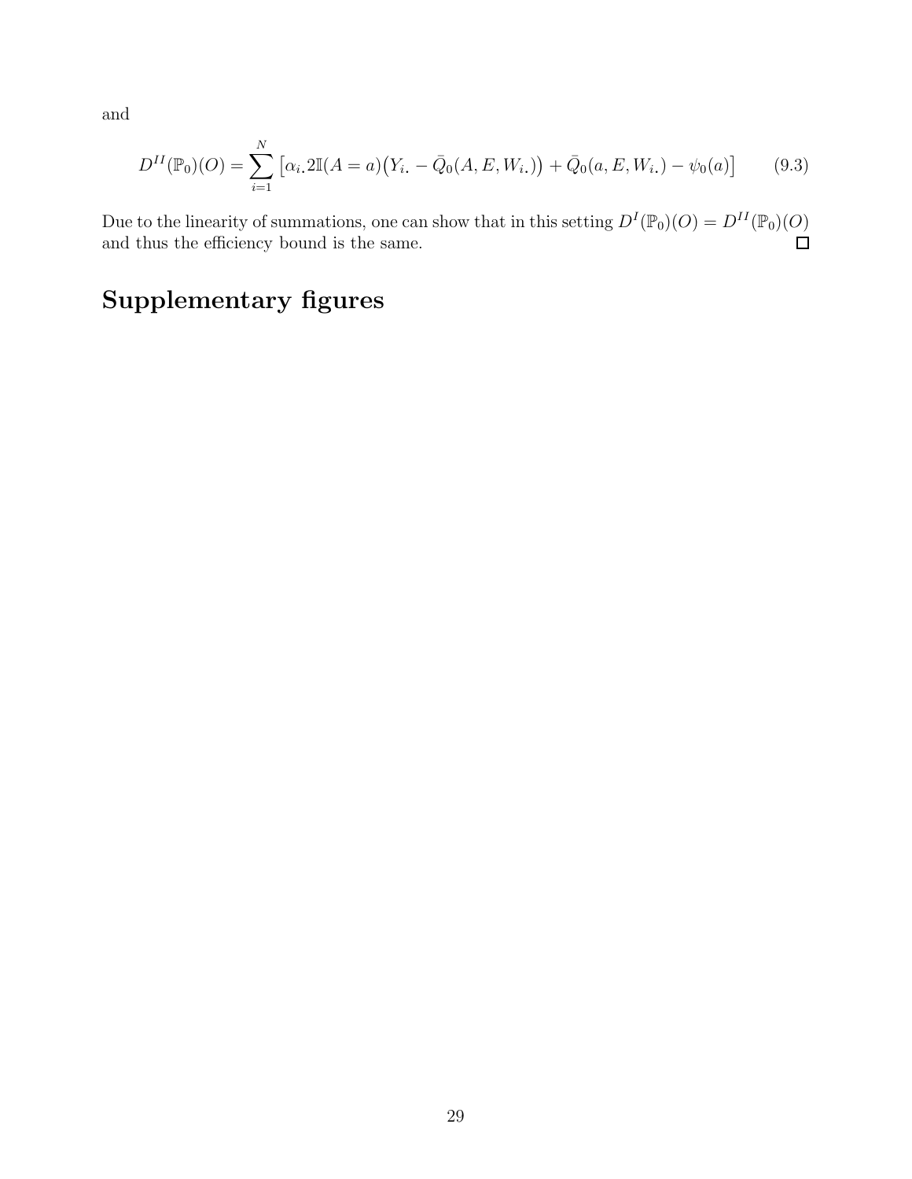and

$$D^{II}(\mathbb{P}_0)(O) = \sum_{i=1}^{N} \left[ \alpha_{i\cdot} 2\mathbb{I}(A = a)\big(Y_{i\cdot} - \bar{Q}_0(A, E, W_{i\cdot})\big) + \bar{Q}_0(a, E, W_{i\cdot}) - \psi_0(a) \right] \tag{9.3}$$

Due to the linearity of summations, one can show that in this setting $D^{I}(\mathbb{P}_0)(O) = D^{II}(\mathbb{P}_0)(O)$ and thus the efficiency bound is the same. □

# Supplementary figures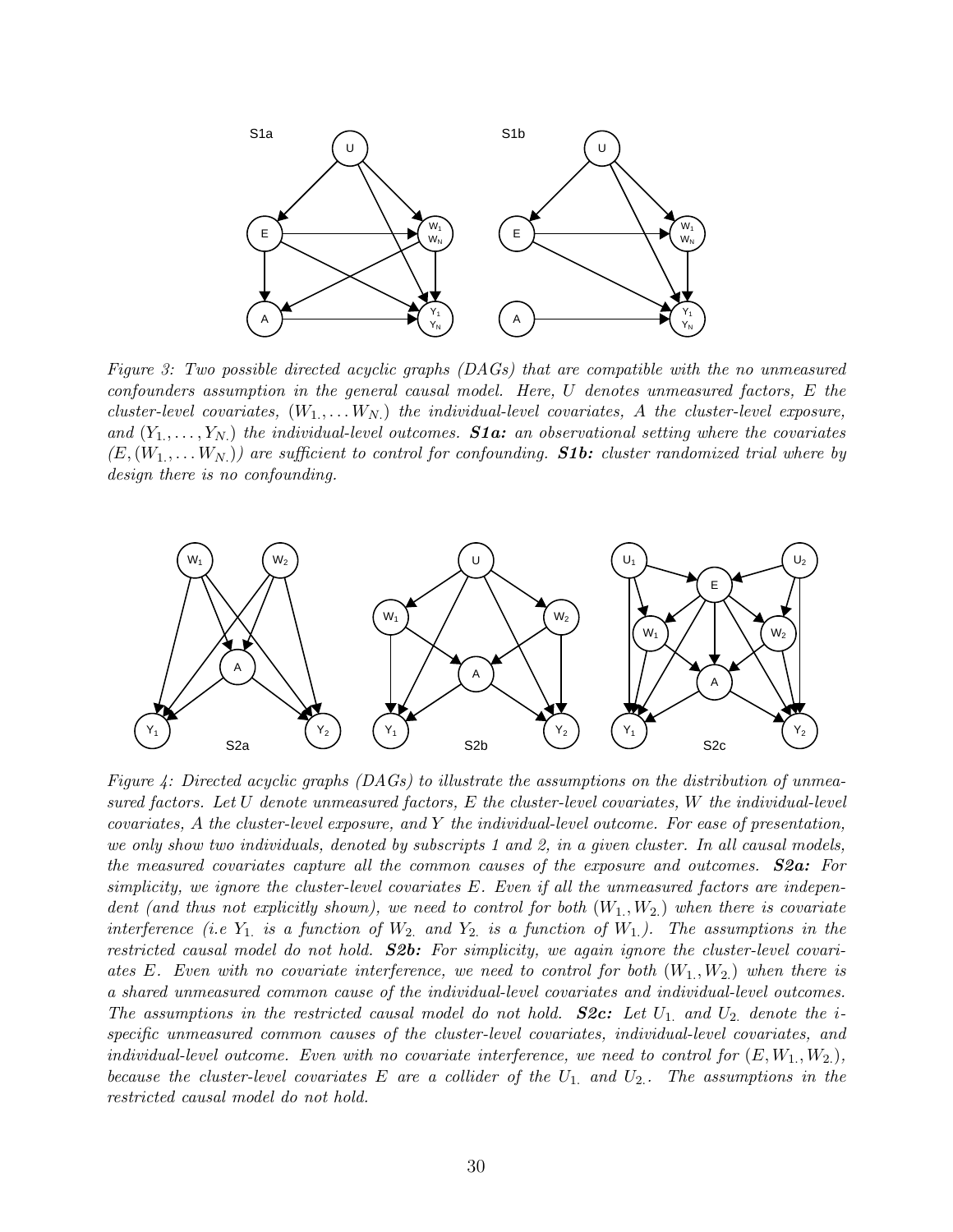*Figure 3: Two possible directed acyclic graphs (DAGs) that are compatible with the no unmeasured confounders assumption in the general causal model. Here, $U$ denotes unmeasured factors, $E$ the cluster-level covariates, $(W_{1.}, \dots W_{N.})$ the individual-level covariates, $A$ the cluster-level exposure, and $(Y_{1.}, \dots, Y_{N.})$ the individual-level outcomes.* ***S1a:*** *an observational setting where the covariates $(E, (W_{1.}, \dots W_{N.}))$ are sufficient to control for confounding.* ***S1b:*** *cluster randomized trial where by design there is no confounding.*

*Figure 4: Directed acyclic graphs (DAGs) to illustrate the assumptions on the distribution of unmeasured factors. Let $U$ denote unmeasured factors, $E$ the cluster-level covariates, $W$ the individual-level covariates, $A$ the cluster-level exposure, and $Y$ the individual-level outcome. For ease of presentation, we only show two individuals, denoted by subscripts 1 and 2, in a given cluster. In all causal models, the measured covariates capture all the common causes of the exposure and outcomes.* ***S2a:*** *For simplicity, we ignore the cluster-level covariates $E$. Even if all the unmeasured factors are independent (and thus not explicitly shown), we need to control for both $(W_{1.}, W_{2.})$ when there is covariate interference (i.e $Y_{1.}$ is a function of $W_{2.}$ and $Y_{2.}$ is a function of $W_{1.}$). The assumptions in the restricted causal model do not hold.* ***S2b:*** *For simplicity, we again ignore the cluster-level covariates $E$. Even with no covariate interference, we need to control for both $(W_{1.}, W_{2.})$ when there is a shared unmeasured common cause of the individual-level covariates and individual-level outcomes. The assumptions in the restricted causal model do not hold.* ***S2c:*** *Let $U_{1.}$ and $U_{2.}$ denote the $i$-specific unmeasured common causes of the cluster-level covariates, individual-level covariates, and individual-level outcome. Even with no covariate interference, we need to control for $(E, W_{1.}, W_{2.})$, because the cluster-level covariates $E$ are a collider of the $U_{1.}$ and $U_{2.}$. The assumptions in the restricted causal model do not hold.*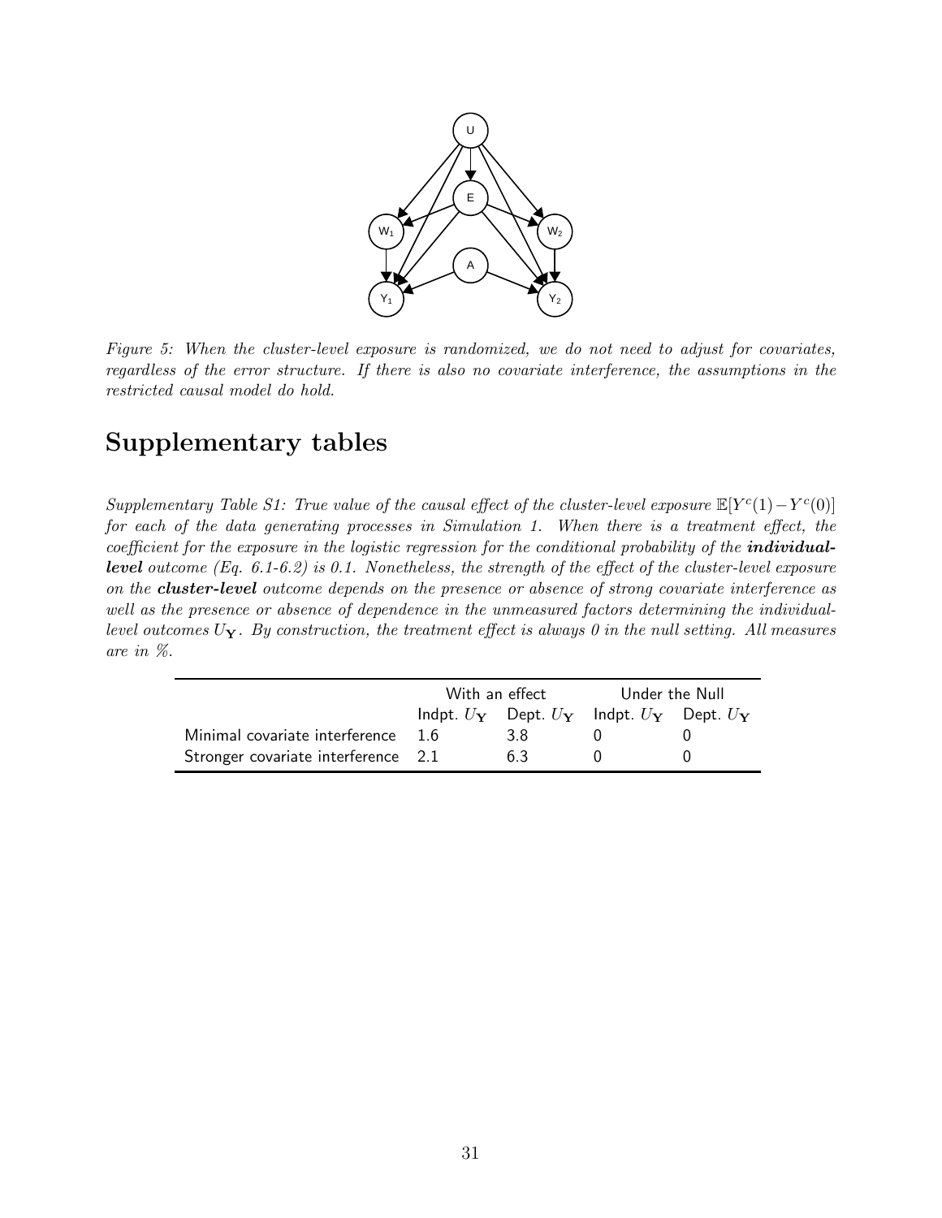*Figure 5: When the cluster-level exposure is randomized, we do not need to adjust for covariates, regardless of the error structure. If there is also no covariate interference, the assumptions in the restricted causal model do hold.*

# Supplementary tables

*Supplementary Table S1: True value of the causal effect of the cluster-level exposure $\mathbb{E}[Y^c(1)-Y^c(0)]$ for each of the data generating processes in Simulation 1. When there is a treatment effect, the coefficient for the exposure in the logistic regression for the conditional probability of the **individual-level** outcome (Eq. 6.1-6.2) is 0.1. Nonetheless, the strength of the effect of the cluster-level exposure on the **cluster-level** outcome depends on the presence or absence of strong covariate interference as well as the presence or absence of dependence in the unmeasured factors determining the individual-level outcomes $U_{\mathbf{Y}}$. By construction, the treatment effect is always 0 in the null setting. All measures are in %.*

| | With an effect | | Under the Null | |
|---|---|---|---|---|
| | Indpt. $U_{\mathbf{Y}}$ | Dept. $U_{\mathbf{Y}}$ | Indpt. $U_{\mathbf{Y}}$ | Dept. $U_{\mathbf{Y}}$ |
| Minimal covariate interference | 1.6 | 3.8 | 0 | 0 |
| Stronger covariate interference | 2.1 | 6.3 | 0 | 0 |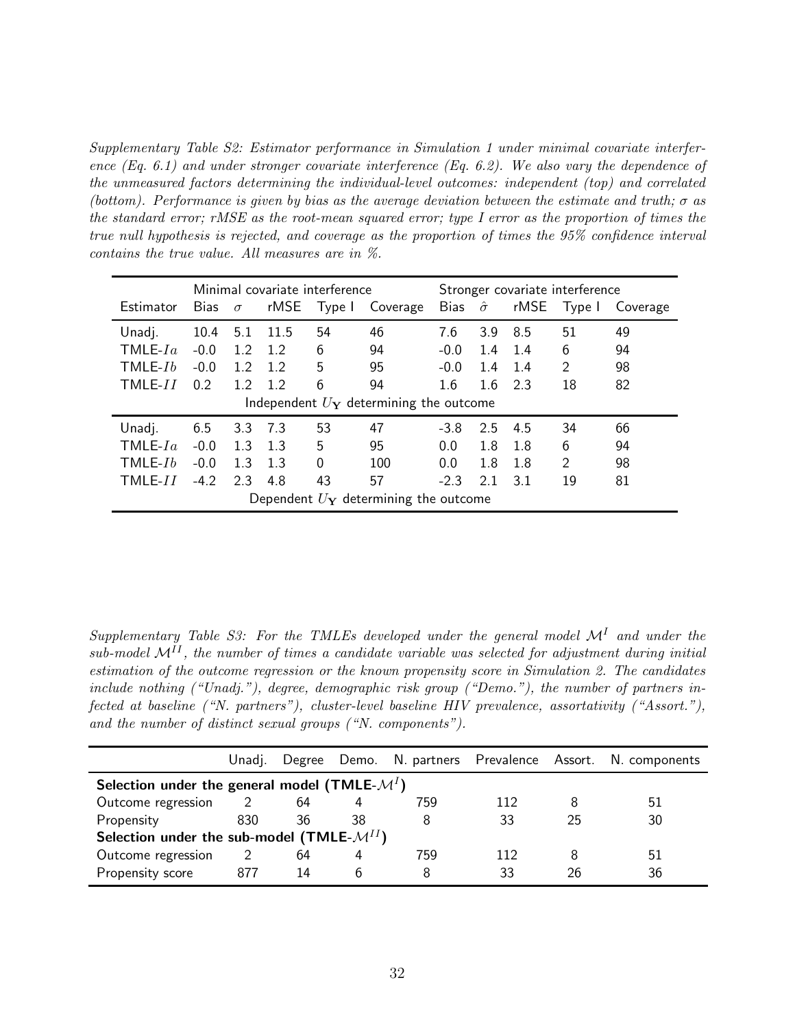*Supplementary Table S2: Estimator performance in Simulation 1 under minimal covariate interference (Eq. 6.1) and under stronger covariate interference (Eq. 6.2). We also vary the dependence of the unmeasured factors determining the individual-level outcomes: independent (top) and correlated (bottom). Performance is given by bias as the average deviation between the estimate and truth; $\sigma$ as the standard error; rMSE as the root-mean squared error; type I error as the proportion of times the true null hypothesis is rejected, and coverage as the proportion of times the 95% confidence interval contains the true value. All measures are in %.*

| | Minimal covariate interference | | | | | Stronger covariate interference | | | | |
|---|---|---|---|---|---|---|---|---|---|---|
| Estimator | Bias | $\sigma$ | rMSE | Type I | Coverage | Bias | $\hat{\sigma}$ | rMSE | Type I | Coverage |
| Unadj. | 10.4 | 5.1 | 11.5 | 54 | 46 | 7.6 | 3.9 | 8.5 | 51 | 49 |
| TMLE-$Ia$ | -0.0 | 1.2 | 1.2 | 6 | 94 | -0.0 | 1.4 | 1.4 | 6 | 94 |
| TMLE-$Ib$ | -0.0 | 1.2 | 1.2 | 5 | 95 | -0.0 | 1.4 | 1.4 | 2 | 98 |
| TMLE-$II$ | 0.2 | 1.2 | 1.2 | 6 | 94 | 1.6 | 1.6 | 2.3 | 18 | 82 |
| Independent $U_{\mathbf{Y}}$ determining the outcome | | | | | | | | | | |
| Unadj. | 6.5 | 3.3 | 7.3 | 53 | 47 | -3.8 | 2.5 | 4.5 | 34 | 66 |
| TMLE-$Ia$ | -0.0 | 1.3 | 1.3 | 5 | 95 | 0.0 | 1.8 | 1.8 | 6 | 94 |
| TMLE-$Ib$ | -0.0 | 1.3 | 1.3 | 0 | 100 | 0.0 | 1.8 | 1.8 | 2 | 98 |
| TMLE-$II$ | -4.2 | 2.3 | 4.8 | 43 | 57 | -2.3 | 2.1 | 3.1 | 19 | 81 |
| Dependent $U_{\mathbf{Y}}$ determining the outcome | | | | | | | | | | |

*Supplementary Table S3: For the TMLEs developed under the general model $\mathcal{M}^I$ and under the sub-model $\mathcal{M}^{II}$, the number of times a candidate variable was selected for adjustment during initial estimation of the outcome regression or the known propensity score in Simulation 2. The candidates include nothing ("Unadj."), degree, demographic risk group ("Demo."), the number of partners infected at baseline ("N. partners"), cluster-level baseline HIV prevalence, assortativity ("Assort."), and the number of distinct sexual groups ("N. components").*

| | Unadj. | Degree | Demo. | N. partners | Prevalence | Assort. | N. components |
|---|---|---|---|---|---|---|---|
| **Selection under the general model (TMLE-$\mathcal{M}^I$)** | | | | | | | |
| Outcome regression | 2 | 64 | 4 | 759 | 112 | 8 | 51 |
| Propensity | 830 | 36 | 38 | 8 | 33 | 25 | 30 |
| **Selection under the sub-model (TMLE-$\mathcal{M}^{II}$)** | | | | | | | |
| Outcome regression | 2 | 64 | 4 | 759 | 112 | 8 | 51 |
| Propensity score | 877 | 14 | 6 | 8 | 33 | 26 | 36 |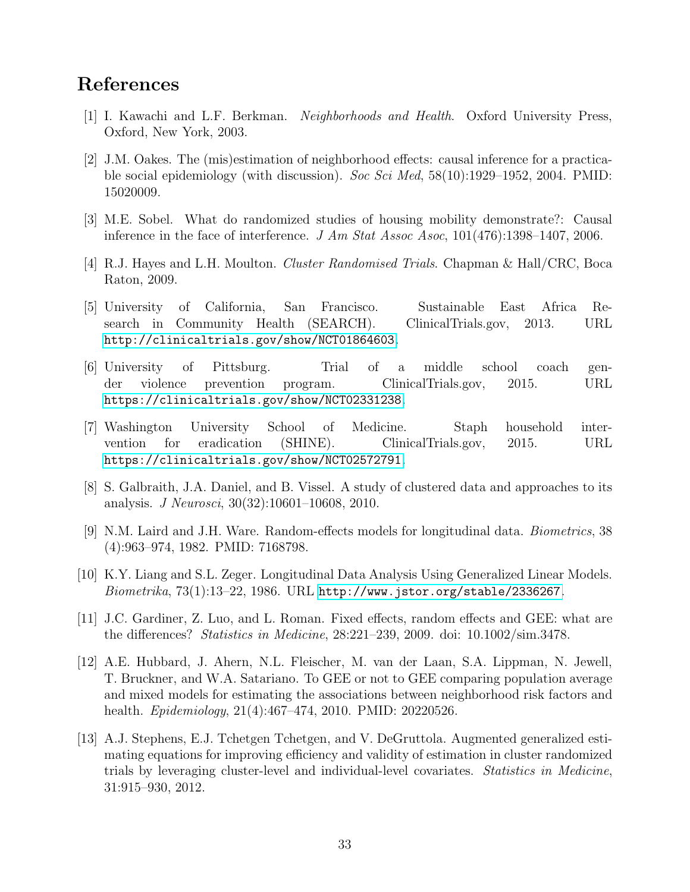# References

[1] I. Kawachi and L.F. Berkman. *Neighborhoods and Health*. Oxford University Press, Oxford, New York, 2003.

[2] J.M. Oakes. The (mis)estimation of neighborhood effects: causal inference for a practicable social epidemiology (with discussion). *Soc Sci Med*, 58(10):1929–1952, 2004. PMID: 15020009.

[3] M.E. Sobel. What do randomized studies of housing mobility demonstrate?: Causal inference in the face of interference. *J Am Stat Assoc Asoc*, 101(476):1398–1407, 2006.

[4] R.J. Hayes and L.H. Moulton. *Cluster Randomised Trials*. Chapman & Hall/CRC, Boca Raton, 2009.

[5] University of California, San Francisco. Sustainable East Africa Research in Community Health (SEARCH). ClinicalTrials.gov, 2013. URL http://clinicaltrials.gov/show/NCT01864603.

[6] University of Pittsburg. Trial of a middle school coach gender violence prevention program. ClinicalTrials.gov, 2015. URL https://clinicaltrials.gov/show/NCT02331238.

[7] Washington University School of Medicine. Staph household intervention for eradication (SHINE). ClinicalTrials.gov, 2015. URL https://clinicaltrials.gov/show/NCT02572791.

[8] S. Galbraith, J.A. Daniel, and B. Vissel. A study of clustered data and approaches to its analysis. *J Neurosci*, 30(32):10601–10608, 2010.

[9] N.M. Laird and J.H. Ware. Random-effects models for longitudinal data. *Biometrics*, 38 (4):963–974, 1982. PMID: 7168798.

[10] K.Y. Liang and S.L. Zeger. Longitudinal Data Analysis Using Generalized Linear Models. *Biometrika*, 73(1):13–22, 1986. URL http://www.jstor.org/stable/2336267.

[11] J.C. Gardiner, Z. Luo, and L. Roman. Fixed effects, random effects and GEE: what are the differences? *Statistics in Medicine*, 28:221–239, 2009. doi: 10.1002/sim.3478.

[12] A.E. Hubbard, J. Ahern, N.L. Fleischer, M. van der Laan, S.A. Lippman, N. Jewell, T. Bruckner, and W.A. Satariano. To GEE or not to GEE comparing population average and mixed models for estimating the associations between neighborhood risk factors and health. *Epidemiology*, 21(4):467–474, 2010. PMID: 20220526.

[13] A.J. Stephens, E.J. Tchetgen Tchetgen, and V. DeGruttola. Augmented generalized estimating equations for improving efficiency and validity of estimation in cluster randomized trials by leveraging cluster-level and individual-level covariates. *Statistics in Medicine*, 31:915–930, 2012.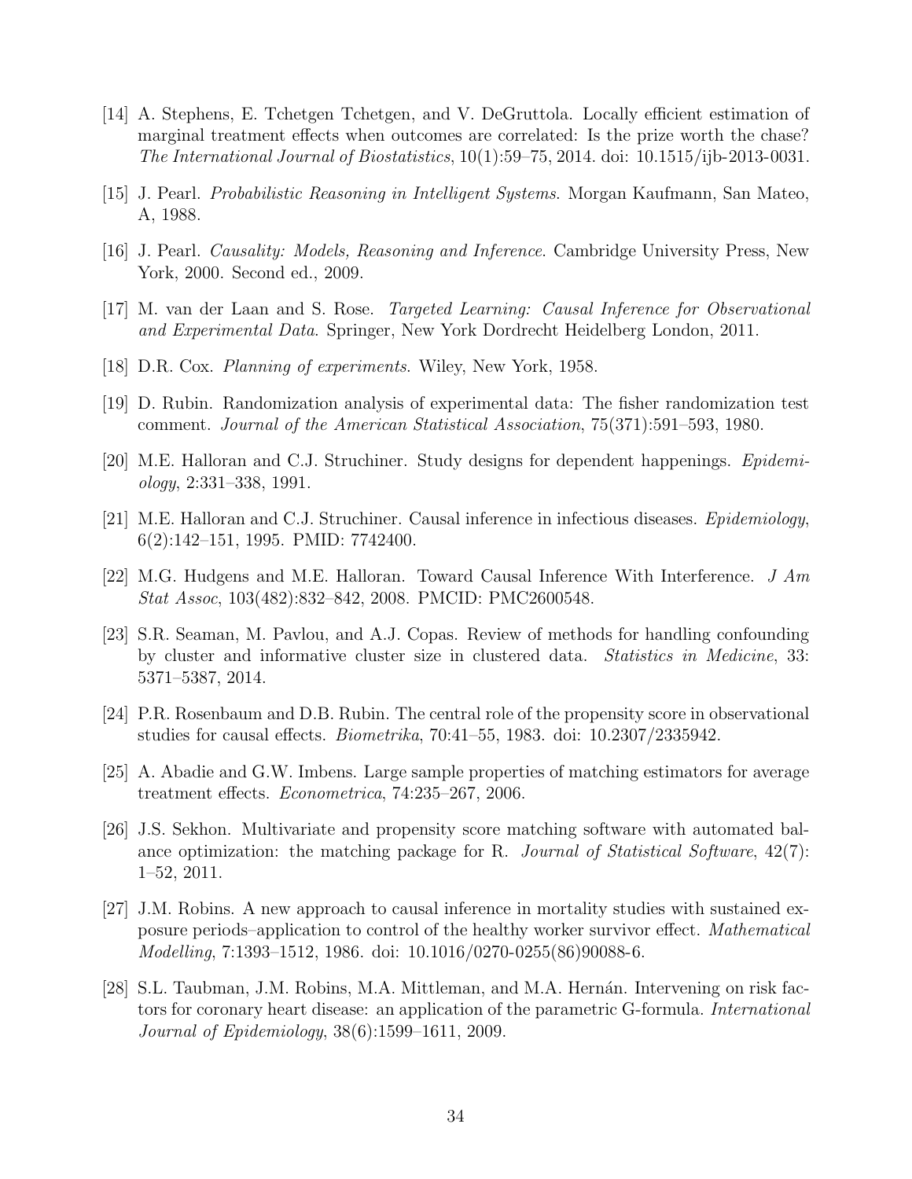[14] A. Stephens, E. Tchetgen Tchetgen, and V. DeGruttola. Locally efficient estimation of marginal treatment effects when outcomes are correlated: Is the prize worth the chase? *The International Journal of Biostatistics*, 10(1):59–75, 2014. doi: 10.1515/ijb-2013-0031.

[15] J. Pearl. *Probabilistic Reasoning in Intelligent Systems*. Morgan Kaufmann, San Mateo, A, 1988.

[16] J. Pearl. *Causality: Models, Reasoning and Inference*. Cambridge University Press, New York, 2000. Second ed., 2009.

[17] M. van der Laan and S. Rose. *Targeted Learning: Causal Inference for Observational and Experimental Data*. Springer, New York Dordrecht Heidelberg London, 2011.

[18] D.R. Cox. *Planning of experiments*. Wiley, New York, 1958.

[19] D. Rubin. Randomization analysis of experimental data: The fisher randomization test comment. *Journal of the American Statistical Association*, 75(371):591–593, 1980.

[20] M.E. Halloran and C.J. Struchiner. Study designs for dependent happenings. *Epidemiology*, 2:331–338, 1991.

[21] M.E. Halloran and C.J. Struchiner. Causal inference in infectious diseases. *Epidemiology*, 6(2):142–151, 1995. PMID: 7742400.

[22] M.G. Hudgens and M.E. Halloran. Toward Causal Inference With Interference. *J Am Stat Assoc*, 103(482):832–842, 2008. PMCID: PMC2600548.

[23] S.R. Seaman, M. Pavlou, and A.J. Copas. Review of methods for handling confounding by cluster and informative cluster size in clustered data. *Statistics in Medicine*, 33: 5371–5387, 2014.

[24] P.R. Rosenbaum and D.B. Rubin. The central role of the propensity score in observational studies for causal effects. *Biometrika*, 70:41–55, 1983. doi: 10.2307/2335942.

[25] A. Abadie and G.W. Imbens. Large sample properties of matching estimators for average treatment effects. *Econometrica*, 74:235–267, 2006.

[26] J.S. Sekhon. Multivariate and propensity score matching software with automated balance optimization: the matching package for R. *Journal of Statistical Software*, 42(7): 1–52, 2011.

[27] J.M. Robins. A new approach to causal inference in mortality studies with sustained exposure periods–application to control of the healthy worker survivor effect. *Mathematical Modelling*, 7:1393–1512, 1986. doi: 10.1016/0270-0255(86)90088-6.

[28] S.L. Taubman, J.M. Robins, M.A. Mittleman, and M.A. Hernán. Intervening on risk factors for coronary heart disease: an application of the parametric G-formula. *International Journal of Epidemiology*, 38(6):1599–1611, 2009.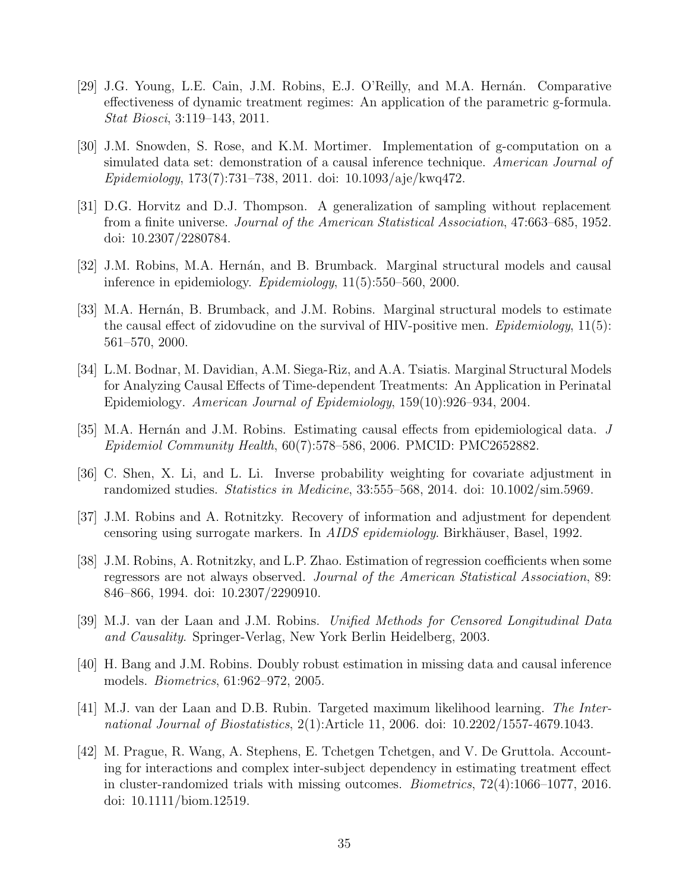[29] J.G. Young, L.E. Cain, J.M. Robins, E.J. O'Reilly, and M.A. Hernán. Comparative effectiveness of dynamic treatment regimes: An application of the parametric g-formula. *Stat Biosci*, 3:119–143, 2011.

[30] J.M. Snowden, S. Rose, and K.M. Mortimer. Implementation of g-computation on a simulated data set: demonstration of a causal inference technique. *American Journal of Epidemiology*, 173(7):731–738, 2011. doi: 10.1093/aje/kwq472.

[31] D.G. Horvitz and D.J. Thompson. A generalization of sampling without replacement from a finite universe. *Journal of the American Statistical Association*, 47:663–685, 1952. doi: 10.2307/2280784.

[32] J.M. Robins, M.A. Hernán, and B. Brumback. Marginal structural models and causal inference in epidemiology. *Epidemiology*, 11(5):550–560, 2000.

[33] M.A. Hernán, B. Brumback, and J.M. Robins. Marginal structural models to estimate the causal effect of zidovudine on the survival of HIV-positive men. *Epidemiology*, 11(5): 561–570, 2000.

[34] L.M. Bodnar, M. Davidian, A.M. Siega-Riz, and A.A. Tsiatis. Marginal Structural Models for Analyzing Causal Effects of Time-dependent Treatments: An Application in Perinatal Epidemiology. *American Journal of Epidemiology*, 159(10):926–934, 2004.

[35] M.A. Hernán and J.M. Robins. Estimating causal effects from epidemiological data. *J Epidemiol Community Health*, 60(7):578–586, 2006. PMCID: PMC2652882.

[36] C. Shen, X. Li, and L. Li. Inverse probability weighting for covariate adjustment in randomized studies. *Statistics in Medicine*, 33:555–568, 2014. doi: 10.1002/sim.5969.

[37] J.M. Robins and A. Rotnitzky. Recovery of information and adjustment for dependent censoring using surrogate markers. In *AIDS epidemiology*. Birkhäuser, Basel, 1992.

[38] J.M. Robins, A. Rotnitzky, and L.P. Zhao. Estimation of regression coefficients when some regressors are not always observed. *Journal of the American Statistical Association*, 89: 846–866, 1994. doi: 10.2307/2290910.

[39] M.J. van der Laan and J.M. Robins. *Unified Methods for Censored Longitudinal Data and Causality*. Springer-Verlag, New York Berlin Heidelberg, 2003.

[40] H. Bang and J.M. Robins. Doubly robust estimation in missing data and causal inference models. *Biometrics*, 61:962–972, 2005.

[41] M.J. van der Laan and D.B. Rubin. Targeted maximum likelihood learning. *The International Journal of Biostatistics*, 2(1):Article 11, 2006. doi: 10.2202/1557-4679.1043.

[42] M. Prague, R. Wang, A. Stephens, E. Tchetgen Tchetgen, and V. De Gruttola. Accounting for interactions and complex inter-subject dependency in estimating treatment effect in cluster-randomized trials with missing outcomes. *Biometrics*, 72(4):1066–1077, 2016. doi: 10.1111/biom.12519.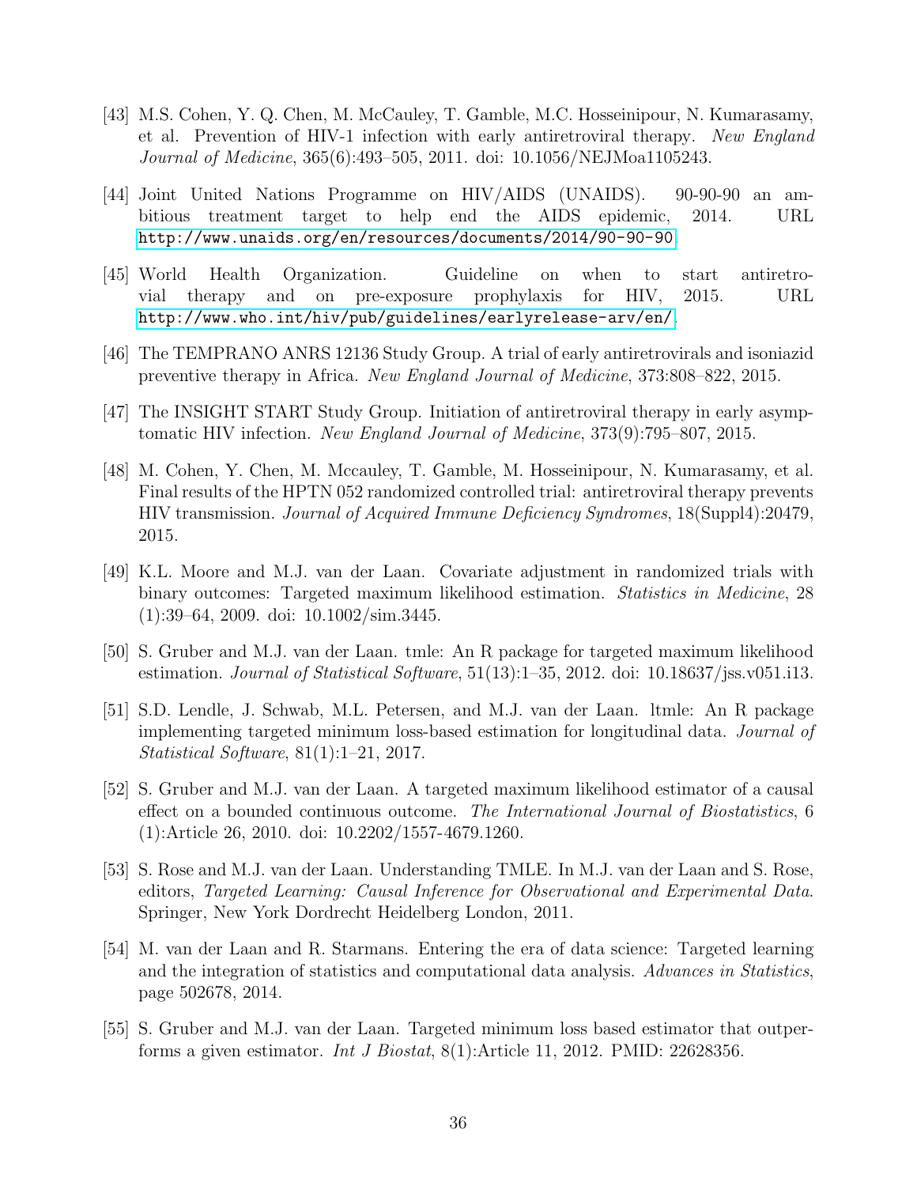[43] M.S. Cohen, Y. Q. Chen, M. McCauley, T. Gamble, M.C. Hosseinipour, N. Kumarasamy, et al. Prevention of HIV-1 infection with early antiretroviral therapy. *New England Journal of Medicine*, 365(6):493–505, 2011. doi: 10.1056/NEJMoa1105243.

[44] Joint United Nations Programme on HIV/AIDS (UNAIDS). 90-90-90 an ambitious treatment target to help end the AIDS epidemic, 2014. URL http://www.unaids.org/en/resources/documents/2014/90-90-90.

[45] World Health Organization. Guideline on when to start antiretroviral therapy and on pre-exposure prophylaxis for HIV, 2015. URL http://www.who.int/hiv/pub/guidelines/earlyrelease-arv/en/.

[46] The TEMPRANO ANRS 12136 Study Group. A trial of early antiretrovirals and isoniazid preventive therapy in Africa. *New England Journal of Medicine*, 373:808–822, 2015.

[47] The INSIGHT START Study Group. Initiation of antiretroviral therapy in early asymptomatic HIV infection. *New England Journal of Medicine*, 373(9):795–807, 2015.

[48] M. Cohen, Y. Chen, M. Mccauley, T. Gamble, M. Hosseinipour, N. Kumarasamy, et al. Final results of the HPTN 052 randomized controlled trial: antiretroviral therapy prevents HIV transmission. *Journal of Acquired Immune Deficiency Syndromes*, 18(Suppl4):20479, 2015.

[49] K.L. Moore and M.J. van der Laan. Covariate adjustment in randomized trials with binary outcomes: Targeted maximum likelihood estimation. *Statistics in Medicine*, 28 (1):39–64, 2009. doi: 10.1002/sim.3445.

[50] S. Gruber and M.J. van der Laan. tmle: An R package for targeted maximum likelihood estimation. *Journal of Statistical Software*, 51(13):1–35, 2012. doi: 10.18637/jss.v051.i13.

[51] S.D. Lendle, J. Schwab, M.L. Petersen, and M.J. van der Laan. ltmle: An R package implementing targeted minimum loss-based estimation for longitudinal data. *Journal of Statistical Software*, 81(1):1–21, 2017.

[52] S. Gruber and M.J. van der Laan. A targeted maximum likelihood estimator of a causal effect on a bounded continuous outcome. *The International Journal of Biostatistics*, 6 (1):Article 26, 2010. doi: 10.2202/1557-4679.1260.

[53] S. Rose and M.J. van der Laan. Understanding TMLE. In M.J. van der Laan and S. Rose, editors, *Targeted Learning: Causal Inference for Observational and Experimental Data*. Springer, New York Dordrecht Heidelberg London, 2011.

[54] M. van der Laan and R. Starmans. Entering the era of data science: Targeted learning and the integration of statistics and computational data analysis. *Advances in Statistics*, page 502678, 2014.

[55] S. Gruber and M.J. van der Laan. Targeted minimum loss based estimator that outperforms a given estimator. *Int J Biostat*, 8(1):Article 11, 2012. PMID: 22628356.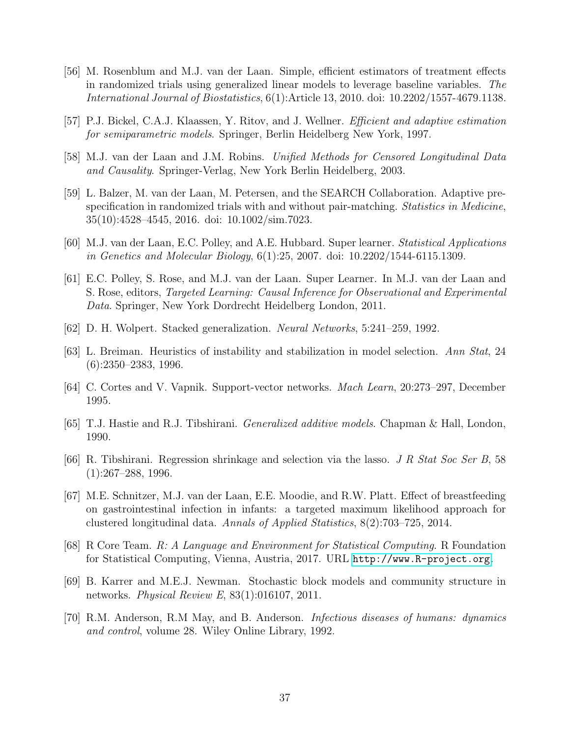[56] M. Rosenblum and M.J. van der Laan. Simple, efficient estimators of treatment effects in randomized trials using generalized linear models to leverage baseline variables. *The International Journal of Biostatistics*, 6(1):Article 13, 2010. doi: 10.2202/1557-4679.1138.

[57] P.J. Bickel, C.A.J. Klaassen, Y. Ritov, and J. Wellner. *Efficient and adaptive estimation for semiparametric models*. Springer, Berlin Heidelberg New York, 1997.

[58] M.J. van der Laan and J.M. Robins. *Unified Methods for Censored Longitudinal Data and Causality*. Springer-Verlag, New York Berlin Heidelberg, 2003.

[59] L. Balzer, M. van der Laan, M. Petersen, and the SEARCH Collaboration. Adaptive pre-specification in randomized trials with and without pair-matching. *Statistics in Medicine*, 35(10):4528–4545, 2016. doi: 10.1002/sim.7023.

[60] M.J. van der Laan, E.C. Polley, and A.E. Hubbard. Super learner. *Statistical Applications in Genetics and Molecular Biology*, 6(1):25, 2007. doi: 10.2202/1544-6115.1309.

[61] E.C. Polley, S. Rose, and M.J. van der Laan. Super Learner. In M.J. van der Laan and S. Rose, editors, *Targeted Learning: Causal Inference for Observational and Experimental Data*. Springer, New York Dordrecht Heidelberg London, 2011.

[62] D. H. Wolpert. Stacked generalization. *Neural Networks*, 5:241–259, 1992.

[63] L. Breiman. Heuristics of instability and stabilization in model selection. *Ann Stat*, 24 (6):2350–2383, 1996.

[64] C. Cortes and V. Vapnik. Support-vector networks. *Mach Learn*, 20:273–297, December 1995.

[65] T.J. Hastie and R.J. Tibshirani. *Generalized additive models*. Chapman & Hall, London, 1990.

[66] R. Tibshirani. Regression shrinkage and selection via the lasso. *J R Stat Soc Ser B*, 58 (1):267–288, 1996.

[67] M.E. Schnitzer, M.J. van der Laan, E.E. Moodie, and R.W. Platt. Effect of breastfeeding on gastrointestinal infection in infants: a targeted maximum likelihood approach for clustered longitudinal data. *Annals of Applied Statistics*, 8(2):703–725, 2014.

[68] R Core Team. *R: A Language and Environment for Statistical Computing*. R Foundation for Statistical Computing, Vienna, Austria, 2017. URL http://www.R-project.org.

[69] B. Karrer and M.E.J. Newman. Stochastic block models and community structure in networks. *Physical Review E*, 83(1):016107, 2011.

[70] R.M. Anderson, R.M May, and B. Anderson. *Infectious diseases of humans: dynamics and control*, volume 28. Wiley Online Library, 1992.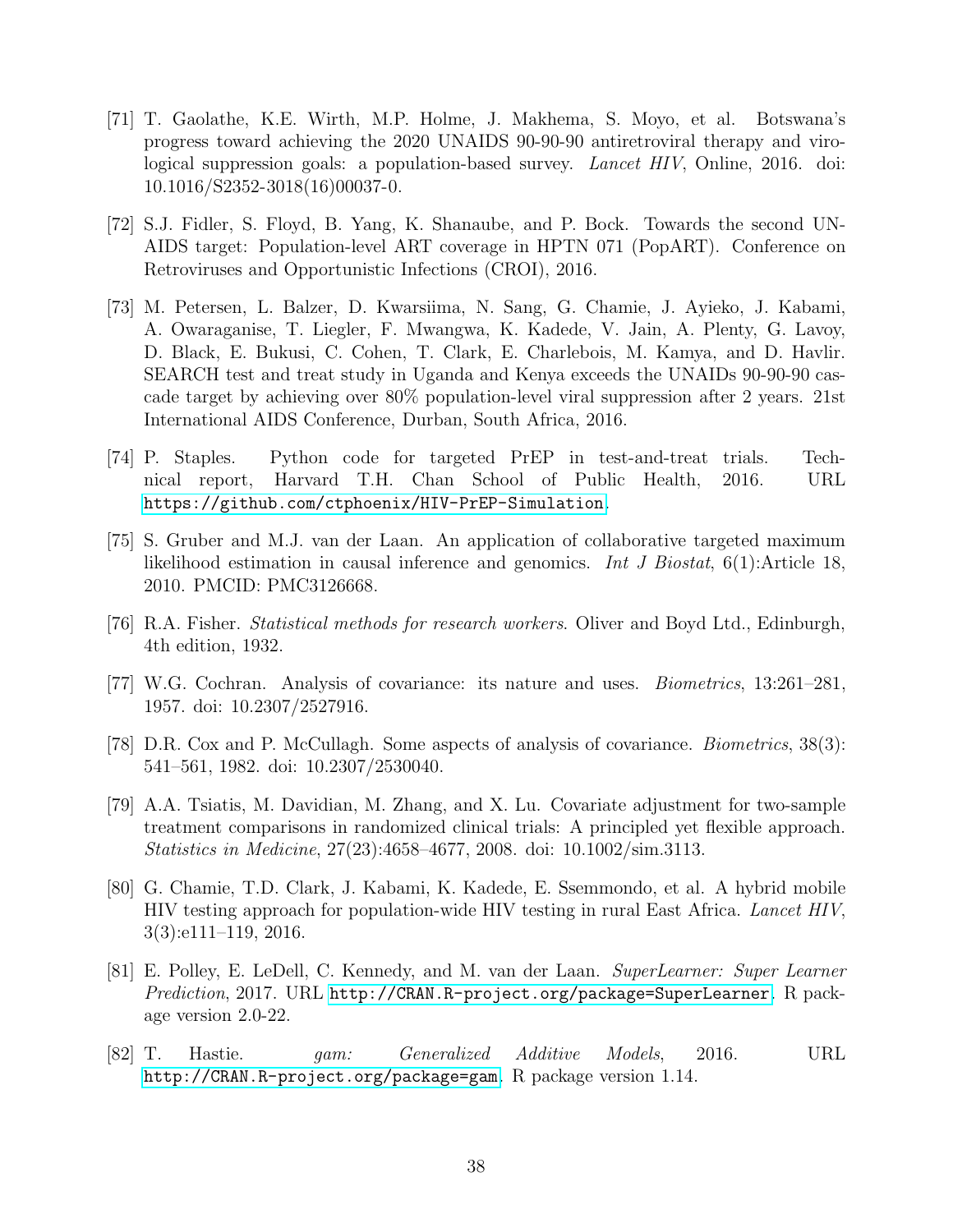[71] T. Gaolathe, K.E. Wirth, M.P. Holme, J. Makhema, S. Moyo, et al. Botswana's progress toward achieving the 2020 UNAIDS 90-90-90 antiretroviral therapy and virological suppression goals: a population-based survey. *Lancet HIV*, Online, 2016. doi: 10.1016/S2352-3018(16)00037-0.

[72] S.J. Fidler, S. Floyd, B. Yang, K. Shanaube, and P. Bock. Towards the second UNAIDS target: Population-level ART coverage in HPTN 071 (PopART). Conference on Retroviruses and Opportunistic Infections (CROI), 2016.

[73] M. Petersen, L. Balzer, D. Kwarsiima, N. Sang, G. Chamie, J. Ayieko, J. Kabami, A. Owaraganise, T. Liegler, F. Mwangwa, K. Kadede, V. Jain, A. Plenty, G. Lavoy, D. Black, E. Bukusi, C. Cohen, T. Clark, E. Charlebois, M. Kamya, and D. Havlir. SEARCH test and treat study in Uganda and Kenya exceeds the UNAIDs 90-90-90 cascade target by achieving over 80% population-level viral suppression after 2 years. 21st International AIDS Conference, Durban, South Africa, 2016.

[74] P. Staples. Python code for targeted PrEP in test-and-treat trials. Technical report, Harvard T.H. Chan School of Public Health, 2016. URL `https://github.com/ctphoenix/HIV-PrEP-Simulation`.

[75] S. Gruber and M.J. van der Laan. An application of collaborative targeted maximum likelihood estimation in causal inference and genomics. *Int J Biostat*, 6(1):Article 18, 2010. PMCID: PMC3126668.

[76] R.A. Fisher. *Statistical methods for research workers*. Oliver and Boyd Ltd., Edinburgh, 4th edition, 1932.

[77] W.G. Cochran. Analysis of covariance: its nature and uses. *Biometrics*, 13:261–281, 1957. doi: 10.2307/2527916.

[78] D.R. Cox and P. McCullagh. Some aspects of analysis of covariance. *Biometrics*, 38(3): 541–561, 1982. doi: 10.2307/2530040.

[79] A.A. Tsiatis, M. Davidian, M. Zhang, and X. Lu. Covariate adjustment for two-sample treatment comparisons in randomized clinical trials: A principled yet flexible approach. *Statistics in Medicine*, 27(23):4658–4677, 2008. doi: 10.1002/sim.3113.

[80] G. Chamie, T.D. Clark, J. Kabami, K. Kadede, E. Ssemmondo, et al. A hybrid mobile HIV testing approach for population-wide HIV testing in rural East Africa. *Lancet HIV*, 3(3):e111–119, 2016.

[81] E. Polley, E. LeDell, C. Kennedy, and M. van der Laan. *SuperLearner: Super Learner Prediction*, 2017. URL `http://CRAN.R-project.org/package=SuperLearner`. R package version 2.0-22.

[82] T. Hastie. *gam: Generalized Additive Models*, 2016. URL `http://CRAN.R-project.org/package=gam`. R package version 1.14.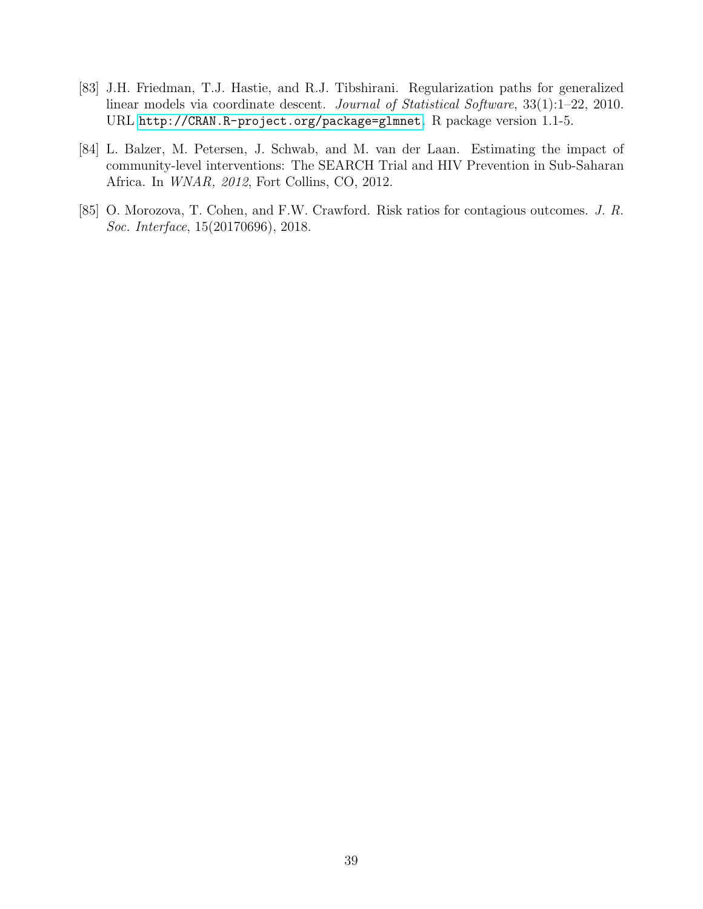[83] J.H. Friedman, T.J. Hastie, and R.J. Tibshirani. Regularization paths for generalized linear models via coordinate descent. *Journal of Statistical Software*, 33(1):1–22, 2010. URL http://CRAN.R-project.org/package=glmnet. R package version 1.1-5.

[84] L. Balzer, M. Petersen, J. Schwab, and M. van der Laan. Estimating the impact of community-level interventions: The SEARCH Trial and HIV Prevention in Sub-Saharan Africa. In *WNAR, 2012*, Fort Collins, CO, 2012.

[85] O. Morozova, T. Cohen, and F.W. Crawford. Risk ratios for contagious outcomes. *J. R. Soc. Interface*, 15(20170696), 2018.